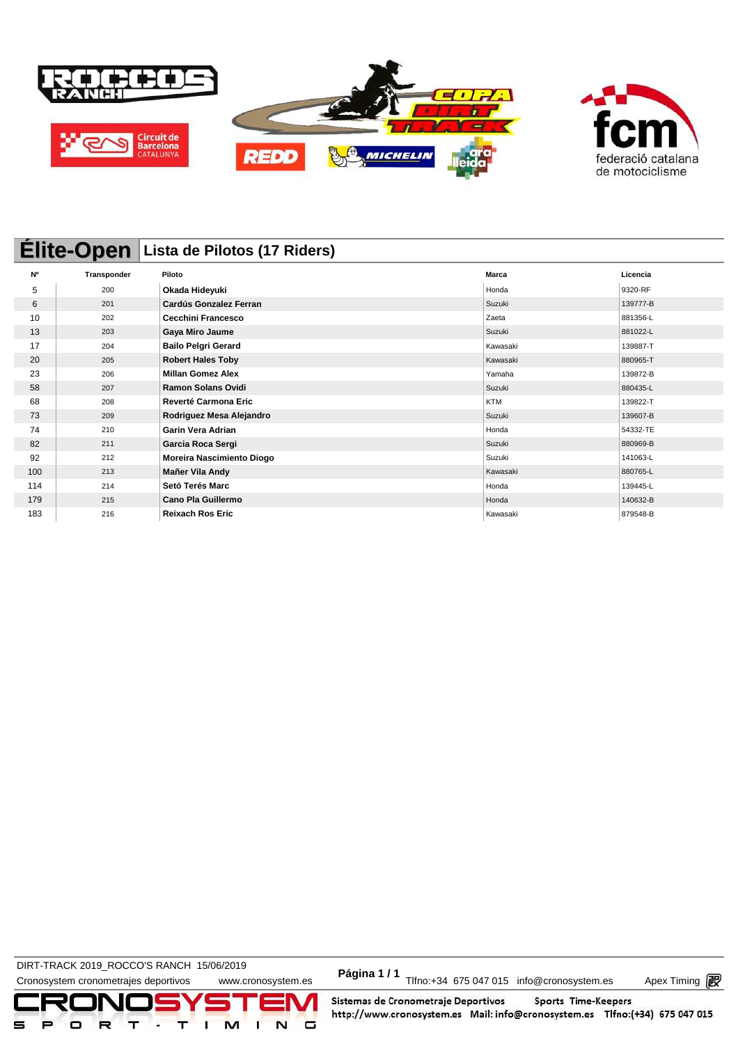# Élite-Open

## Lista de Pilotos (17 Riders)

| Nº | Transponder | Piloto | Marca | Licencia |
|---|---|---|---|---|
| 5 | 200 | **Okada Hideyuki** | Honda | 9320-RF |
| 6 | 201 | **Cardús Gonzalez Ferran** | Suzuki | 139777-B |
| 10 | 202 | **Cecchini Francesco** | Zaeta | 881356-L |
| 13 | 203 | **Gaya Miro Jaume** | Suzuki | 881022-L |
| 17 | 204 | **Bailo Pelgri Gerard** | Kawasaki | 139887-T |
| 20 | 205 | **Robert Hales Toby** | Kawasaki | 880965-T |
| 23 | 206 | **Millan Gomez Alex** | Yamaha | 139872-B |
| 58 | 207 | **Ramon Solans Ovidi** | Suzuki | 880435-L |
| 68 | 208 | **Reverté Carmona Eric** | KTM | 139822-T |
| 73 | 209 | **Rodriguez Mesa Alejandro** | Suzuki | 139607-B |
| 74 | 210 | **Garin Vera Adrian** | Honda | 54332-TE |
| 82 | 211 | **Garcia Roca Sergi** | Suzuki | 880969-B |
| 92 | 212 | **Moreira Nascimiento Diogo** | Suzuki | 141063-L |
| 100 | 213 | **Mañer Vila Andy** | Kawasaki | 880765-L |
| 114 | 214 | **Setó Terés Marc** | Honda | 139445-L |
| 179 | 215 | **Cano Pla Guillermo** | Honda | 140632-B |
| 183 | 216 | **Reixach Ros Eric** | Kawasaki | 879548-B |

DIRT-TRACK 2019_ROCCO'S RANCH 15/06/2019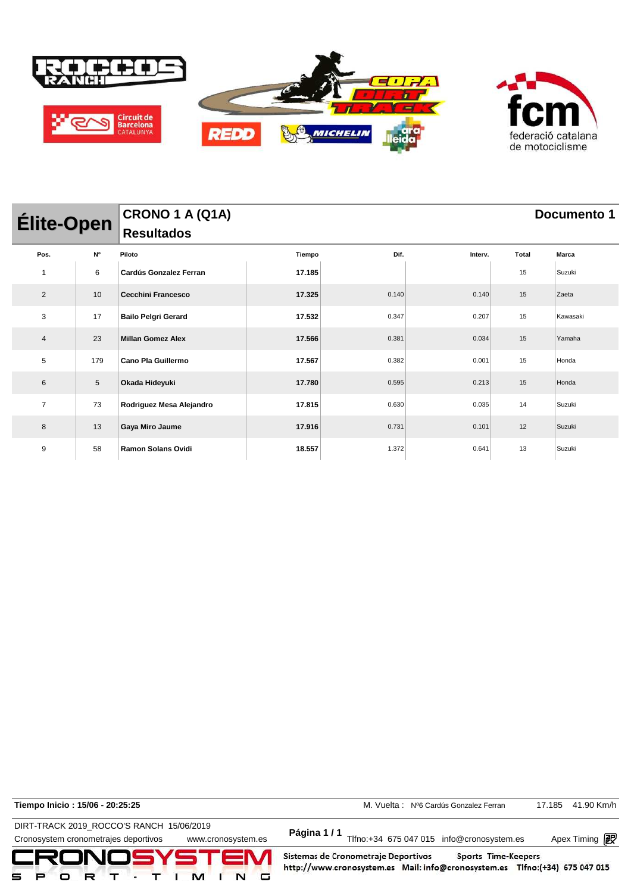# Élite-Open

## CRONO 1 A (Q1A)

## Resultados

**Documento 1**

| Pos. | Nº | Piloto | Tiempo | Dif. | Interv. | Total | Marca |
|---|---|---|---|---|---|---|---|
| 1 | 6 | **Cardús Gonzalez Ferran** | **17.185** | | | 15 | Suzuki |
| 2 | 10 | **Cecchini Francesco** | **17.325** | 0.140 | 0.140 | 15 | Zaeta |
| 3 | 17 | **Bailo Pelgri Gerard** | **17.532** | 0.347 | 0.207 | 15 | Kawasaki |
| 4 | 23 | **Millan Gomez Alex** | **17.566** | 0.381 | 0.034 | 15 | Yamaha |
| 5 | 179 | **Cano Pla Guillermo** | **17.567** | 0.382 | 0.001 | 15 | Honda |
| 6 | 5 | **Okada Hideyuki** | **17.780** | 0.595 | 0.213 | 15 | Honda |
| 7 | 73 | **Rodriguez Mesa Alejandro** | **17.815** | 0.630 | 0.035 | 14 | Suzuki |
| 8 | 13 | **Gaya Miro Jaume** | **17.916** | 0.731 | 0.101 | 12 | Suzuki |
| 9 | 58 | **Ramon Solans Ovidi** | **18.557** | 1.372 | 0.641 | 13 | Suzuki |

**Tiempo Inicio : 15/06 - 20:25:25**

M. Vuelta : Nº6 Cardús Gonzalez Ferran 17.185 41.90 Km/h

DIRT-TRACK 2019_ROCCO'S RANCH 15/06/2019

Cronosystem cronometrajes deportivos www.cronosystem.es

**Página 1 / 1**

Tlfno:+34 675 047 015 info@cronosystem.es

Apex Timing

Sistemas de Cronometraje Deportivos Sports Time-Keepers
http://www.cronosystem.es Mail: info@cronosystem.es Tlfno:(+34) 675 047 015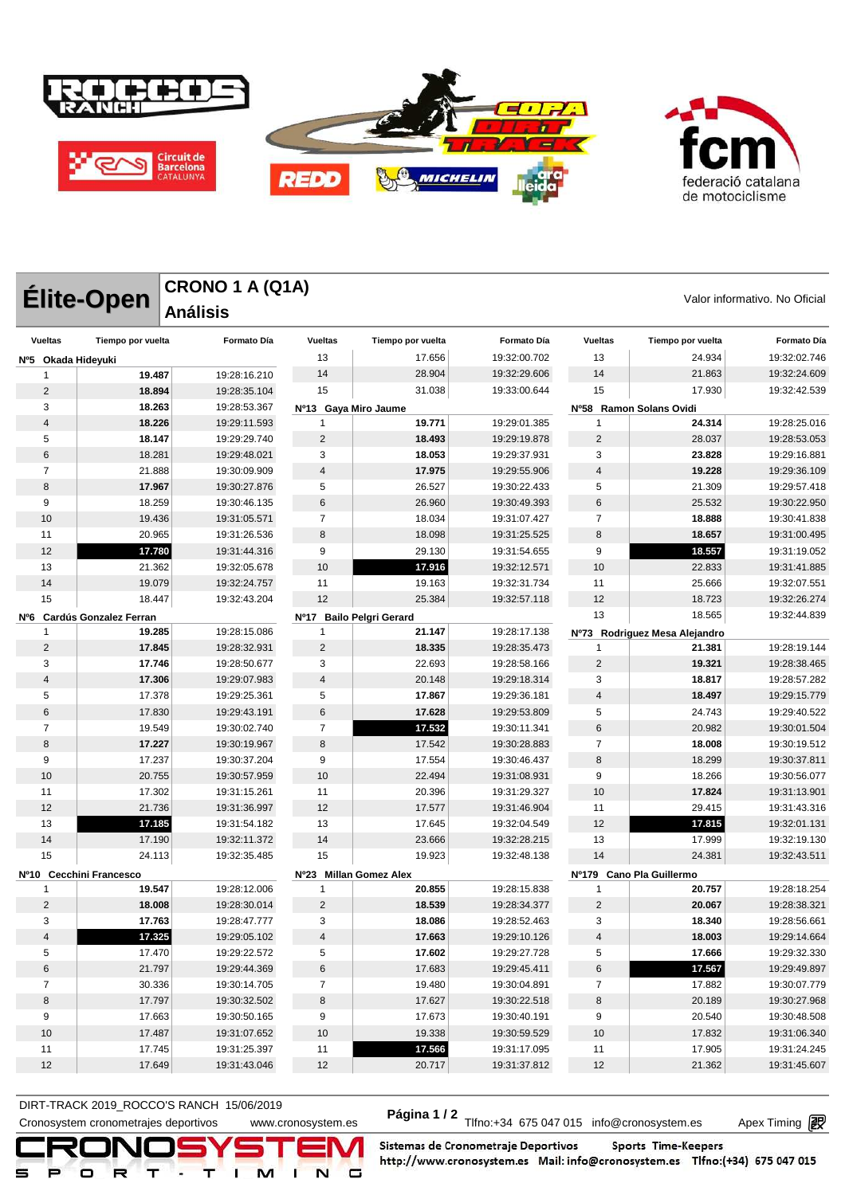# Élite-Open

## CRONO 1 A (Q1A)
## Análisis

Valor informativo. No Oficial

### Nº5 Okada Hideyuki

| Vueltas | Tiempo por vuelta | Formato Día |
|---|---|---|
| 1 | **19.487** | 19:28:16.210 |
| 2 | **18.894** | 19:28:35.104 |
| 3 | **18.263** | 19:28:53.367 |
| 4 | **18.226** | 19:29:11.593 |
| 5 | **18.147** | 19:29:29.740 |
| 6 | 18.281 | 19:29:48.021 |
| 7 | 21.888 | 19:30:09.909 |
| 8 | **17.967** | 19:30:27.876 |
| 9 | 18.259 | 19:30:46.135 |
| 10 | 19.436 | 19:31:05.571 |
| 11 | 20.965 | 19:31:26.536 |
| 12 | **17.780** | 19:31:44.316 |
| 13 | 21.362 | 19:32:05.678 |
| 14 | 19.079 | 19:32:24.757 |
| 15 | 18.447 | 19:32:43.204 |

### Nº6 Cardús Gonzalez Ferran

| Vueltas | Tiempo por vuelta | Formato Día |
|---|---|---|
| 1 | **19.285** | 19:28:15.086 |
| 2 | **17.845** | 19:28:32.931 |
| 3 | **17.746** | 19:28:50.677 |
| 4 | **17.306** | 19:29:07.983 |
| 5 | 17.378 | 19:29:25.361 |
| 6 | 17.830 | 19:29:43.191 |
| 7 | 19.549 | 19:30:02.740 |
| 8 | **17.227** | 19:30:19.967 |
| 9 | 17.237 | 19:30:37.204 |
| 10 | 20.755 | 19:30:57.959 |
| 11 | 17.302 | 19:31:15.261 |
| 12 | 21.736 | 19:31:36.997 |
| 13 | **17.185** | 19:31:54.182 |
| 14 | 17.190 | 19:32:11.372 |
| 15 | 24.113 | 19:32:35.485 |

### Nº10 Cecchini Francesco

| Vueltas | Tiempo por vuelta | Formato Día |
|---|---|---|
| 1 | **19.547** | 19:28:12.006 |
| 2 | **18.008** | 19:28:30.014 |
| 3 | **17.763** | 19:28:47.777 |
| 4 | **17.325** | 19:29:05.102 |
| 5 | 17.470 | 19:29:22.572 |
| 6 | 21.797 | 19:29:44.369 |
| 7 | 30.336 | 19:30:14.705 |
| 8 | 17.797 | 19:30:32.502 |
| 9 | 17.663 | 19:30:50.165 |
| 10 | 17.487 | 19:31:07.652 |
| 11 | 17.745 | 19:31:25.397 |
| 12 | 17.649 | 19:31:43.046 |
| 13 | 17.656 | 19:32:00.702 |
| 14 | 28.904 | 19:32:29.606 |
| 15 | 31.038 | 19:33:00.644 |

### Nº13 Gaya Miro Jaume

| Vueltas | Tiempo por vuelta | Formato Día |
|---|---|---|
| 1 | **19.771** | 19:29:01.385 |
| 2 | **18.493** | 19:29:19.878 |
| 3 | **18.053** | 19:29:37.931 |
| 4 | **17.975** | 19:29:55.906 |
| 5 | 26.527 | 19:30:22.433 |
| 6 | 26.960 | 19:30:49.393 |
| 7 | 18.034 | 19:31:07.427 |
| 8 | 18.098 | 19:31:25.525 |
| 9 | 29.130 | 19:31:54.655 |
| 10 | **17.916** | 19:32:12.571 |
| 11 | 19.163 | 19:32:31.734 |
| 12 | 25.384 | 19:32:57.118 |

### Nº17 Bailo Pelgri Gerard

| Vueltas | Tiempo por vuelta | Formato Día |
|---|---|---|
| 1 | **21.147** | 19:28:17.138 |
| 2 | **18.335** | 19:28:35.473 |
| 3 | 22.693 | 19:28:58.166 |
| 4 | 20.148 | 19:29:18.314 |
| 5 | **17.867** | 19:29:36.181 |
| 6 | **17.628** | 19:29:53.809 |
| 7 | **17.532** | 19:30:11.341 |
| 8 | 17.542 | 19:30:28.883 |
| 9 | 17.554 | 19:30:46.437 |
| 10 | 22.494 | 19:31:08.931 |
| 11 | 20.396 | 19:31:29.327 |
| 12 | 17.577 | 19:31:46.904 |
| 13 | 17.645 | 19:32:04.549 |
| 14 | 23.666 | 19:32:28.215 |
| 15 | 19.923 | 19:32:48.138 |

### Nº23 Millan Gomez Alex

| Vueltas | Tiempo por vuelta | Formato Día |
|---|---|---|
| 1 | **20.855** | 19:28:15.838 |
| 2 | **18.539** | 19:28:34.377 |
| 3 | **18.086** | 19:28:52.463 |
| 4 | **17.663** | 19:29:10.126 |
| 5 | **17.602** | 19:29:27.728 |
| 6 | 17.683 | 19:29:45.411 |
| 7 | 19.480 | 19:30:04.891 |
| 8 | 17.627 | 19:30:22.518 |
| 9 | 17.673 | 19:30:40.191 |
| 10 | 19.338 | 19:30:59.529 |
| 11 | **17.566** | 19:31:17.095 |
| 12 | 20.717 | 19:31:37.812 |

### Nº? (continued)

| Vueltas | Tiempo por vuelta | Formato Día |
|---|---|---|
| 13 | 24.934 | 19:32:02.746 |
| 14 | 21.863 | 19:32:24.609 |
| 15 | 17.930 | 19:32:42.539 |

### Nº58 Ramon Solans Ovidi

| Vueltas | Tiempo por vuelta | Formato Día |
|---|---|---|
| 1 | **24.314** | 19:28:25.016 |
| 2 | 28.037 | 19:28:53.053 |
| 3 | **23.828** | 19:29:16.881 |
| 4 | **19.228** | 19:29:36.109 |
| 5 | 21.309 | 19:29:57.418 |
| 6 | 25.532 | 19:30:22.950 |
| 7 | **18.888** | 19:30:41.838 |
| 8 | **18.657** | 19:31:00.495 |
| 9 | **18.557** | 19:31:19.052 |
| 10 | 22.833 | 19:31:41.885 |
| 11 | 25.666 | 19:32:07.551 |
| 12 | 18.723 | 19:32:26.274 |
| 13 | 18.565 | 19:32:44.839 |

### Nº73 Rodriguez Mesa Alejandro

| Vueltas | Tiempo por vuelta | Formato Día |
|---|---|---|
| 1 | **21.381** | 19:28:19.144 |
| 2 | **19.321** | 19:28:38.465 |
| 3 | **18.817** | 19:28:57.282 |
| 4 | **18.497** | 19:29:15.779 |
| 5 | 24.743 | 19:29:40.522 |
| 6 | 20.982 | 19:30:01.504 |
| 7 | **18.008** | 19:30:19.512 |
| 8 | 18.299 | 19:30:37.811 |
| 9 | 18.266 | 19:30:56.077 |
| 10 | **17.824** | 19:31:13.901 |
| 11 | 29.415 | 19:31:43.316 |
| 12 | **17.815** | 19:32:01.131 |
| 13 | 17.999 | 19:32:19.130 |
| 14 | 24.381 | 19:32:43.511 |

### Nº179 Cano Pla Guillermo

| Vueltas | Tiempo por vuelta | Formato Día |
|---|---|---|
| 1 | **20.757** | 19:28:18.254 |
| 2 | **20.067** | 19:28:38.321 |
| 3 | **18.340** | 19:28:56.661 |
| 4 | **18.003** | 19:29:14.664 |
| 5 | **17.666** | 19:29:32.330 |
| 6 | **17.567** | 19:29:49.897 |
| 7 | 17.882 | 19:30:07.779 |
| 8 | 20.189 | 19:30:27.968 |
| 9 | 20.540 | 19:30:48.508 |
| 10 | 17.832 | 19:31:06.340 |
| 11 | 17.905 | 19:31:24.245 |
| 12 | 21.362 | 19:31:45.607 |

DIRT-TRACK 2019_ROCCO'S RANCH 15/06/2019

Cronosystem cronometrajes deportivos www.cronosystem.es Tlfno:+34 675 047 015 info@cronosystem.es Apex Timing

Sistemas de Cronometraje Deportivos Sports Time-Keepers http://www.cronosystem.es Mail: info@cronosystem.es Tlfno:(+34) 675 047 015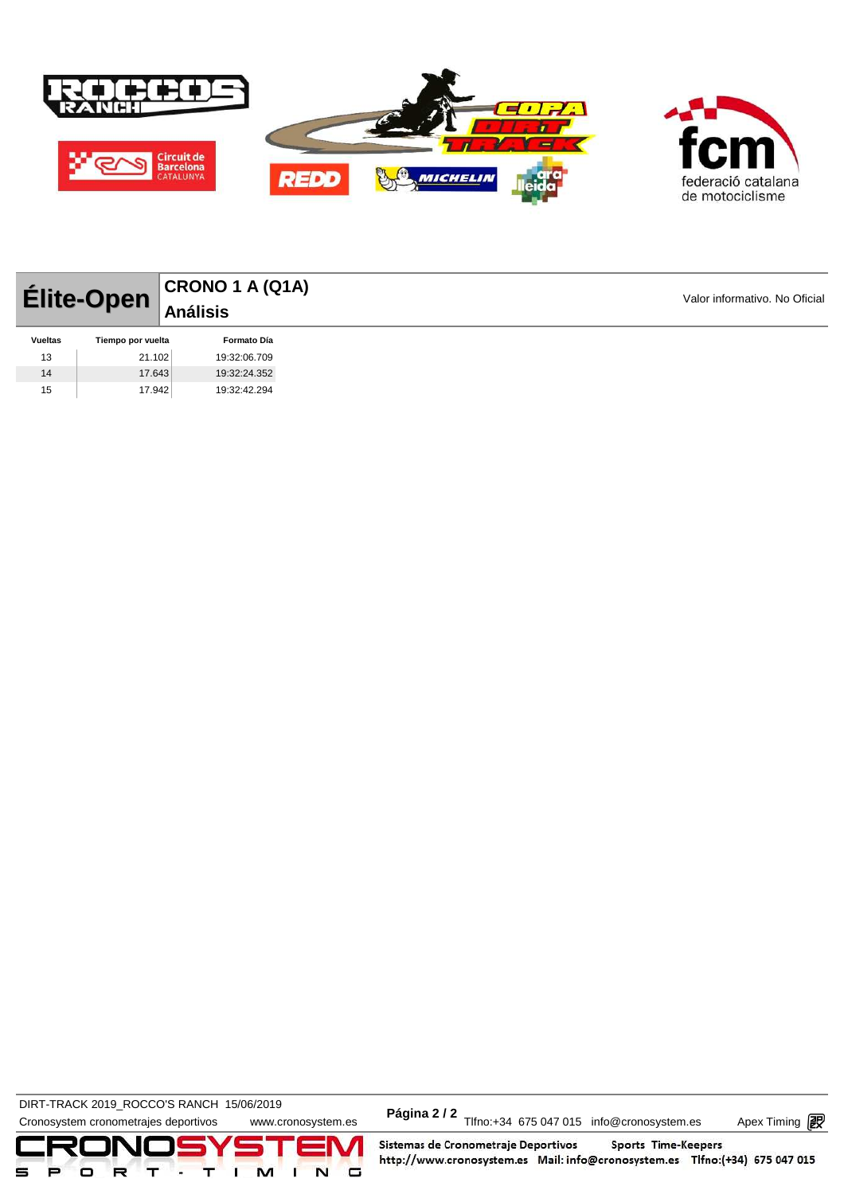# Élite-Open

## CRONO 1 A (Q1A)

## Análisis

Valor informativo. No Oficial

| Vueltas | Tiempo por vuelta | Formato Día |
|---|---|---|
| 13 | 21.102 | 19:32:06.709 |
| 14 | 17.643 | 19:32:24.352 |
| 15 | 17.942 | 19:32:42.294 |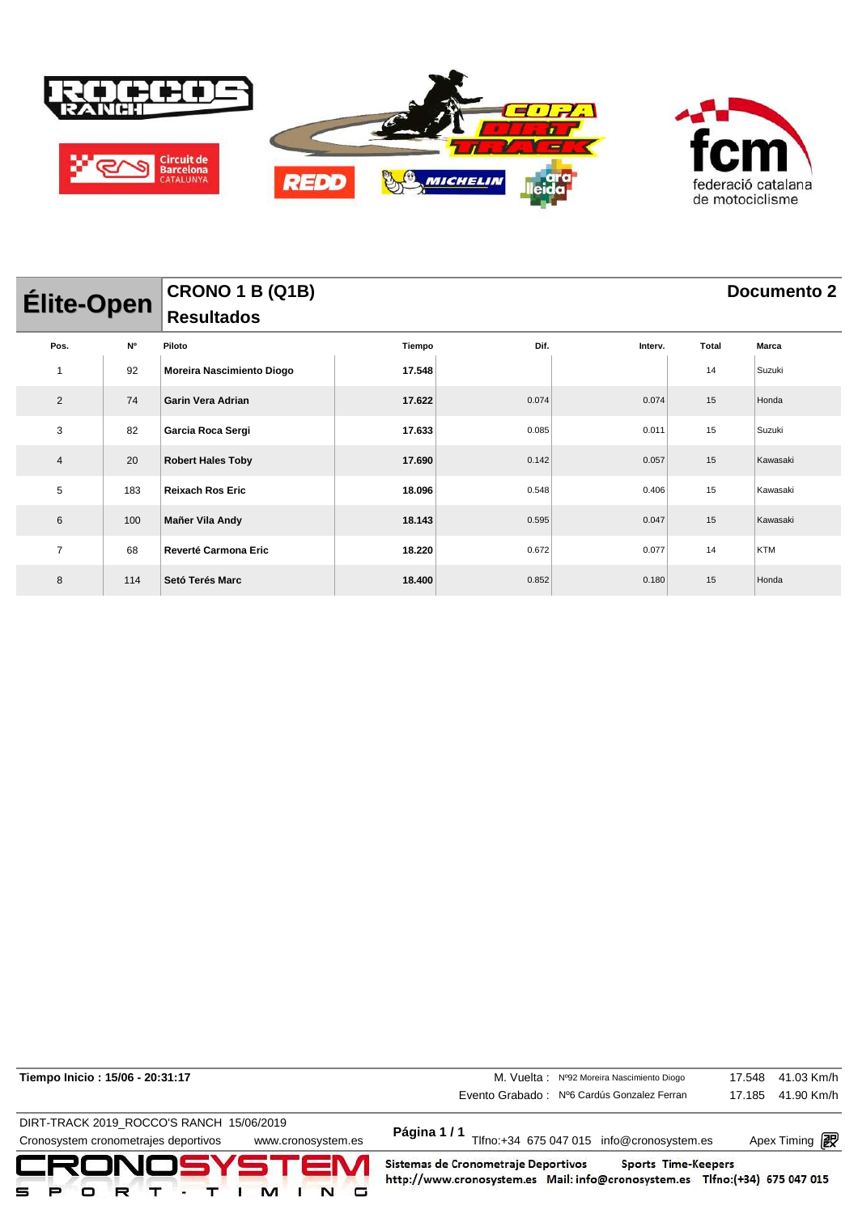# Élite-Open

## CRONO 1 B (Q1B)

## Resultados

**Documento 2**

| Pos. | Nº | Piloto | Tiempo | Dif. | Interv. | Total | Marca |
|---|---|---|---|---|---|---|---|
| 1 | 92 | **Moreira Nascimiento Diogo** | **17.548** | | | 14 | Suzuki |
| 2 | 74 | **Garin Vera Adrian** | **17.622** | 0.074 | 0.074 | 15 | Honda |
| 3 | 82 | **Garcia Roca Sergi** | **17.633** | 0.085 | 0.011 | 15 | Suzuki |
| 4 | 20 | **Robert Hales Toby** | **17.690** | 0.142 | 0.057 | 15 | Kawasaki |
| 5 | 183 | **Reixach Ros Eric** | **18.096** | 0.548 | 0.406 | 15 | Kawasaki |
| 6 | 100 | **Mañer Vila Andy** | **18.143** | 0.595 | 0.047 | 15 | Kawasaki |
| 7 | 68 | **Reverté Carmona Eric** | **18.220** | 0.672 | 0.077 | 14 | KTM |
| 8 | 114 | **Setó Terés Marc** | **18.400** | 0.852 | 0.180 | 15 | Honda |

**Tiempo Inicio : 15/06 - 20:31:17**

M. Vuelta : Nº92 Moreira Nascimiento Diogo 17.548 41.03 Km/h

Evento Grabado : Nº6 Cardús Gonzalez Ferran 17.185 41.90 Km/h

DIRT-TRACK 2019_ROCCO'S RANCH 15/06/2019

Cronosystem cronometrajes deportivos www.cronosystem.es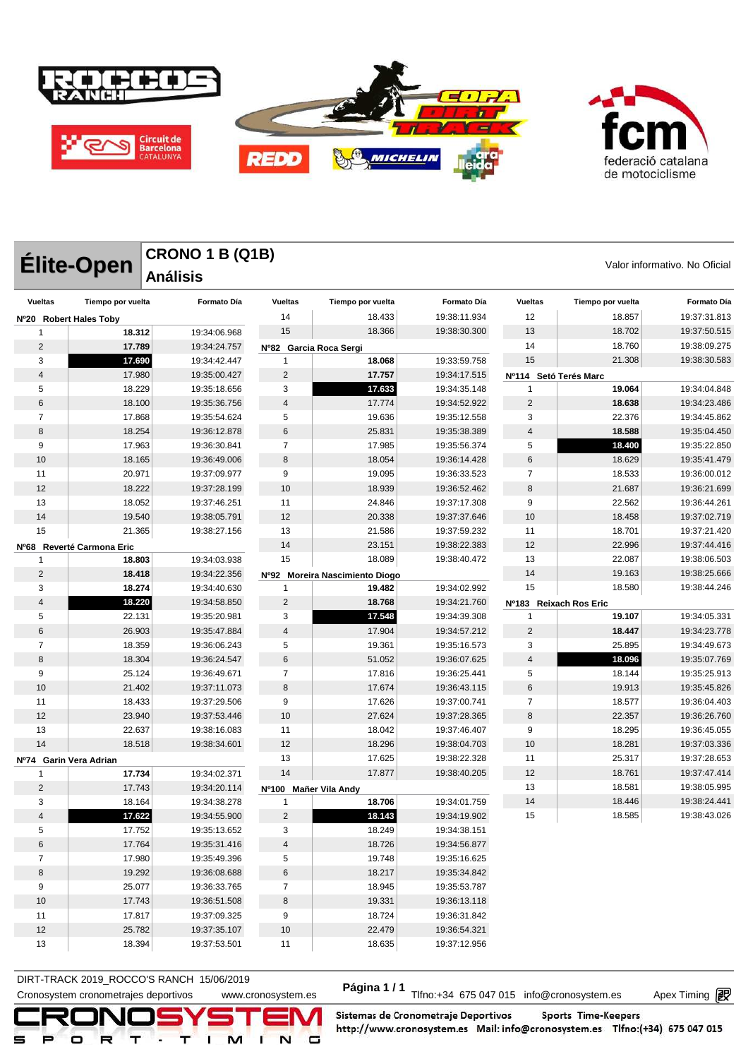# Élite-Open

## CRONO 1 B (Q1B)
## Análisis

Valor informativo. No Oficial

### Nº20 Robert Hales Toby

| Vueltas | Tiempo por vuelta | Formato Día |
|---|---|---|
| 1 | **18.312** | 19:34:06.968 |
| 2 | **17.789** | 19:34:24.757 |
| 3 | **17.690** | 19:34:42.447 |
| 4 | 17.980 | 19:35:00.427 |
| 5 | 18.229 | 19:35:18.656 |
| 6 | 18.100 | 19:35:36.756 |
| 7 | 17.868 | 19:35:54.624 |
| 8 | 18.254 | 19:36:12.878 |
| 9 | 17.963 | 19:36:30.841 |
| 10 | 18.165 | 19:36:49.006 |
| 11 | 20.971 | 19:37:09.977 |
| 12 | 18.222 | 19:37:28.199 |
| 13 | 18.052 | 19:37:46.251 |
| 14 | 19.540 | 19:38:05.791 |
| 15 | 21.365 | 19:38:27.156 |

### Nº68 Reverté Carmona Eric

| Vueltas | Tiempo por vuelta | Formato Día |
|---|---|---|
| 1 | **18.803** | 19:34:03.938 |
| 2 | **18.418** | 19:34:22.356 |
| 3 | **18.274** | 19:34:40.630 |
| 4 | **18.220** | 19:34:58.850 |
| 5 | 22.131 | 19:35:20.981 |
| 6 | 26.903 | 19:35:47.884 |
| 7 | 18.359 | 19:36:06.243 |
| 8 | 18.304 | 19:36:24.547 |
| 9 | 25.124 | 19:36:49.671 |
| 10 | 21.402 | 19:37:11.073 |
| 11 | 18.433 | 19:37:29.506 |
| 12 | 23.940 | 19:37:53.446 |
| 13 | 22.637 | 19:38:16.083 |
| 14 | 18.518 | 19:38:34.601 |

### Nº74 Garin Vera Adrian

| Vueltas | Tiempo por vuelta | Formato Día |
|---|---|---|
| 1 | **17.734** | 19:34:02.371 |
| 2 | 17.743 | 19:34:20.114 |
| 3 | 18.164 | 19:34:38.278 |
| 4 | **17.622** | 19:34:55.900 |
| 5 | 17.752 | 19:35:13.652 |
| 6 | 17.764 | 19:35:31.416 |
| 7 | 17.980 | 19:35:49.396 |
| 8 | 19.292 | 19:36:08.688 |
| 9 | 25.077 | 19:36:33.765 |
| 10 | 17.743 | 19:36:51.508 |
| 11 | 17.817 | 19:37:09.325 |
| 12 | 25.782 | 19:37:35.107 |
| 13 | 18.394 | 19:37:53.501 |
| 14 | 18.433 | 19:38:11.934 |
| 15 | 18.366 | 19:38:30.300 |

### Nº82 Garcia Roca Sergi

| Vueltas | Tiempo por vuelta | Formato Día |
|---|---|---|
| 1 | **18.068** | 19:33:59.758 |
| 2 | **17.757** | 19:34:17.515 |
| 3 | **17.633** | 19:34:35.148 |
| 4 | 17.774 | 19:34:52.922 |
| 5 | 19.636 | 19:35:12.558 |
| 6 | 25.831 | 19:35:38.389 |
| 7 | 17.985 | 19:35:56.374 |
| 8 | 18.054 | 19:36:14.428 |
| 9 | 19.095 | 19:36:33.523 |
| 10 | 18.939 | 19:36:52.462 |
| 11 | 24.846 | 19:37:17.308 |
| 12 | 20.338 | 19:37:37.646 |
| 13 | 21.586 | 19:37:59.232 |
| 14 | 23.151 | 19:38:22.383 |
| 15 | 18.089 | 19:38:40.472 |

### Nº92 Moreira Nascimiento Diogo

| Vueltas | Tiempo por vuelta | Formato Día |
|---|---|---|
| 1 | **19.482** | 19:34:02.992 |
| 2 | **18.768** | 19:34:21.760 |
| 3 | **17.548** | 19:34:39.308 |
| 4 | 17.904 | 19:34:57.212 |
| 5 | 19.361 | 19:35:16.573 |
| 6 | 51.052 | 19:36:07.625 |
| 7 | 17.816 | 19:36:25.441 |
| 8 | 17.674 | 19:36:43.115 |
| 9 | 17.626 | 19:37:00.741 |
| 10 | 27.624 | 19:37:28.365 |
| 11 | 18.042 | 19:37:46.407 |
| 12 | 18.296 | 19:38:04.703 |
| 13 | 17.625 | 19:38:22.328 |
| 14 | 17.877 | 19:38:40.205 |

### Nº100 Mañer Vila Andy

| Vueltas | Tiempo por vuelta | Formato Día |
|---|---|---|
| 1 | **18.706** | 19:34:01.759 |
| 2 | **18.143** | 19:34:19.902 |
| 3 | 18.249 | 19:34:38.151 |
| 4 | 18.726 | 19:34:56.877 |
| 5 | 19.748 | 19:35:16.625 |
| 6 | 18.217 | 19:35:34.842 |
| 7 | 18.945 | 19:35:53.787 |
| 8 | 19.331 | 19:36:13.118 |
| 9 | 18.724 | 19:36:31.842 |
| 10 | 22.479 | 19:36:54.321 |
| 11 | 18.635 | 19:37:12.956 |
| 12 | 18.857 | 19:37:31.813 |
| 13 | 18.702 | 19:37:50.515 |
| 14 | 18.760 | 19:38:09.275 |
| 15 | 21.308 | 19:38:30.583 |

### Nº114 Setó Terés Marc

| Vueltas | Tiempo por vuelta | Formato Día |
|---|---|---|
| 1 | **19.064** | 19:34:04.848 |
| 2 | **18.638** | 19:34:23.486 |
| 3 | 22.376 | 19:34:45.862 |
| 4 | **18.588** | 19:35:04.450 |
| 5 | **18.400** | 19:35:22.850 |
| 6 | 18.629 | 19:35:41.479 |
| 7 | 18.533 | 19:36:00.012 |
| 8 | 21.687 | 19:36:21.699 |
| 9 | 22.562 | 19:36:44.261 |
| 10 | 18.458 | 19:37:02.719 |
| 11 | 18.701 | 19:37:21.420 |
| 12 | 22.996 | 19:37:44.416 |
| 13 | 22.087 | 19:38:06.503 |
| 14 | 19.163 | 19:38:25.666 |
| 15 | 18.580 | 19:38:44.246 |

### Nº183 Reixach Ros Eric

| Vueltas | Tiempo por vuelta | Formato Día |
|---|---|---|
| 1 | **19.107** | 19:34:05.331 |
| 2 | **18.447** | 19:34:23.778 |
| 3 | 25.895 | 19:34:49.673 |
| 4 | **18.096** | 19:35:07.769 |
| 5 | 18.144 | 19:35:25.913 |
| 6 | 19.913 | 19:35:45.826 |
| 7 | 18.577 | 19:36:04.403 |
| 8 | 22.357 | 19:36:26.760 |
| 9 | 18.295 | 19:36:45.055 |
| 10 | 18.281 | 19:37:03.336 |
| 11 | 25.317 | 19:37:28.653 |
| 12 | 18.761 | 19:37:47.414 |
| 13 | 18.581 | 19:38:05.995 |
| 14 | 18.446 | 19:38:24.441 |
| 15 | 18.585 | 19:38:43.026 |

DIRT-TRACK 2019_ROCCO'S RANCH 15/06/2019

Cronosystem cronometrajes deportivos www.cronosystem.es Tlfno:+34 675 047 015 info@cronosystem.es Apex Timing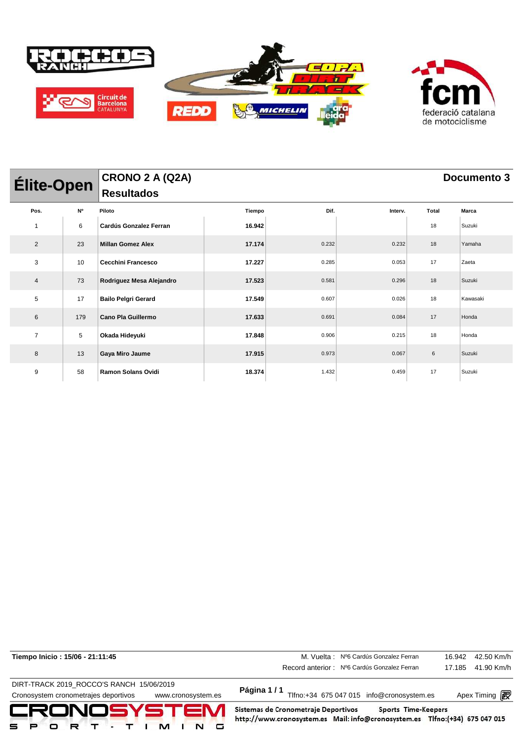## Élite-Open

### CRONO 2 A (Q2A)

### Resultados

**Documento 3**

| Pos. | Nº | Piloto | Tiempo | Dif. | Interv. | Total | Marca |
|---|---|---|---|---|---|---|---|
| 1 | 6 | **Cardús Gonzalez Ferran** | **16.942** | | | 18 | Suzuki |
| 2 | 23 | **Millan Gomez Alex** | **17.174** | 0.232 | 0.232 | 18 | Yamaha |
| 3 | 10 | **Cecchini Francesco** | **17.227** | 0.285 | 0.053 | 17 | Zaeta |
| 4 | 73 | **Rodriguez Mesa Alejandro** | **17.523** | 0.581 | 0.296 | 18 | Suzuki |
| 5 | 17 | **Bailo Pelgri Gerard** | **17.549** | 0.607 | 0.026 | 18 | Kawasaki |
| 6 | 179 | **Cano Pla Guillermo** | **17.633** | 0.691 | 0.084 | 17 | Honda |
| 7 | 5 | **Okada Hideyuki** | **17.848** | 0.906 | 0.215 | 18 | Honda |
| 8 | 13 | **Gaya Miro Jaume** | **17.915** | 0.973 | 0.067 | 6 | Suzuki |
| 9 | 58 | **Ramon Solans Ovidi** | **18.374** | 1.432 | 0.459 | 17 | Suzuki |

**Tiempo Inicio : 15/06 - 21:11:45**

M. Vuelta : Nº6 Cardús Gonzalez Ferran 16.942 42.50 Km/h

Record anterior : Nº6 Cardús Gonzalez Ferran 17.185 41.90 Km/h

DIRT-TRACK 2019_ROCCO'S RANCH 15/06/2019

Cronosystem cronometrajes deportivos www.cronosystem.es

Página 1 / 1

Tlfno:+34 675 047 015 info@cronosystem.es Apex Timing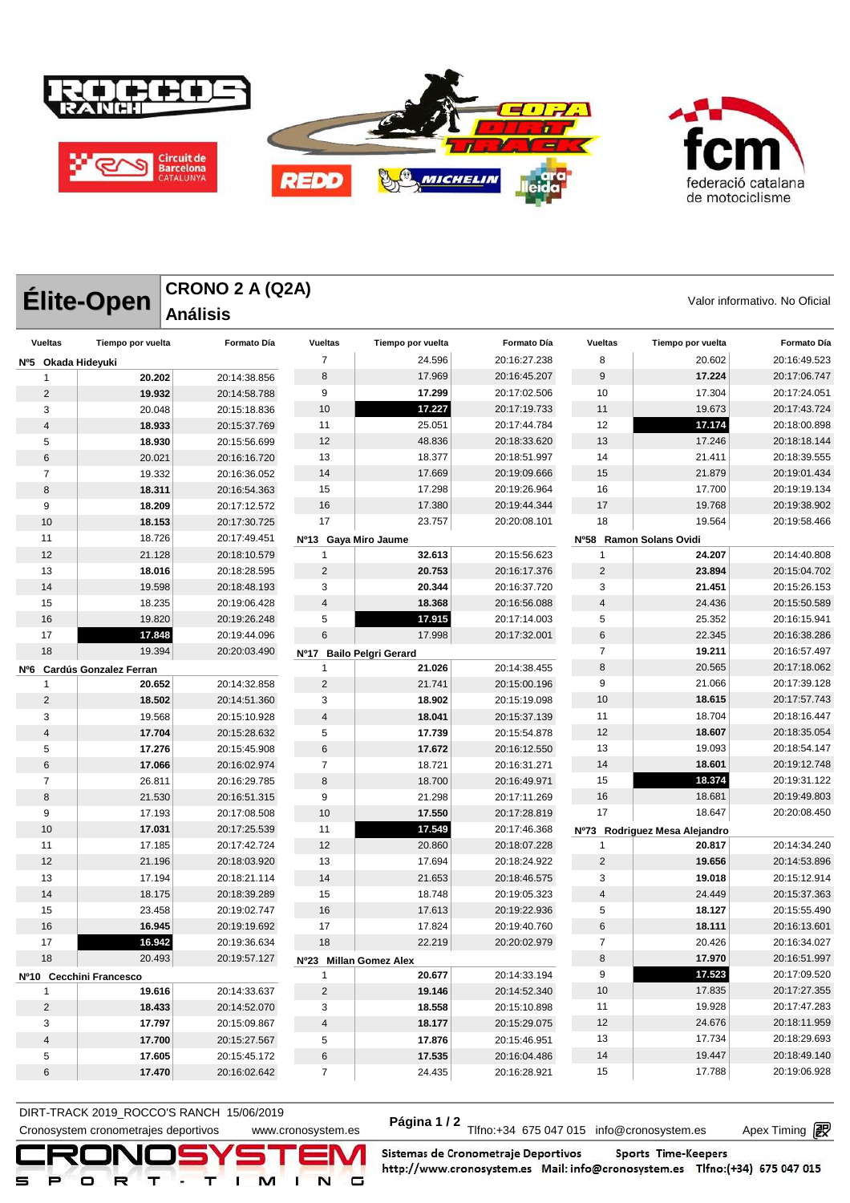# Élite-Open

## CRONO 2 A (Q2A)

## Análisis

Valor informativo. No Oficial

**Nº5 Okada Hideyuki**

| Vueltas | Tiempo por vuelta | Formato Día |
|---|---|---|
| 1 | **20.202** | 20:14:38.856 |
| 2 | **19.932** | 20:14:58.788 |
| 3 | 20.048 | 20:15:18.836 |
| 4 | **18.933** | 20:15:37.769 |
| 5 | **18.930** | 20:15:56.699 |
| 6 | 20.021 | 20:16:16.720 |
| 7 | 19.332 | 20:16:36.052 |
| 8 | **18.311** | 20:16:54.363 |
| 9 | **18.209** | 20:17:12.572 |
| 10 | **18.153** | 20:17:30.725 |
| 11 | 18.726 | 20:17:49.451 |
| 12 | 21.128 | 20:18:10.579 |
| 13 | **18.016** | 20:18:28.595 |
| 14 | 19.598 | 20:18:48.193 |
| 15 | 18.235 | 20:19:06.428 |
| 16 | 19.820 | 20:19:26.248 |
| 17 | **17.848** | 20:19:44.096 |
| 18 | 19.394 | 20:20:03.490 |

**Nº6 Cardús Gonzalez Ferran**

| Vueltas | Tiempo por vuelta | Formato Día |
|---|---|---|
| 1 | **20.652** | 20:14:32.858 |
| 2 | **18.502** | 20:14:51.360 |
| 3 | 19.568 | 20:15:10.928 |
| 4 | **17.704** | 20:15:28.632 |
| 5 | **17.276** | 20:15:45.908 |
| 6 | **17.066** | 20:16:02.974 |
| 7 | 26.811 | 20:16:29.785 |
| 8 | 21.530 | 20:16:51.315 |
| 9 | 17.193 | 20:17:08.508 |
| 10 | **17.031** | 20:17:25.539 |
| 11 | 17.185 | 20:17:42.724 |
| 12 | 21.196 | 20:18:03.920 |
| 13 | 17.194 | 20:18:21.114 |
| 14 | 18.175 | 20:18:39.289 |
| 15 | 23.458 | 20:19:02.747 |
| 16 | **16.945** | 20:19:19.692 |
| 17 | **16.942** | 20:19:36.634 |
| 18 | 20.493 | 20:19:57.127 |

**Nº10 Cecchini Francesco**

| Vueltas | Tiempo por vuelta | Formato Día |
|---|---|---|
| 1 | **19.616** | 20:14:33.637 |
| 2 | **18.433** | 20:14:52.070 |
| 3 | **17.797** | 20:15:09.867 |
| 4 | **17.700** | 20:15:27.567 |
| 5 | **17.605** | 20:15:45.172 |
| 6 | **17.470** | 20:16:02.642 |
| 7 | 24.596 | 20:16:27.238 |
| 8 | 17.969 | 20:16:45.207 |
| 9 | **17.299** | 20:17:02.506 |
| 10 | **17.227** | 20:17:19.733 |
| 11 | 25.051 | 20:17:44.784 |
| 12 | 48.836 | 20:18:33.620 |
| 13 | 18.377 | 20:18:51.997 |
| 14 | 17.669 | 20:19:09.666 |
| 15 | 17.298 | 20:19:26.964 |
| 16 | 17.380 | 20:19:44.344 |
| 17 | 23.757 | 20:20:08.101 |

**Nº13 Gaya Miro Jaume**

| Vueltas | Tiempo por vuelta | Formato Día |
|---|---|---|
| 1 | **32.613** | 20:15:56.623 |
| 2 | **20.753** | 20:16:17.376 |
| 3 | **20.344** | 20:16:37.720 |
| 4 | **18.368** | 20:16:56.088 |
| 5 | **17.915** | 20:17:14.003 |
| 6 | 17.998 | 20:17:32.001 |

**Nº17 Bailo Pelgri Gerard**

| Vueltas | Tiempo por vuelta | Formato Día |
|---|---|---|
| 1 | **21.026** | 20:14:38.455 |
| 2 | 21.741 | 20:15:00.196 |
| 3 | **18.902** | 20:15:19.098 |
| 4 | **18.041** | 20:15:37.139 |
| 5 | **17.739** | 20:15:54.878 |
| 6 | **17.672** | 20:16:12.550 |
| 7 | 18.721 | 20:16:31.271 |
| 8 | 18.700 | 20:16:49.971 |
| 9 | 21.298 | 20:17:11.269 |
| 10 | **17.550** | 20:17:28.819 |
| 11 | **17.549** | 20:17:46.368 |
| 12 | 20.860 | 20:18:07.228 |
| 13 | 17.694 | 20:18:24.922 |
| 14 | 21.653 | 20:18:46.575 |
| 15 | 18.748 | 20:19:05.323 |
| 16 | 17.613 | 20:19:22.936 |
| 17 | 17.824 | 20:19:40.760 |
| 18 | 22.219 | 20:20:02.979 |

**Nº23 Millan Gomez Alex**

| Vueltas | Tiempo por vuelta | Formato Día |
|---|---|---|
| 1 | **20.677** | 20:14:33.194 |
| 2 | **19.146** | 20:14:52.340 |
| 3 | **18.558** | 20:15:10.898 |
| 4 | **18.177** | 20:15:29.075 |
| 5 | **17.876** | 20:15:46.951 |
| 6 | **17.535** | 20:16:04.486 |
| 7 | 24.435 | 20:16:28.921 |
| 8 | 20.602 | 20:16:49.523 |
| 9 | **17.224** | 20:17:06.747 |
| 10 | 17.304 | 20:17:24.051 |
| 11 | 19.673 | 20:17:43.724 |
| 12 | **17.174** | 20:18:00.898 |
| 13 | 17.246 | 20:18:18.144 |
| 14 | 21.411 | 20:18:39.555 |
| 15 | 21.879 | 20:19:01.434 |
| 16 | 17.700 | 20:19:19.134 |
| 17 | 19.768 | 20:19:38.902 |
| 18 | 19.564 | 20:19:58.466 |

**Nº58 Ramon Solans Ovidi**

| Vueltas | Tiempo por vuelta | Formato Día |
|---|---|---|
| 1 | **24.207** | 20:14:40.808 |
| 2 | **23.894** | 20:15:04.702 |
| 3 | **21.451** | 20:15:26.153 |
| 4 | 24.436 | 20:15:50.589 |
| 5 | 25.352 | 20:16:15.941 |
| 6 | 22.345 | 20:16:38.286 |
| 7 | **19.211** | 20:16:57.497 |
| 8 | 20.565 | 20:17:18.062 |
| 9 | 21.066 | 20:17:39.128 |
| 10 | **18.615** | 20:17:57.743 |
| 11 | 18.704 | 20:18:16.447 |
| 12 | **18.607** | 20:18:35.054 |
| 13 | 19.093 | 20:18:54.147 |
| 14 | **18.601** | 20:19:12.748 |
| 15 | **18.374** | 20:19:31.122 |
| 16 | 18.681 | 20:19:49.803 |
| 17 | 18.647 | 20:20:08.450 |

**Nº73 Rodriguez Mesa Alejandro**

| Vueltas | Tiempo por vuelta | Formato Día |
|---|---|---|
| 1 | **20.817** | 20:14:34.240 |
| 2 | **19.656** | 20:14:53.896 |
| 3 | **19.018** | 20:15:12.914 |
| 4 | 24.449 | 20:15:37.363 |
| 5 | **18.127** | 20:15:55.490 |
| 6 | **18.111** | 20:16:13.601 |
| 7 | 20.426 | 20:16:34.027 |
| 8 | **17.970** | 20:16:51.997 |
| 9 | **17.523** | 20:17:09.520 |
| 10 | 17.835 | 20:17:27.355 |
| 11 | 19.928 | 20:17:47.283 |
| 12 | 24.676 | 20:18:11.959 |
| 13 | 17.734 | 20:18:29.693 |
| 14 | 19.447 | 20:18:49.140 |
| 15 | 17.788 | 20:19:06.928 |

DIRT-TRACK 2019_ROCCO'S RANCH 15/06/2019

Cronosystem cronometrajes deportivos www.cronosystem.es Tlfno:+34 675 047 015 info@cronosystem.es Apex Timing

Sistemas de Cronometraje Deportivos Sports Time-Keepers http://www.cronosystem.es Mail: info@cronosystem.es Tlfno:(+34) 675 047 015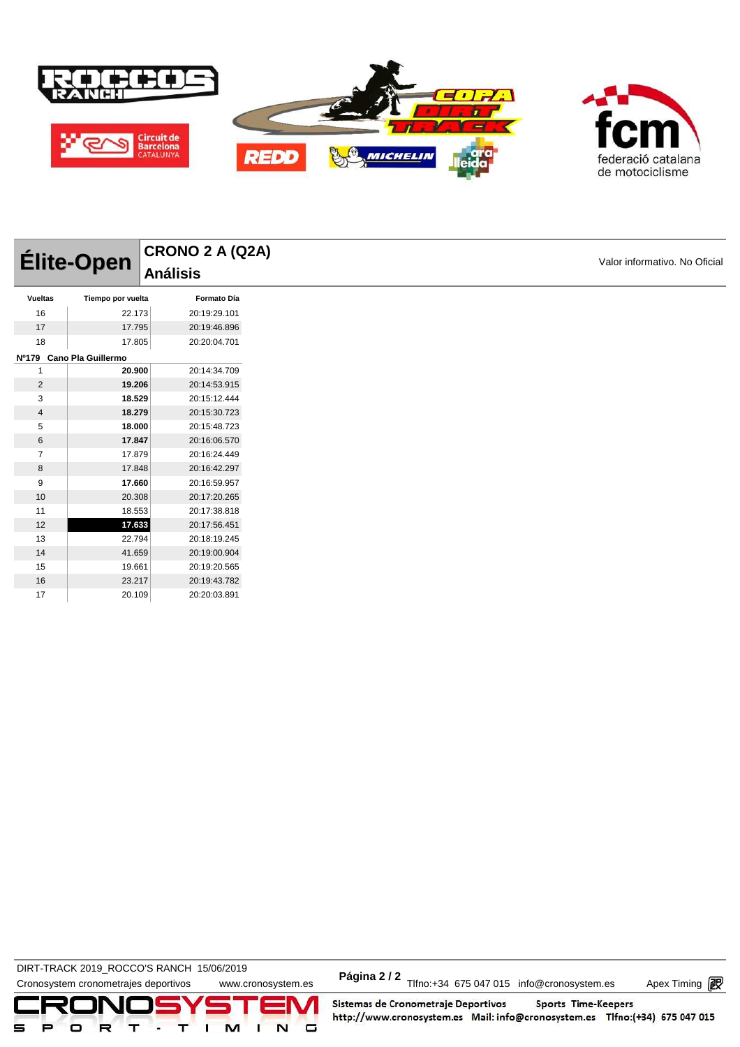# Élite-Open

## CRONO 2 A (Q2A)
## Análisis

Valor informativo. No Oficial

| Vueltas | Tiempo por vuelta | Formato Día |
|---|---|---|
| 16 | 22.173 | 20:19:29.101 |
| 17 | 17.795 | 20:19:46.896 |
| 18 | 17.805 | 20:20:04.701 |
| **Nº179 Cano Pla Guillermo** | | |
| 1 | **20.900** | 20:14:34.709 |
| 2 | **19.206** | 20:14:53.915 |
| 3 | **18.529** | 20:15:12.444 |
| 4 | **18.279** | 20:15:30.723 |
| 5 | **18.000** | 20:15:48.723 |
| 6 | **17.847** | 20:16:06.570 |
| 7 | 17.879 | 20:16:24.449 |
| 8 | 17.848 | 20:16:42.297 |
| 9 | **17.660** | 20:16:59.957 |
| 10 | 20.308 | 20:17:20.265 |
| 11 | 18.553 | 20:17:38.818 |
| 12 | **17.633** | 20:17:56.451 |
| 13 | 22.794 | 20:18:19.245 |
| 14 | 41.659 | 20:19:00.904 |
| 15 | 19.661 | 20:19:20.565 |
| 16 | 23.217 | 20:19:43.782 |
| 17 | 20.109 | 20:20:03.891 |

DIRT-TRACK 2019_ROCCO'S RANCH 15/06/2019

Cronosystem cronometrajes deportivos www.cronosystem.es Tlfno:+34 675 047 015 info@cronosystem.es Apex Timing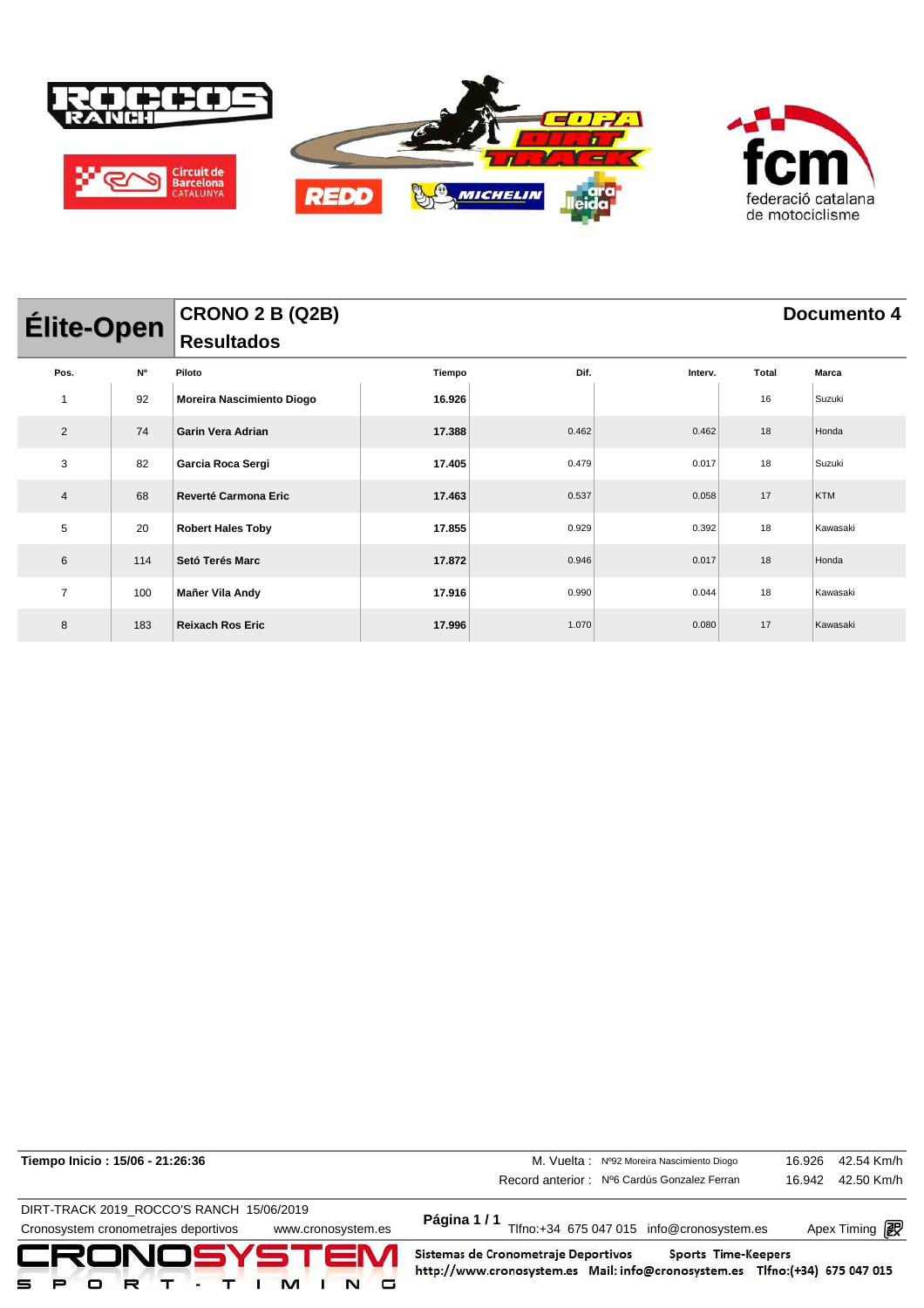# Élite-Open

## CRONO 2 B (Q2B)

## Resultados

**Documento 4**

| Pos. | Nº | Piloto | Tiempo | Dif. | Interv. | Total | Marca |
|---|---|---|---|---|---|---|---|
| 1 | 92 | **Moreira Nascimiento Diogo** | **16.926** | | | 16 | Suzuki |
| 2 | 74 | **Garin Vera Adrian** | **17.388** | 0.462 | 0.462 | 18 | Honda |
| 3 | 82 | **Garcia Roca Sergi** | **17.405** | 0.479 | 0.017 | 18 | Suzuki |
| 4 | 68 | **Reverté Carmona Eric** | **17.463** | 0.537 | 0.058 | 17 | KTM |
| 5 | 20 | **Robert Hales Toby** | **17.855** | 0.929 | 0.392 | 18 | Kawasaki |
| 6 | 114 | **Setó Terés Marc** | **17.872** | 0.946 | 0.017 | 18 | Honda |
| 7 | 100 | **Mañer Vila Andy** | **17.916** | 0.990 | 0.044 | 18 | Kawasaki |
| 8 | 183 | **Reixach Ros Eric** | **17.996** | 1.070 | 0.080 | 17 | Kawasaki |

**Tiempo Inicio : 15/06 - 21:26:36**

M. Vuelta : Nº92 Moreira Nascimiento Diogo 16.926 42.54 Km/h

Record anterior : Nº6 Cardús Gonzalez Ferran 16.942 42.50 Km/h

DIRT-TRACK 2019_ROCCO'S RANCH 15/06/2019

Cronosystem cronometrajes deportivos www.cronosystem.es

Tlfno:+34 675 047 015 info@cronosystem.es Apex Timing

Sistemas de Cronometraje Deportivos Sports Time-Keepers

http://www.cronosystem.es Mail: info@cronosystem.es Tlfno:(+34) 675 047 015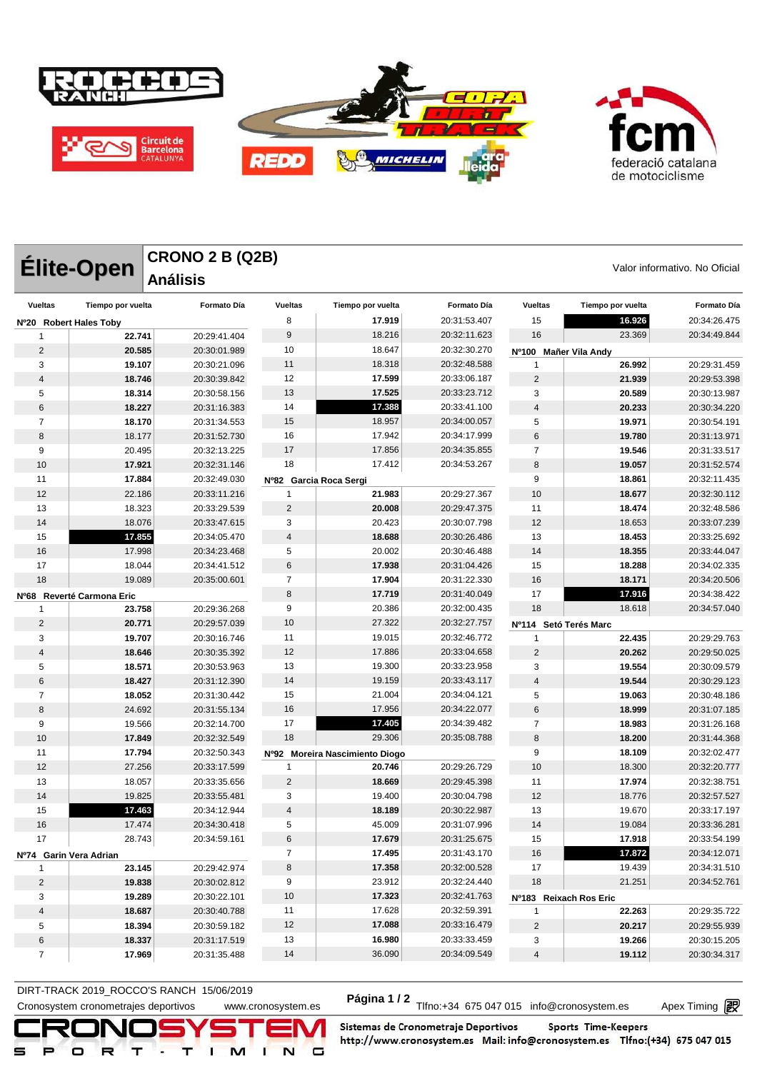# Élite-Open

## CRONO 2 B (Q2B)

## Análisis

Valor informativo. No Oficial

**Nº20 Robert Hales Toby**

| Vueltas | Tiempo por vuelta | Formato Día |
|---|---|---|
| 1 | **22.741** | 20:29:41.404 |
| 2 | **20.585** | 20:30:01.989 |
| 3 | **19.107** | 20:30:21.096 |
| 4 | **18.746** | 20:30:39.842 |
| 5 | **18.314** | 20:30:58.156 |
| 6 | **18.227** | 20:31:16.383 |
| 7 | **18.170** | 20:31:34.553 |
| 8 | 18.177 | 20:31:52.730 |
| 9 | 20.495 | 20:32:13.225 |
| 10 | **17.921** | 20:32:31.146 |
| 11 | **17.884** | 20:32:49.030 |
| 12 | 22.186 | 20:33:11.216 |
| 13 | 18.323 | 20:33:29.539 |
| 14 | 18.076 | 20:33:47.615 |
| 15 | **17.855** | 20:34:05.470 |
| 16 | 17.998 | 20:34:23.468 |
| 17 | 18.044 | 20:34:41.512 |
| 18 | 19.089 | 20:35:00.601 |

**Nº68 Reverté Carmona Eric**

| Vueltas | Tiempo por vuelta | Formato Día |
|---|---|---|
| 1 | **23.758** | 20:29:36.268 |
| 2 | **20.771** | 20:29:57.039 |
| 3 | **19.707** | 20:30:16.746 |
| 4 | **18.646** | 20:30:35.392 |
| 5 | **18.571** | 20:30:53.963 |
| 6 | **18.427** | 20:31:12.390 |
| 7 | **18.052** | 20:31:30.442 |
| 8 | 24.692 | 20:31:55.134 |
| 9 | 19.566 | 20:32:14.700 |
| 10 | **17.849** | 20:32:32.549 |
| 11 | **17.794** | 20:32:50.343 |
| 12 | 27.256 | 20:33:17.599 |
| 13 | 18.057 | 20:33:35.656 |
| 14 | 19.825 | 20:33:55.481 |
| 15 | **17.463** | 20:34:12.944 |
| 16 | 17.474 | 20:34:30.418 |
| 17 | 28.743 | 20:34:59.161 |

**Nº74 Garin Vera Adrian**

| Vueltas | Tiempo por vuelta | Formato Día |
|---|---|---|
| 1 | **23.145** | 20:29:42.974 |
| 2 | **19.838** | 20:30:02.812 |
| 3 | **19.289** | 20:30:22.101 |
| 4 | **18.687** | 20:30:40.788 |
| 5 | **18.394** | 20:30:59.182 |
| 6 | **18.337** | 20:31:17.519 |
| 7 | **17.969** | 20:31:35.488 |
| 8 | **17.919** | 20:31:53.407 |
| 9 | 18.216 | 20:32:11.623 |
| 10 | 18.647 | 20:32:30.270 |
| 11 | 18.318 | 20:32:48.588 |
| 12 | **17.599** | 20:33:06.187 |
| 13 | **17.525** | 20:33:23.712 |
| 14 | **17.388** | 20:33:41.100 |
| 15 | 18.957 | 20:34:00.057 |
| 16 | 17.942 | 20:34:17.999 |
| 17 | 17.856 | 20:34:35.855 |
| 18 | 17.412 | 20:34:53.267 |

**Nº82 Garcia Roca Sergi**

| Vueltas | Tiempo por vuelta | Formato Día |
|---|---|---|
| 1 | **21.983** | 20:29:27.367 |
| 2 | **20.008** | 20:29:47.375 |
| 3 | 20.423 | 20:30:07.798 |
| 4 | **18.688** | 20:30:26.486 |
| 5 | 20.002 | 20:30:46.488 |
| 6 | **17.938** | 20:31:04.426 |
| 7 | **17.904** | 20:31:22.330 |
| 8 | **17.719** | 20:31:40.049 |
| 9 | 20.386 | 20:32:00.435 |
| 10 | 27.322 | 20:32:27.757 |
| 11 | 19.015 | 20:32:46.772 |
| 12 | 17.886 | 20:33:04.658 |
| 13 | 19.300 | 20:33:23.958 |
| 14 | 19.159 | 20:33:43.117 |
| 15 | 21.004 | 20:34:04.121 |
| 16 | 17.956 | 20:34:22.077 |
| 17 | **17.405** | 20:34:39.482 |
| 18 | 29.306 | 20:35:08.788 |

**Nº92 Moreira Nascimiento Diogo**

| Vueltas | Tiempo por vuelta | Formato Día |
|---|---|---|
| 1 | **20.746** | 20:29:26.729 |
| 2 | **18.669** | 20:29:45.398 |
| 3 | 19.400 | 20:30:04.798 |
| 4 | **18.189** | 20:30:22.987 |
| 5 | 45.009 | 20:31:07.996 |
| 6 | **17.679** | 20:31:25.675 |
| 7 | **17.495** | 20:31:43.170 |
| 8 | **17.358** | 20:32:00.528 |
| 9 | 23.912 | 20:32:24.440 |
| 10 | **17.323** | 20:32:41.763 |
| 11 | 17.628 | 20:32:59.391 |
| 12 | **17.088** | 20:33:16.479 |
| 13 | **16.980** | 20:33:33.459 |
| 14 | 36.090 | 20:34:09.549 |
| 15 | **16.926** | 20:34:26.475 |
| 16 | 23.369 | 20:34:49.844 |

**Nº100 Mañer Vila Andy**

| Vueltas | Tiempo por vuelta | Formato Día |
|---|---|---|
| 1 | **26.992** | 20:29:31.459 |
| 2 | **21.939** | 20:29:53.398 |
| 3 | **20.589** | 20:30:13.987 |
| 4 | **20.233** | 20:30:34.220 |
| 5 | **19.971** | 20:30:54.191 |
| 6 | **19.780** | 20:31:13.971 |
| 7 | **19.546** | 20:31:33.517 |
| 8 | **19.057** | 20:31:52.574 |
| 9 | **18.861** | 20:32:11.435 |
| 10 | **18.677** | 20:32:30.112 |
| 11 | **18.474** | 20:32:48.586 |
| 12 | 18.653 | 20:33:07.239 |
| 13 | **18.453** | 20:33:25.692 |
| 14 | **18.355** | 20:33:44.047 |
| 15 | **18.288** | 20:34:02.335 |
| 16 | **18.171** | 20:34:20.506 |
| 17 | **17.916** | 20:34:38.422 |
| 18 | 18.618 | 20:34:57.040 |

**Nº114 Setó Terés Marc**

| Vueltas | Tiempo por vuelta | Formato Día |
|---|---|---|
| 1 | **22.435** | 20:29:29.763 |
| 2 | **20.262** | 20:29:50.025 |
| 3 | **19.554** | 20:30:09.579 |
| 4 | **19.544** | 20:30:29.123 |
| 5 | **19.063** | 20:30:48.186 |
| 6 | **18.999** | 20:31:07.185 |
| 7 | **18.983** | 20:31:26.168 |
| 8 | **18.200** | 20:31:44.368 |
| 9 | **18.109** | 20:32:02.477 |
| 10 | 18.300 | 20:32:20.777 |
| 11 | **17.974** | 20:32:38.751 |
| 12 | 18.776 | 20:32:57.527 |
| 13 | 19.670 | 20:33:17.197 |
| 14 | 19.084 | 20:33:36.281 |
| 15 | **17.918** | 20:33:54.199 |
| 16 | **17.872** | 20:34:12.071 |
| 17 | 19.439 | 20:34:31.510 |
| 18 | 21.251 | 20:34:52.761 |

**Nº183 Reixach Ros Eric**

| Vueltas | Tiempo por vuelta | Formato Día |
|---|---|---|
| 1 | **22.263** | 20:29:35.722 |
| 2 | **20.217** | 20:29:55.939 |
| 3 | **19.266** | 20:30:15.205 |
| 4 | **19.112** | 20:30:34.317 |

DIRT-TRACK 2019_ROCCO'S RANCH 15/06/2019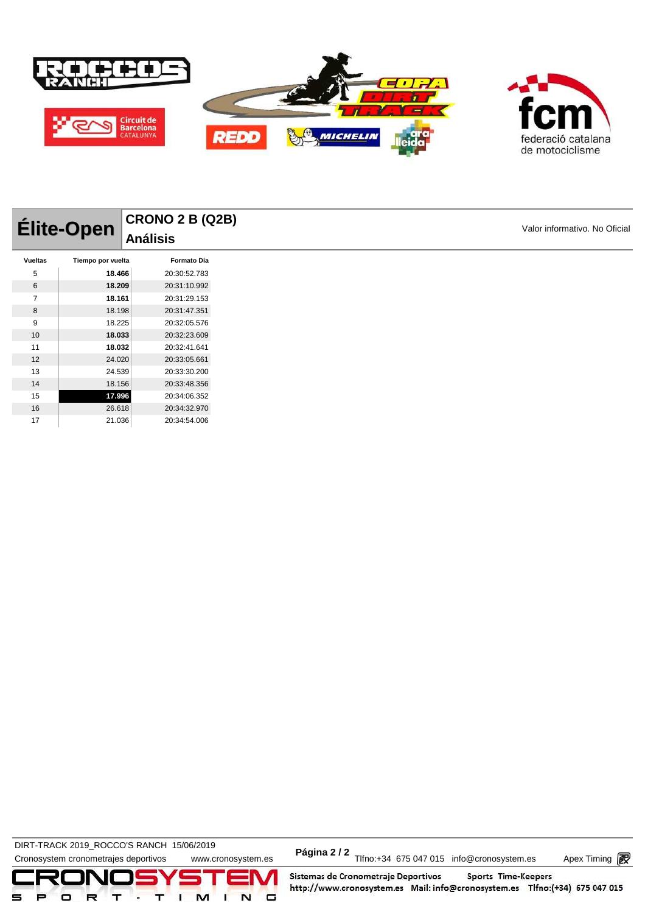# Élite-Open

## CRONO 2 B (Q2B)

## Análisis

Valor informativo. No Oficial

| Vueltas | Tiempo por vuelta | Formato Día |
|---|---|---|
| 5 | **18.466** | 20:30:52.783 |
| 6 | **18.209** | 20:31:10.992 |
| 7 | **18.161** | 20:31:29.153 |
| 8 | 18.198 | 20:31:47.351 |
| 9 | 18.225 | 20:32:05.576 |
| 10 | **18.033** | 20:32:23.609 |
| 11 | **18.032** | 20:32:41.641 |
| 12 | 24.020 | 20:33:05.661 |
| 13 | 24.539 | 20:33:30.200 |
| 14 | 18.156 | 20:33:48.356 |
| 15 | **17.996** | 20:34:06.352 |
| 16 | 26.618 | 20:34:32.970 |
| 17 | 21.036 | 20:34:54.006 |

DIRT-TRACK 2019_ROCCO'S RANCH 15/06/2019

Cronosystem cronometrajes deportivos www.cronosystem.es Tlfno:+34 675 047 015 info@cronosystem.es Apex Timing

Sistemas de Cronometraje Deportivos Sports Time-Keepers http://www.cronosystem.es Mail: info@cronosystem.es Tlfno:(+34) 675 047 015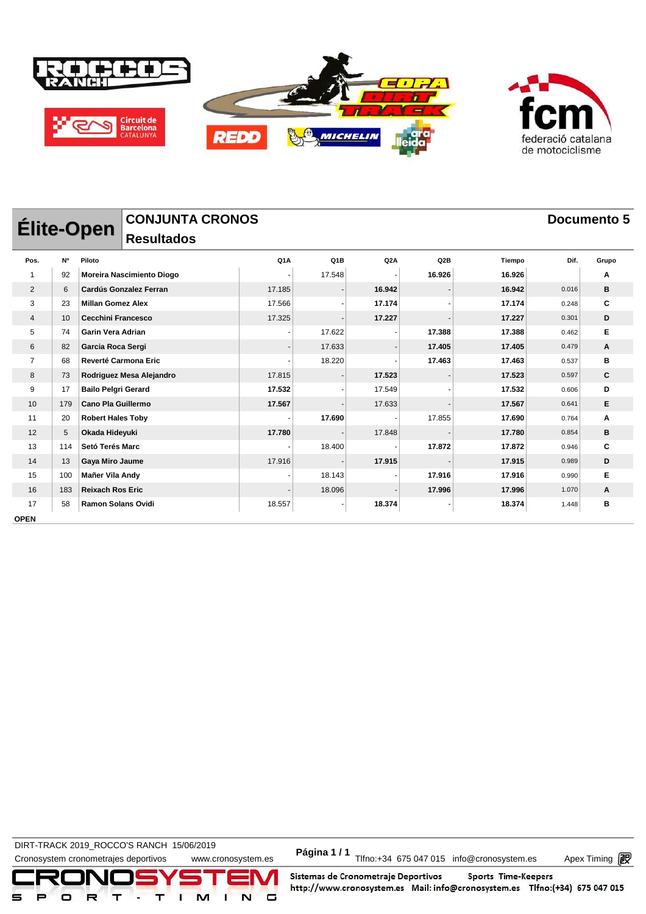# Élite-Open

## CONJUNTA CRONOS

## Resultados

**Documento 5**

| Pos. | Nº | Piloto | Q1A | Q1B | Q2A | Q2B | Tiempo | Dif. | Grupo |
|---|---|---|---|---|---|---|---|---|---|
| 1 | 92 | **Moreira Nascimiento Diogo** | - | 17.548 | - | **16.926** | **16.926** | | **A** |
| 2 | 6 | **Cardús Gonzalez Ferran** | 17.185 | - | **16.942** | - | **16.942** | 0.016 | **B** |
| 3 | 23 | **Millan Gomez Alex** | 17.566 | - | **17.174** | - | **17.174** | 0.248 | **C** |
| 4 | 10 | **Cecchini Francesco** | 17.325 | - | **17.227** | - | **17.227** | 0.301 | **D** |
| 5 | 74 | **Garin Vera Adrian** | - | 17.622 | - | **17.388** | **17.388** | 0.462 | **E** |
| 6 | 82 | **Garcia Roca Sergi** | - | 17.633 | - | **17.405** | **17.405** | 0.479 | **A** |
| 7 | 68 | **Reverté Carmona Eric** | - | 18.220 | - | **17.463** | **17.463** | 0.537 | **B** |
| 8 | 73 | **Rodriguez Mesa Alejandro** | 17.815 | - | **17.523** | - | **17.523** | 0.597 | **C** |
| 9 | 17 | **Bailo Pelgri Gerard** | **17.532** | - | 17.549 | - | **17.532** | 0.606 | **D** |
| 10 | 179 | **Cano Pla Guillermo** | **17.567** | - | 17.633 | - | **17.567** | 0.641 | **E** |
| 11 | 20 | **Robert Hales Toby** | - | **17.690** | - | 17.855 | **17.690** | 0.764 | **A** |
| 12 | 5 | **Okada Hideyuki** | **17.780** | - | 17.848 | - | **17.780** | 0.854 | **B** |
| 13 | 114 | **Setó Terés Marc** | - | 18.400 | - | **17.872** | **17.872** | 0.946 | **C** |
| 14 | 13 | **Gaya Miro Jaume** | 17.916 | - | **17.915** | - | **17.915** | 0.989 | **D** |
| 15 | 100 | **Mañer Vila Andy** | - | 18.143 | - | **17.916** | **17.916** | 0.990 | **E** |
| 16 | 183 | **Reixach Ros Eric** | - | 18.096 | - | **17.996** | **17.996** | 1.070 | **A** |
| 17 | 58 | **Ramon Solans Ovidi** | 18.557 | - | **18.374** | - | **18.374** | 1.448 | **B** |

**OPEN**

DIRT-TRACK 2019_ROCCO'S RANCH 15/06/2019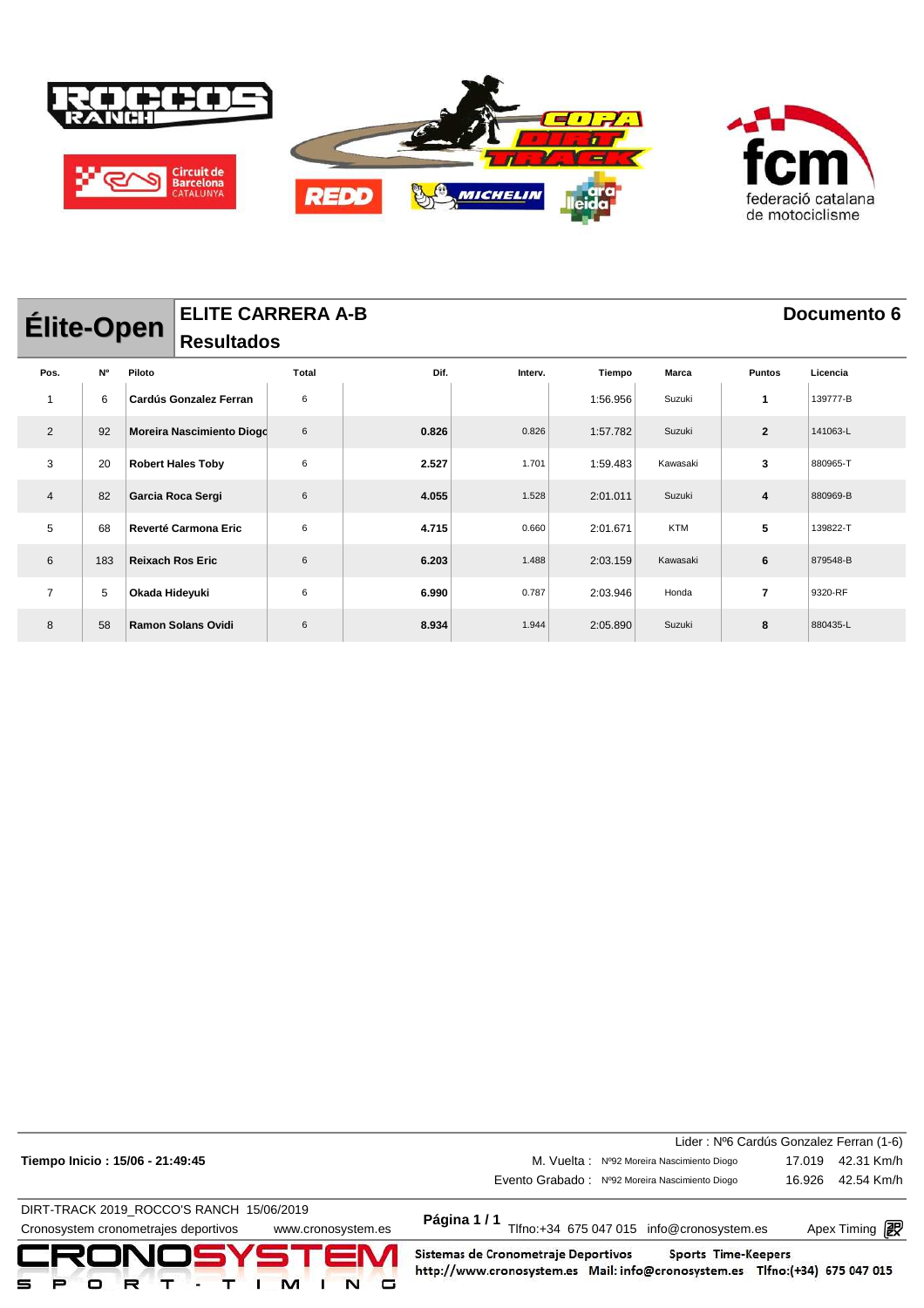# Élite-Open

## ELITE CARRERA A-B

### Resultados

**Documento 6**

| Pos. | Nº | Piloto | Total | Dif. | Interv. | Tiempo | Marca | Puntos | Licencia |
|---|---|---|---|---|---|---|---|---|---|
| 1 | 6 | **Cardús Gonzalez Ferran** | 6 | | | 1:56.956 | Suzuki | **1** | 139777-B |
| 2 | 92 | **Moreira Nascimento Diogo** | 6 | **0.826** | 0.826 | 1:57.782 | Suzuki | **2** | 141063-L |
| 3 | 20 | **Robert Hales Toby** | 6 | **2.527** | 1.701 | 1:59.483 | Kawasaki | **3** | 880965-T |
| 4 | 82 | **Garcia Roca Sergi** | 6 | **4.055** | 1.528 | 2:01.011 | Suzuki | **4** | 880969-B |
| 5 | 68 | **Reverté Carmona Eric** | 6 | **4.715** | 0.660 | 2:01.671 | KTM | **5** | 139822-T |
| 6 | 183 | **Reixach Ros Eric** | 6 | **6.203** | 1.488 | 2:03.159 | Kawasaki | **6** | 879548-B |
| 7 | 5 | **Okada Hideyuki** | 6 | **6.990** | 0.787 | 2:03.946 | Honda | **7** | 9320-RF |
| 8 | 58 | **Ramon Solans Ovidi** | 6 | **8.934** | 1.944 | 2:05.890 | Suzuki | **8** | 880435-L |

**Tiempo Inicio : 15/06 - 21:49:45**

Lider : Nº6 Cardús Gonzalez Ferran (1-6)

M. Vuelta : Nº92 Moreira Nascimento Diogo 17.019 42.31 Km/h

Evento Grabado : Nº92 Moreira Nascimento Diogo 16.926 42.54 Km/h

DIRT-TRACK 2019_ROCCO'S RANCH 15/06/2019

Cronosystem cronometrajes deportivos www.cronosystem.es

Tlfno:+34 675 047 015 info@cronosystem.es Apex Timing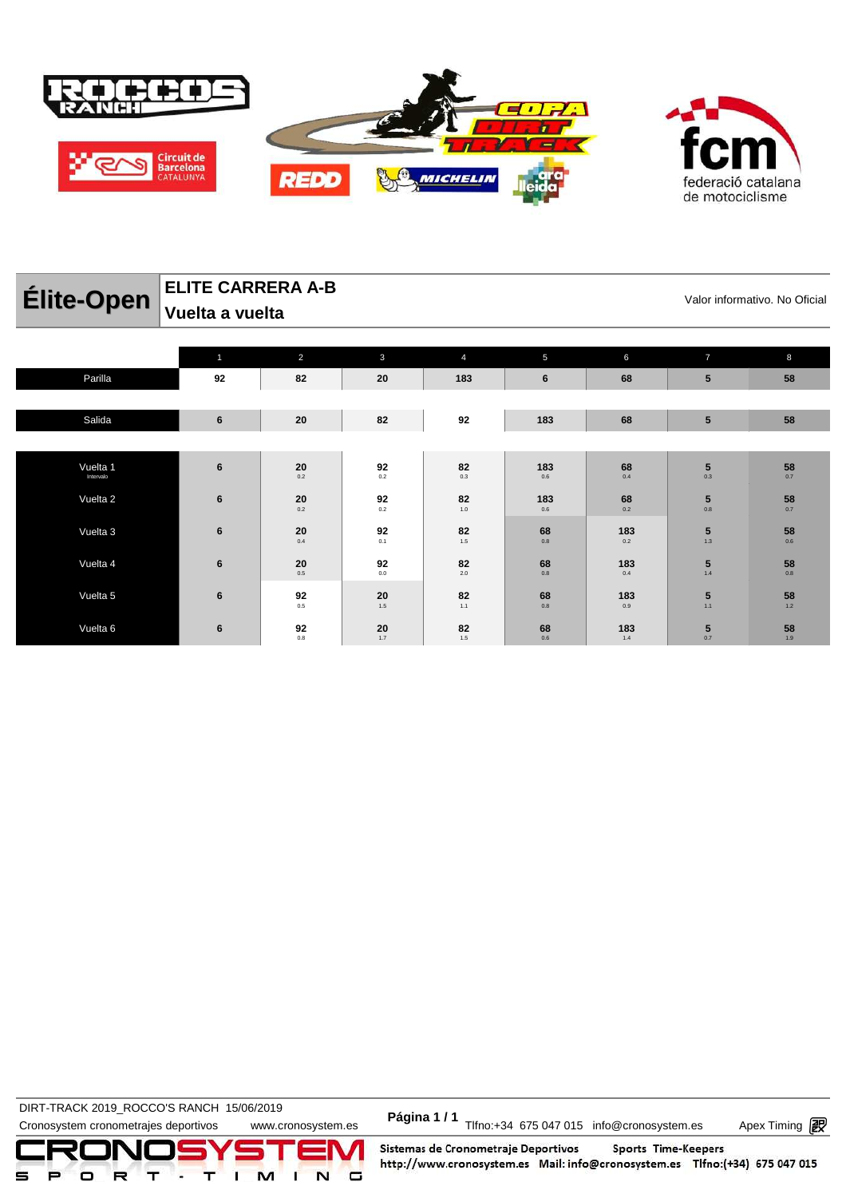# Élite-Open

## ELITE CARRERA A-B
## Vuelta a vuelta

Valor informativo. No Oficial

| | 1 | 2 | 3 | 4 | 5 | 6 | 7 | 8 |
|---|---|---|---|---|---|---|---|---|
| Parilla | 92 | 82 | 20 | 183 | 6 | 68 | 5 | 58 |
| Salida | 6 | 20 | 82 | 92 | 183 | 68 | 5 | 58 |
| Vuelta 1 (Intervalo) | 6 | 20 (0.2) | 92 (0.2) | 82 (0.3) | 183 (0.6) | 68 (0.4) | 5 (0.3) | 58 (0.7) |
| Vuelta 2 | 6 | 20 (0.2) | 92 (0.2) | 82 (1.0) | 183 (0.6) | 68 (0.2) | 5 (0.8) | 58 (0.7) |
| Vuelta 3 | 6 | 20 (0.4) | 92 (0.1) | 82 (1.5) | 68 (0.8) | 183 (0.2) | 5 (1.3) | 58 (0.6) |
| Vuelta 4 | 6 | 20 (0.5) | 92 (0.0) | 82 (2.0) | 68 (0.8) | 183 (0.4) | 5 (1.4) | 58 (0.8) |
| Vuelta 5 | 6 | 92 (0.5) | 20 (1.5) | 82 (1.1) | 68 (0.8) | 183 (0.9) | 5 (1.1) | 58 (1.2) |
| Vuelta 6 | 6 | 92 (0.8) | 20 (1.7) | 82 (1.5) | 68 (0.6) | 183 (1.4) | 5 (0.7) | 58 (1.9) |

DIRT-TRACK 2019_ROCCO'S RANCH 15/06/2019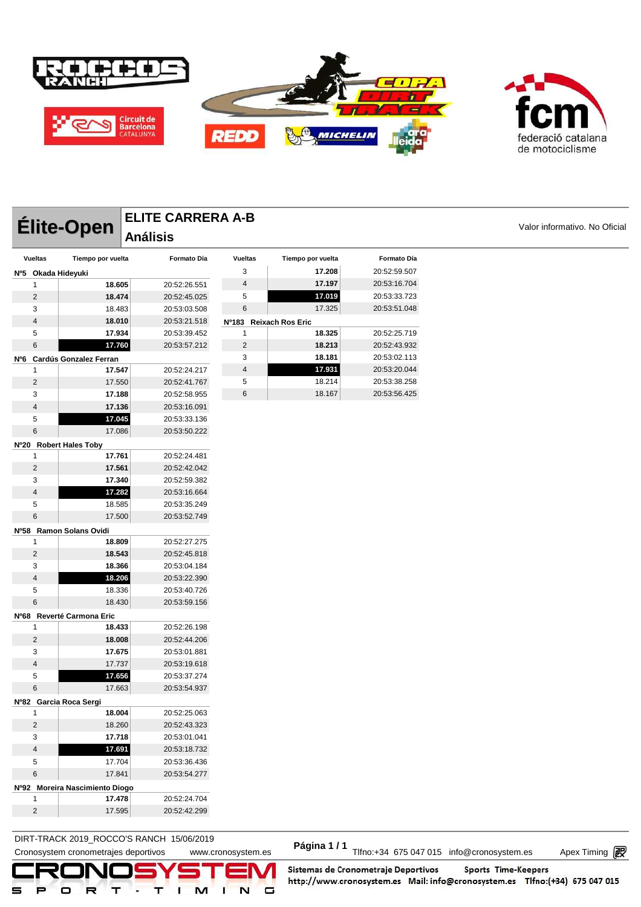# Élite-Open

## ELITE CARRERA A-B
## Análisis

Valor informativo. No Oficial

| Vueltas | Tiempo por vuelta | Formato Día |
|---|---|---|
| **Nº5 Okada Hideyuki** | | |
| 1 | **18.605** | 20:52:26.551 |
| 2 | **18.474** | 20:52:45.025 |
| 3 | 18.483 | 20:53:03.508 |
| 4 | **18.010** | 20:53:21.518 |
| 5 | **17.934** | 20:53:39.452 |
| 6 | **17.760** | 20:53:57.212 |
| **Nº6 Cardús Gonzalez Ferran** | | |
| 1 | **17.547** | 20:52:24.217 |
| 2 | 17.550 | 20:52:41.767 |
| 3 | **17.188** | 20:52:58.955 |
| 4 | **17.136** | 20:53:16.091 |
| 5 | **17.045** | 20:53:33.136 |
| 6 | 17.086 | 20:53:50.222 |
| **Nº20 Robert Hales Toby** | | |
| 1 | **17.761** | 20:52:24.481 |
| 2 | **17.561** | 20:52:42.042 |
| 3 | **17.340** | 20:52:59.382 |
| 4 | **17.282** | 20:53:16.664 |
| 5 | 18.585 | 20:53:35.249 |
| 6 | 17.500 | 20:53:52.749 |
| **Nº58 Ramon Solans Ovidi** | | |
| 1 | **18.809** | 20:52:27.275 |
| 2 | **18.543** | 20:52:45.818 |
| 3 | **18.366** | 20:53:04.184 |
| 4 | **18.206** | 20:53:22.390 |
| 5 | 18.336 | 20:53:40.726 |
| 6 | 18.430 | 20:53:59.156 |
| **Nº68 Reverté Carmona Eric** | | |
| 1 | **18.433** | 20:52:26.198 |
| 2 | **18.008** | 20:52:44.206 |
| 3 | **17.675** | 20:53:01.881 |
| 4 | 17.737 | 20:53:19.618 |
| 5 | **17.656** | 20:53:37.274 |
| 6 | 17.663 | 20:53:54.937 |
| **Nº82 Garcia Roca Sergi** | | |
| 1 | **18.004** | 20:52:25.063 |
| 2 | 18.260 | 20:52:43.323 |
| 3 | **17.718** | 20:53:01.041 |
| 4 | **17.691** | 20:53:18.732 |
| 5 | 17.704 | 20:53:36.436 |
| 6 | 17.841 | 20:53:54.277 |
| **Nº92 Moreira Nascimiento Diogo** | | |
| 1 | **17.478** | 20:52:24.704 |
| 2 | 17.595 | 20:52:42.299 |
| 3 | **17.208** | 20:52:59.507 |
| 4 | **17.197** | 20:53:16.704 |
| 5 | **17.019** | 20:53:33.723 |
| 6 | 17.325 | 20:53:51.048 |
| **Nº183 Reixach Ros Eric** | | |
| 1 | **18.325** | 20:52:25.719 |
| 2 | **18.213** | 20:52:43.932 |
| 3 | **18.181** | 20:53:02.113 |
| 4 | **17.931** | 20:53:20.044 |
| 5 | 18.214 | 20:53:38.258 |
| 6 | 18.167 | 20:53:56.425 |

DIRT-TRACK 2019_ROCCO'S RANCH 15/06/2019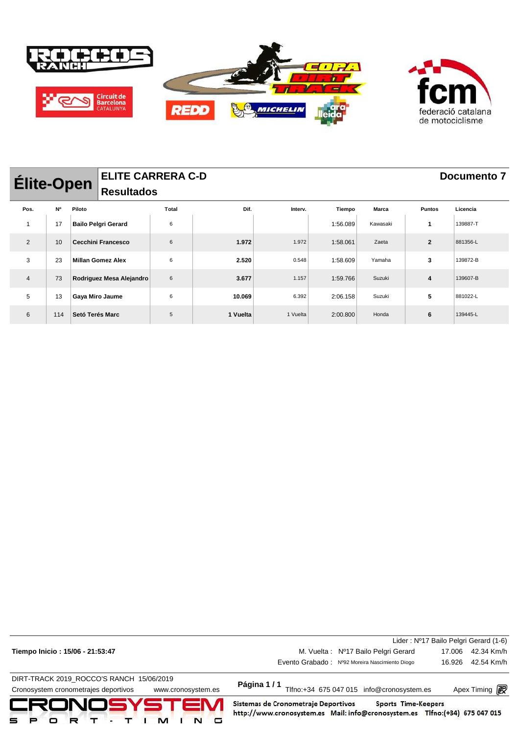## Élite-Open

### ELITE CARRERA C-D
### Resultados

**Documento 7**

| Pos. | Nº | Piloto | Total | Dif. | Interv. | Tiempo | Marca | Puntos | Licencia |
|---|---|---|---|---|---|---|---|---|---|
| 1 | 17 | **Bailo Pelgri Gerard** | 6 | | | 1:56.089 | Kawasaki | **1** | 139887-T |
| 2 | 10 | **Cecchini Francesco** | 6 | **1.972** | 1.972 | 1:58.061 | Zaeta | **2** | 881356-L |
| 3 | 23 | **Millan Gomez Alex** | 6 | **2.520** | 0.548 | 1:58.609 | Yamaha | **3** | 139872-B |
| 4 | 73 | **Rodriguez Mesa Alejandro** | 6 | **3.677** | 1.157 | 1:59.766 | Suzuki | **4** | 139607-B |
| 5 | 13 | **Gaya Miro Jaume** | 6 | **10.069** | 6.392 | 2:06.158 | Suzuki | **5** | 881022-L |
| 6 | 114 | **Setó Terés Marc** | 5 | **1 Vuelta** | 1 Vuelta | 2:00.800 | Honda | **6** | 139445-L |

**Tiempo Inicio : 15/06 - 21:53:47**

Lider : Nº17 Bailo Pelgri Gerard (1-6)

M. Vuelta : Nº17 Bailo Pelgri Gerard 17.006 42.34 Km/h

Evento Grabado : Nº92 Moreira Nascimiento Diogo 16.926 42.54 Km/h

DIRT-TRACK 2019_ROCCO'S RANCH 15/06/2019

Cronosystem cronometrajes deportivos www.cronosystem.es

Tlfno:+34 675 047 015 info@cronosystem.es Apex Timing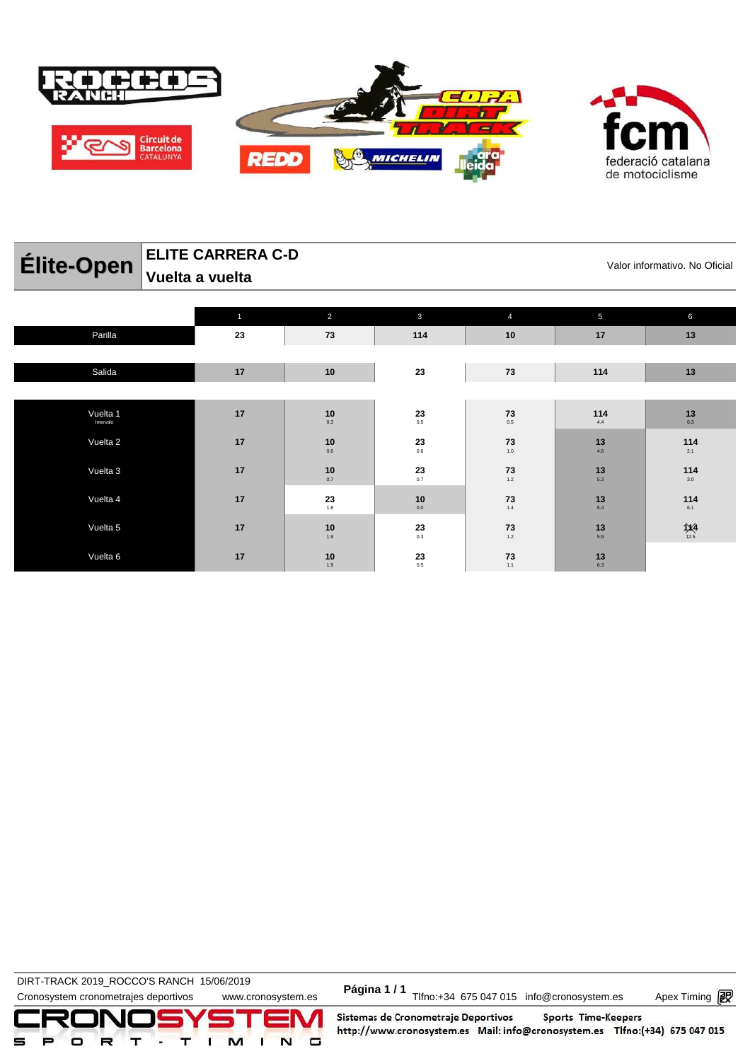# Élite-Open

## ELITE CARRERA C-D
## Vuelta a vuelta

Valor informativo. No Oficial

| | 1 | 2 | 3 | 4 | 5 | 6 |
|---|---|---|---|---|---|---|
| Parilla | 23 | 73 | 114 | 10 | 17 | 13 |
| Salida | 17 | 10 | 23 | 73 | 114 | 13 |
| Vuelta 1 (Intervalo) | 17 | 10 (0.3) | 23 (0.5) | 73 (0.5) | 114 (4.4) | 13 (0.3) |
| Vuelta 2 | 17 | 10 (0.6) | 23 (0.6) | 73 (1.0) | 13 (4.6) | 114 (2.1) |
| Vuelta 3 | 17 | 10 (0.7) | 23 (0.7) | 73 (1.2) | 13 (5.3) | 114 (3.0) |
| Vuelta 4 | 17 | 23 (1.8) | 10 (0.0) | 73 (1.4) | 13 (5.4) | 114 (6.1) |
| Vuelta 5 | 17 | 10 (1.9) | 23 (0.3) | 73 (1.2) | 13 (5.9) | 114 (12.5) |
| Vuelta 6 | 17 | 10 (1.9) | 23 (0.5) | 73 (1.1) | 13 (6.3) | |

DIRT-TRACK 2019_ROCCO'S RANCH 15/06/2019

Cronosystem cronometrajes deportivos www.cronosystem.es Tlfno:+34 675 047 015 info@cronosystem.es Apex Timing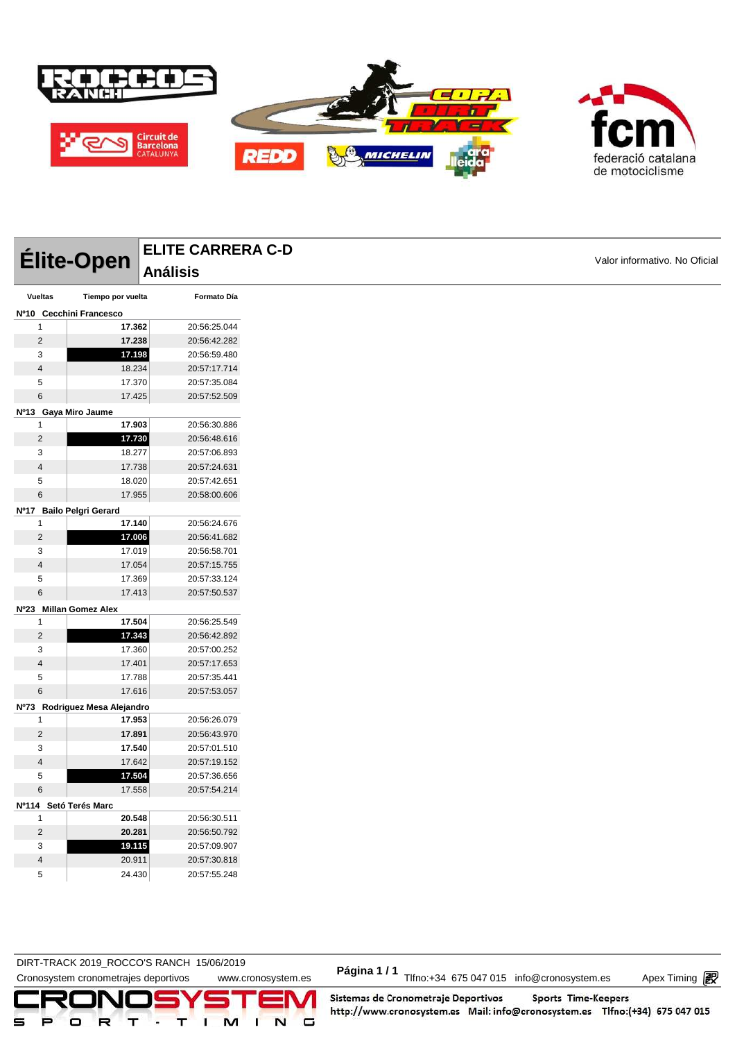# Élite-Open

## ELITE CARRERA C-D
## Análisis

Valor informativo. No Oficial

| Vueltas | Tiempo por vuelta | Formato Día |
|---|---|---|
| **Nº10 Cecchini Francesco** | | |
| 1 | **17.362** | 20:56:25.044 |
| 2 | **17.238** | 20:56:42.282 |
| 3 | **17.198** | 20:56:59.480 |
| 4 | 18.234 | 20:57:17.714 |
| 5 | 17.370 | 20:57:35.084 |
| 6 | 17.425 | 20:57:52.509 |
| **Nº13 Gaya Miro Jaume** | | |
| 1 | **17.903** | 20:56:30.886 |
| 2 | **17.730** | 20:56:48.616 |
| 3 | 18.277 | 20:57:06.893 |
| 4 | 17.738 | 20:57:24.631 |
| 5 | 18.020 | 20:57:42.651 |
| 6 | 17.955 | 20:58:00.606 |
| **Nº17 Bailo Pelgri Gerard** | | |
| 1 | **17.140** | 20:56:24.676 |
| 2 | **17.006** | 20:56:41.682 |
| 3 | 17.019 | 20:56:58.701 |
| 4 | 17.054 | 20:57:15.755 |
| 5 | 17.369 | 20:57:33.124 |
| 6 | 17.413 | 20:57:50.537 |
| **Nº23 Millan Gomez Alex** | | |
| 1 | **17.504** | 20:56:25.549 |
| 2 | **17.343** | 20:56:42.892 |
| 3 | 17.360 | 20:57:00.252 |
| 4 | 17.401 | 20:57:17.653 |
| 5 | 17.788 | 20:57:35.441 |
| 6 | 17.616 | 20:57:53.057 |
| **Nº73 Rodriguez Mesa Alejandro** | | |
| 1 | **17.953** | 20:56:26.079 |
| 2 | **17.891** | 20:56:43.970 |
| 3 | **17.540** | 20:57:01.510 |
| 4 | 17.642 | 20:57:19.152 |
| 5 | **17.504** | 20:57:36.656 |
| 6 | 17.558 | 20:57:54.214 |
| **Nº114 Setó Terés Marc** | | |
| 1 | **20.548** | 20:56:30.511 |
| 2 | **20.281** | 20:56:50.792 |
| 3 | **19.115** | 20:57:09.907 |
| 4 | 20.911 | 20:57:30.818 |
| 5 | 24.430 | 20:57:55.248 |

DIRT-TRACK 2019_ROCCO'S RANCH 15/06/2019

Cronosystem cronometrajes deportivos www.cronosystem.es Tlfno:+34 675 047 015 info@cronosystem.es Apex Timing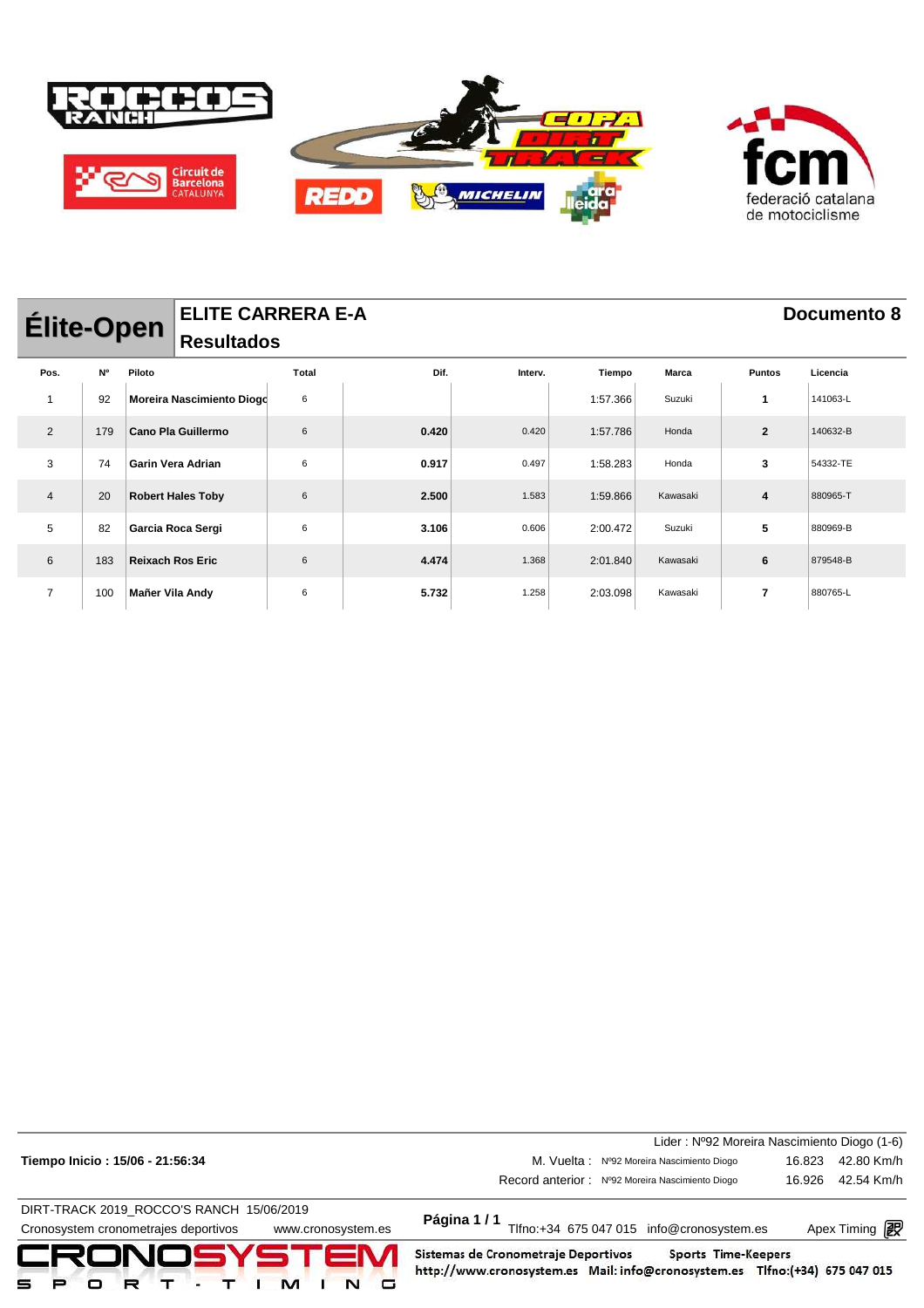# Élite-Open

## ELITE CARRERA E-A

## Resultados

**Documento 8**

| Pos. | Nº | Piloto | Total | Dif. | Interv. | Tiempo | Marca | Puntos | Licencia |
|---|---|---|---|---|---|---|---|---|---|
| 1 | 92 | **Moreira Nascimiento Diogo** | 6 | | | 1:57.366 | Suzuki | **1** | 141063-L |
| 2 | 179 | **Cano Pla Guillermo** | 6 | **0.420** | 0.420 | 1:57.786 | Honda | **2** | 140632-B |
| 3 | 74 | **Garin Vera Adrian** | 6 | **0.917** | 0.497 | 1:58.283 | Honda | **3** | 54332-TE |
| 4 | 20 | **Robert Hales Toby** | 6 | **2.500** | 1.583 | 1:59.866 | Kawasaki | **4** | 880965-T |
| 5 | 82 | **Garcia Roca Sergi** | 6 | **3.106** | 0.606 | 2:00.472 | Suzuki | **5** | 880969-B |
| 6 | 183 | **Reixach Ros Eric** | 6 | **4.474** | 1.368 | 2:01.840 | Kawasaki | **6** | 879548-B |
| 7 | 100 | **Mañer Vila Andy** | 6 | **5.732** | 1.258 | 2:03.098 | Kawasaki | **7** | 880765-L |

Lider : Nº92 Moreira Nascimiento Diogo (1-6)

**Tiempo Inicio : 15/06 - 21:56:34**

| | | | |
|---|---|---|---|
| M. Vuelta : | Nº92 Moreira Nascimiento Diogo | 16.823 | 42.80 Km/h |
| Record anterior : | Nº92 Moreira Nascimiento Diogo | 16.926 | 42.54 Km/h |

DIRT-TRACK 2019_ROCCO'S RANCH 15/06/2019

Cronosystem cronometrajes deportivos www.cronosystem.es

**Página 1 / 1** Tlfno:+34 675 047 015 info@cronosystem.es Apex Timing

Sistemas de Cronometraje Deportivos Sports Time-Keepers
http://www.cronosystem.es Mail: info@cronosystem.es Tlfno:(+34) 675 047 015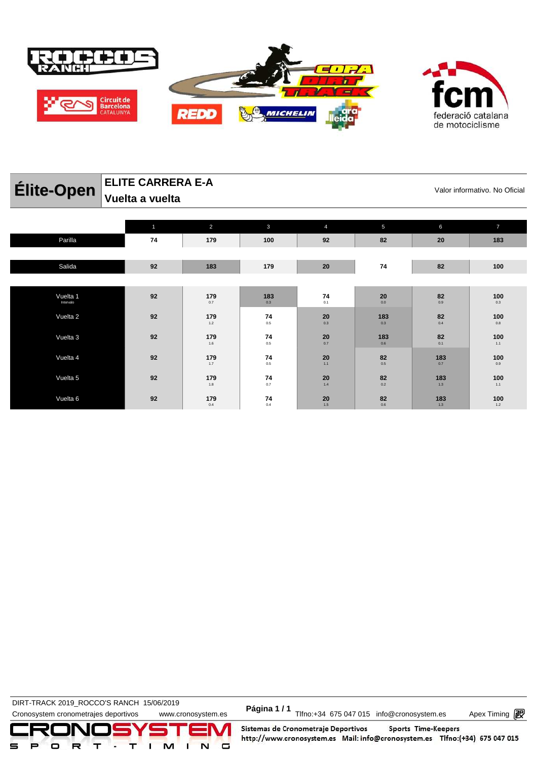## Élite-Open

### ELITE CARRERA E-A
### Vuelta a vuelta

Valor informativo. No Oficial

| | 1 | 2 | 3 | 4 | 5 | 6 | 7 |
|---|---|---|---|---|---|---|---|
| Parilla | 74 | 179 | 100 | 92 | 82 | 20 | 183 |
| Salida | 92 | 183 | 179 | 20 | 74 | 82 | 100 |
| Vuelta 1 (Intervalo) | 92 | 179 0.7 | 183 0.3 | 74 0.1 | 20 0.0 | 82 0.9 | 100 0.3 |
| Vuelta 2 | 92 | 179 1.2 | 74 0.5 | 20 0.3 | 183 0.3 | 82 0.4 | 100 0.8 |
| Vuelta 3 | 92 | 179 1.6 | 74 0.5 | 20 0.7 | 183 0.6 | 82 0.1 | 100 1.1 |
| Vuelta 4 | 92 | 179 1.7 | 74 0.5 | 20 1.1 | 82 0.5 | 183 0.7 | 100 0.9 |
| Vuelta 5 | 92 | 179 1.8 | 74 0.7 | 20 1.4 | 82 0.2 | 183 1.3 | 100 1.1 |
| Vuelta 6 | 92 | 179 0.4 | 74 0.4 | 20 1.5 | 82 0.6 | 183 1.3 | 100 1.2 |

DIRT-TRACK 2019_ROCCO'S RANCH 15/06/2019
Cronosystem cronometrajes deportivos www.cronosystem.es Tlfno:+34 675 047 015 info@cronosystem.es Apex Timing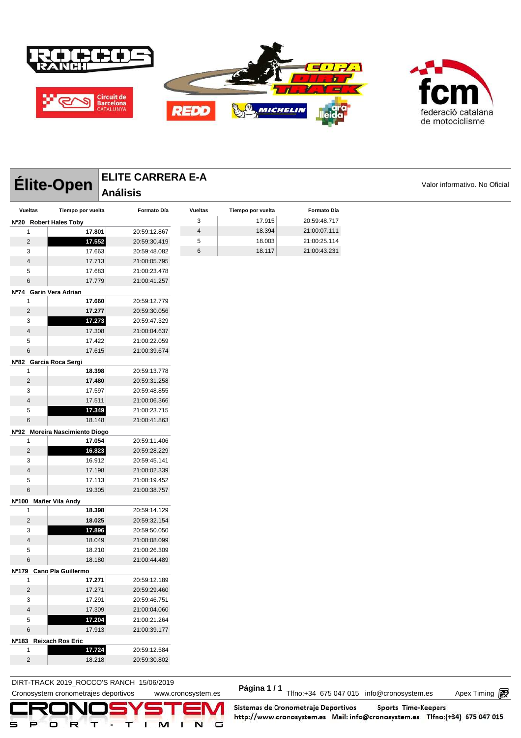# Élite-Open

## ELITE CARRERA E-A

## Análisis

Valor informativo. No Oficial

| Vueltas | Tiempo por vuelta | Formato Día |
|---|---|---|
| **Nº20 Robert Hales Toby** | | |
| 1 | **17.801** | 20:59:12.867 |
| 2 | **17.552** | 20:59:30.419 |
| 3 | 17.663 | 20:59:48.082 |
| 4 | 17.713 | 21:00:05.795 |
| 5 | 17.683 | 21:00:23.478 |
| 6 | 17.779 | 21:00:41.257 |
| **Nº74 Garin Vera Adrian** | | |
| 1 | **17.660** | 20:59:12.779 |
| 2 | **17.277** | 20:59:30.056 |
| 3 | **17.273** | 20:59:47.329 |
| 4 | 17.308 | 21:00:04.637 |
| 5 | 17.422 | 21:00:22.059 |
| 6 | 17.615 | 21:00:39.674 |
| **Nº82 Garcia Roca Sergi** | | |
| 1 | **18.398** | 20:59:13.778 |
| 2 | **17.480** | 20:59:31.258 |
| 3 | 17.597 | 20:59:48.855 |
| 4 | 17.511 | 21:00:06.366 |
| 5 | **17.349** | 21:00:23.715 |
| 6 | 18.148 | 21:00:41.863 |
| **Nº92 Moreira Nascimento Diogo** | | |
| 1 | **17.054** | 20:59:11.406 |
| 2 | **16.823** | 20:59:28.229 |
| 3 | 16.912 | 20:59:45.141 |
| 4 | 17.198 | 21:00:02.339 |
| 5 | 17.113 | 21:00:19.452 |
| 6 | 19.305 | 21:00:38.757 |
| **Nº100 Mañer Vila Andy** | | |
| 1 | **18.398** | 20:59:14.129 |
| 2 | **18.025** | 20:59:32.154 |
| 3 | **17.896** | 20:59:50.050 |
| 4 | 18.049 | 21:00:08.099 |
| 5 | 18.210 | 21:00:26.309 |
| 6 | 18.180 | 21:00:44.489 |
| **Nº179 Cano Pla Guillermo** | | |
| 1 | **17.271** | 20:59:12.189 |
| 2 | 17.271 | 20:59:29.460 |
| 3 | 17.291 | 20:59:46.751 |
| 4 | 17.309 | 21:00:04.060 |
| 5 | **17.204** | 21:00:21.264 |
| 6 | 17.913 | 21:00:39.177 |
| **Nº183 Reixach Ros Eric** | | |
| 1 | **17.724** | 20:59:12.584 |
| 2 | 18.218 | 20:59:30.802 |
| 3 | 17.915 | 20:59:48.717 |
| 4 | 18.394 | 21:00:07.111 |
| 5 | 18.003 | 21:00:25.114 |
| 6 | 18.117 | 21:00:43.231 |

DIRT-TRACK 2019_ROCCO'S RANCH 15/06/2019

Cronosystem cronometrajes deportivos www.cronosystem.es Tlfno:+34 675 047 015 info@cronosystem.es Apex Timing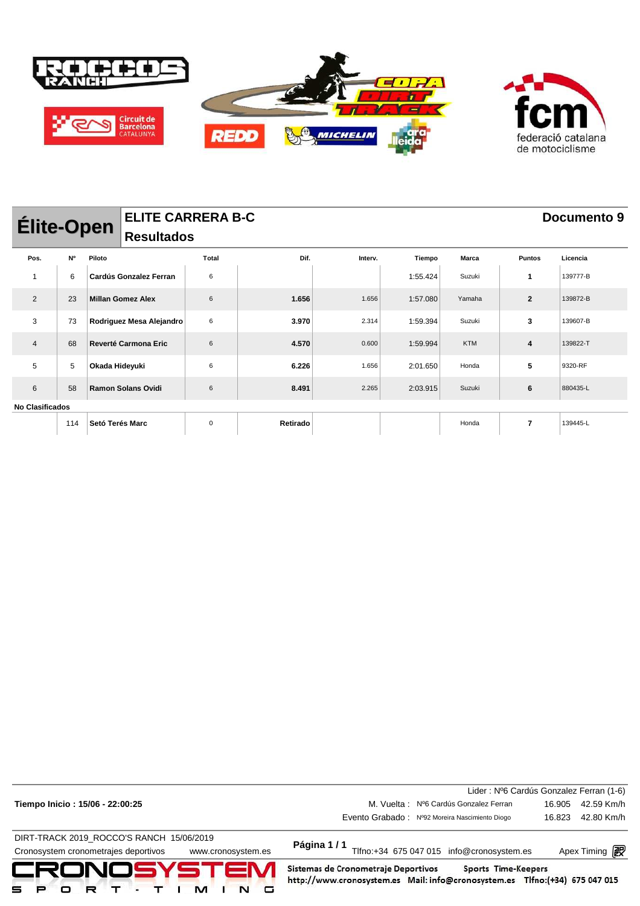# Élite-Open

## ELITE CARRERA B-C

### Resultados

**Documento 9**

| Pos. | Nº | Piloto | Total | Dif. | Interv. | Tiempo | Marca | Puntos | Licencia |
|---|---|---|---|---|---|---|---|---|---|
| 1 | 6 | **Cardús Gonzalez Ferran** | 6 | | | 1:55.424 | Suzuki | **1** | 139777-B |
| 2 | 23 | **Millan Gomez Alex** | 6 | **1.656** | 1.656 | 1:57.080 | Yamaha | **2** | 139872-B |
| 3 | 73 | **Rodriguez Mesa Alejandro** | 6 | **3.970** | 2.314 | 1:59.394 | Suzuki | **3** | 139607-B |
| 4 | 68 | **Reverté Carmona Eric** | 6 | **4.570** | 0.600 | 1:59.994 | KTM | **4** | 139822-T |
| 5 | 5 | **Okada Hideyuki** | 6 | **6.226** | 1.656 | 2:01.650 | Honda | **5** | 9320-RF |
| 6 | 58 | **Ramon Solans Ovidi** | 6 | **8.491** | 2.265 | 2:03.915 | Suzuki | **6** | 880435-L |
| **No Clasificados** | | | | | | | | | |
| | 114 | **Setó Terés Marc** | 0 | **Retirado** | | | Honda | **7** | 139445-L |

**Tiempo Inicio : 15/06 - 22:00:25**

Lider : Nº6 Cardús Gonzalez Ferran (1-6)

M. Vuelta : Nº6 Cardús Gonzalez Ferran 16.905 42.59 Km/h

Evento Grabado : Nº92 Moreira Nascimiento Diogo 16.823 42.80 Km/h

DIRT-TRACK 2019_ROCCO'S RANCH 15/06/2019

Cronosystem cronometrajes deportivos www.cronosystem.es

Página 1 / 1 Tlfno:+34 675 047 015 info@cronosystem.es Apex Timing

Sistemas de Cronometraje Deportivos Sports Time-Keepers
http://www.cronosystem.es Mail: info@cronosystem.es Tlfno:(+34) 675 047 015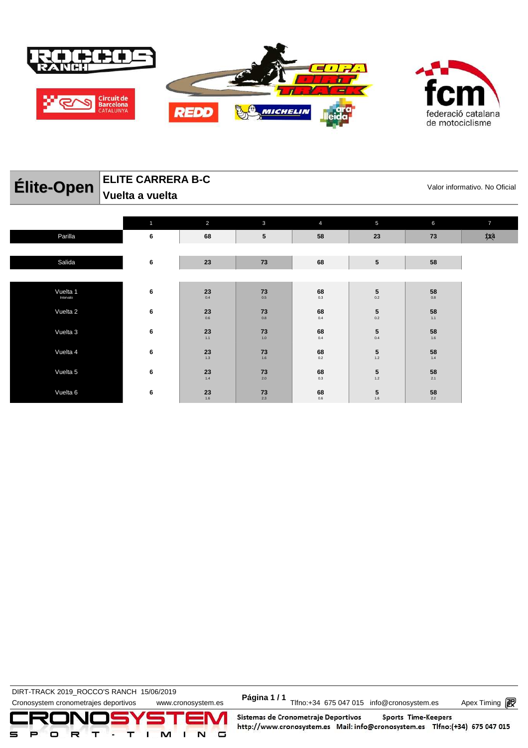# Élite-Open

## ELITE CARRERA B-C
## Vuelta a vuelta

Valor informativo. No Oficial

| | 1 | 2 | 3 | 4 | 5 | 6 | 7 |
|---|---|---|---|---|---|---|---|
| Parilla | 6 | 68 | 5 | 58 | 23 | 73 | 114 |
| Salida | 6 | 23 | 73 | 68 | 5 | 58 | |
| Vuelta 1 (Intervalo) | 6 | 23 (0.4) | 73 (0.5) | 68 (0.3) | 5 (0.2) | 58 (0.8) | |
| Vuelta 2 | 6 | 23 (0.6) | 73 (0.8) | 68 (0.4) | 5 (0.2) | 58 (1.1) | |
| Vuelta 3 | 6 | 23 (1.1) | 73 (1.0) | 68 (0.4) | 5 (0.4) | 58 (1.6) | |
| Vuelta 4 | 6 | 23 (1.3) | 73 (1.6) | 68 (0.2) | 5 (1.2) | 58 (1.4) | |
| Vuelta 5 | 6 | 23 (1.4) | 73 (2.0) | 68 (0.3) | 5 (1.2) | 58 (2.1) | |
| Vuelta 6 | 6 | 23 (1.6) | 73 (2.3) | 68 (0.6) | 5 (1.6) | 58 (2.2) | |

DIRT-TRACK 2019_ROCCO'S RANCH 15/06/2019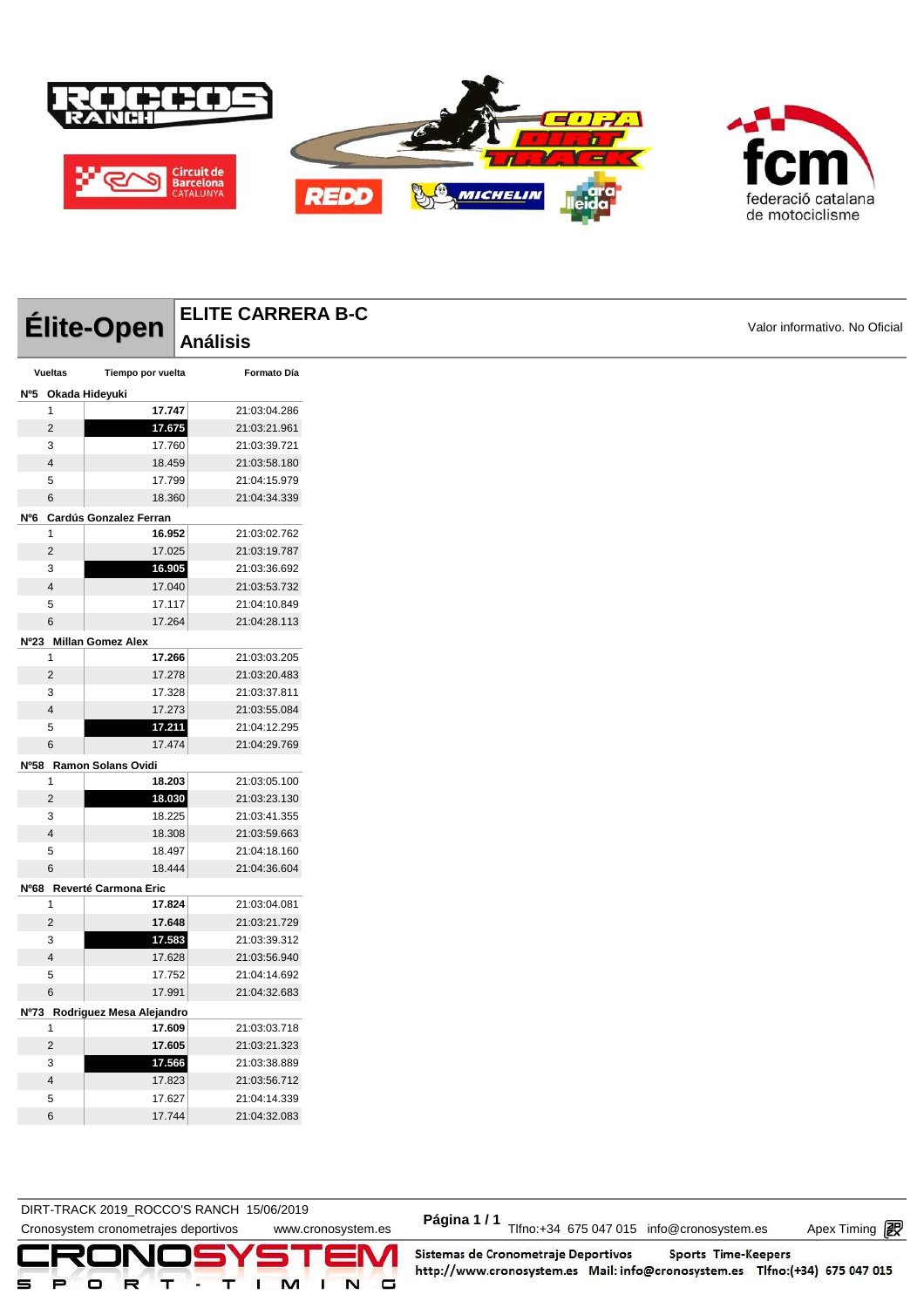# Élite-Open

## ELITE CARRERA B-C
## Análisis

Valor informativo. No Oficial

| Vueltas | Tiempo por vuelta | Formato Día |
|---|---|---|
| **Nº5 Okada Hideyuki** | | |
| 1 | **17.747** | 21:03:04.286 |
| 2 | **17.675** | 21:03:21.961 |
| 3 | 17.760 | 21:03:39.721 |
| 4 | 18.459 | 21:03:58.180 |
| 5 | 17.799 | 21:04:15.979 |
| 6 | 18.360 | 21:04:34.339 |
| **Nº6 Cardús Gonzalez Ferran** | | |
| 1 | **16.952** | 21:03:02.762 |
| 2 | 17.025 | 21:03:19.787 |
| 3 | **16.905** | 21:03:36.692 |
| 4 | 17.040 | 21:03:53.732 |
| 5 | 17.117 | 21:04:10.849 |
| 6 | 17.264 | 21:04:28.113 |
| **Nº23 Millan Gomez Alex** | | |
| 1 | **17.266** | 21:03:03.205 |
| 2 | 17.278 | 21:03:20.483 |
| 3 | 17.328 | 21:03:37.811 |
| 4 | 17.273 | 21:03:55.084 |
| 5 | **17.211** | 21:04:12.295 |
| 6 | 17.474 | 21:04:29.769 |
| **Nº58 Ramon Solans Ovidi** | | |
| 1 | **18.203** | 21:03:05.100 |
| 2 | **18.030** | 21:03:23.130 |
| 3 | 18.225 | 21:03:41.355 |
| 4 | 18.308 | 21:03:59.663 |
| 5 | 18.497 | 21:04:18.160 |
| 6 | 18.444 | 21:04:36.604 |
| **Nº68 Reverté Carmona Eric** | | |
| 1 | **17.824** | 21:03:04.081 |
| 2 | **17.648** | 21:03:21.729 |
| 3 | **17.583** | 21:03:39.312 |
| 4 | 17.628 | 21:03:56.940 |
| 5 | 17.752 | 21:04:14.692 |
| 6 | 17.991 | 21:04:32.683 |
| **Nº73 Rodriguez Mesa Alejandro** | | |
| 1 | **17.609** | 21:03:03.718 |
| 2 | **17.605** | 21:03:21.323 |
| 3 | **17.566** | 21:03:38.889 |
| 4 | 17.823 | 21:03:56.712 |
| 5 | 17.627 | 21:04:14.339 |
| 6 | 17.744 | 21:04:32.083 |

DIRT-TRACK 2019_ROCCO'S RANCH 15/06/2019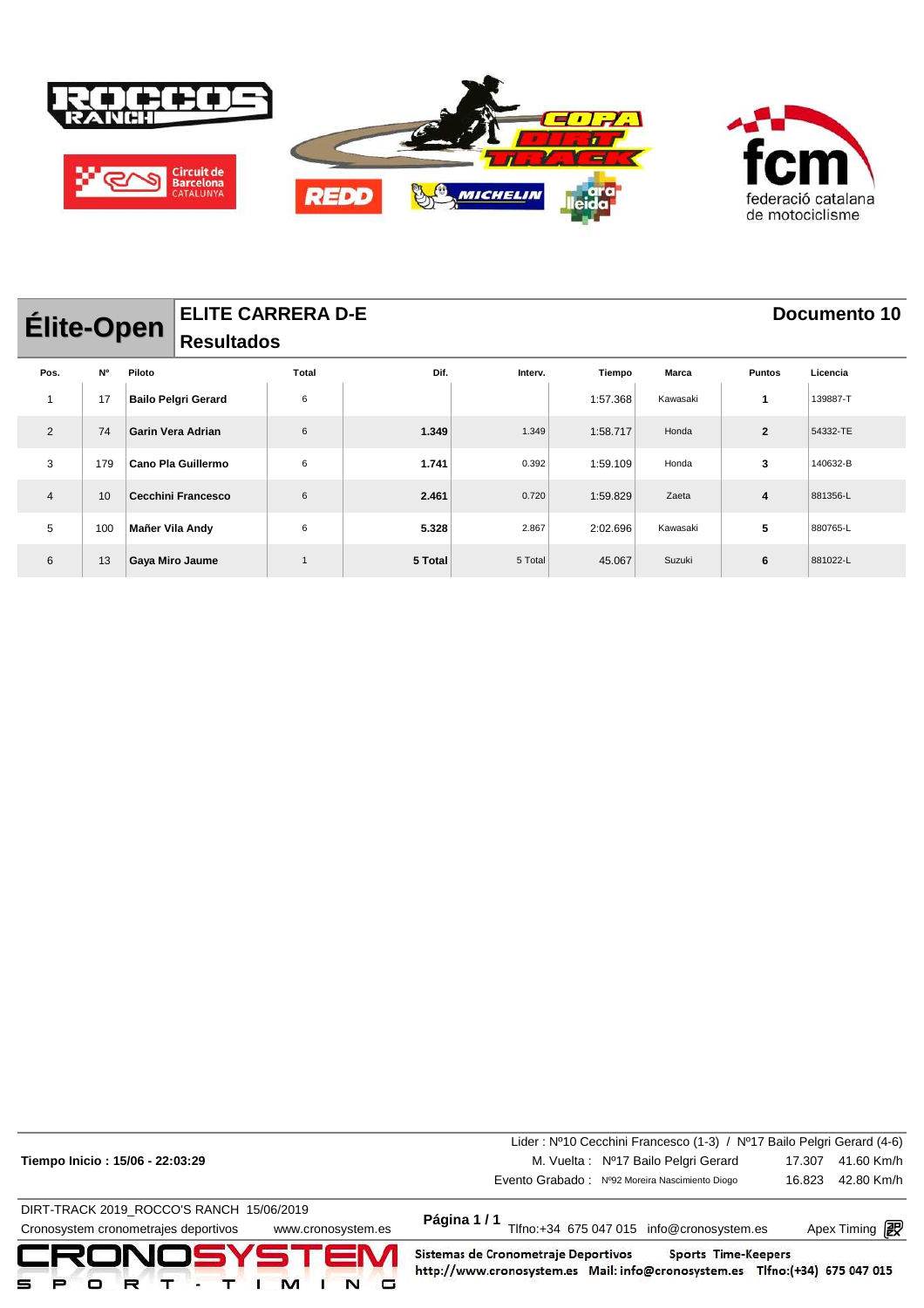# Élite-Open

## ELITE CARRERA D-E

### Resultados

**Documento 10**

| Pos. | Nº | Piloto | Total | Dif. | Interv. | Tiempo | Marca | Puntos | Licencia |
|---|---|---|---|---|---|---|---|---|---|
| 1 | 17 | **Bailo Pelgri Gerard** | 6 | | | 1:57.368 | Kawasaki | **1** | 139887-T |
| 2 | 74 | **Garin Vera Adrian** | 6 | **1.349** | 1.349 | 1:58.717 | Honda | **2** | 54332-TE |
| 3 | 179 | **Cano Pla Guillermo** | 6 | **1.741** | 0.392 | 1:59.109 | Honda | **3** | 140632-B |
| 4 | 10 | **Cecchini Francesco** | 6 | **2.461** | 0.720 | 1:59.829 | Zaeta | **4** | 881356-L |
| 5 | 100 | **Mañer Vila Andy** | 6 | **5.328** | 2.867 | 2:02.696 | Kawasaki | **5** | 880765-L |
| 6 | 13 | **Gaya Miro Jaume** | 1 | **5 Total** | 5 Total | 45.067 | Suzuki | **6** | 881022-L |

**Tiempo Inicio : 15/06 - 22:03:29**

Lider : Nº10 Cecchini Francesco (1-3) / Nº17 Bailo Pelgri Gerard (4-6)

M. Vuelta : Nº17 Bailo Pelgri Gerard 17.307 41.60 Km/h

Evento Grabado : Nº92 Moreira Nascimiento Diogo 16.823 42.80 Km/h

DIRT-TRACK 2019_ROCCO'S RANCH 15/06/2019

Cronosystem cronometrajes deportivos www.cronosystem.es

Página 1 / 1

Tlfno:+34 675 047 015 info@cronosystem.es Apex Timing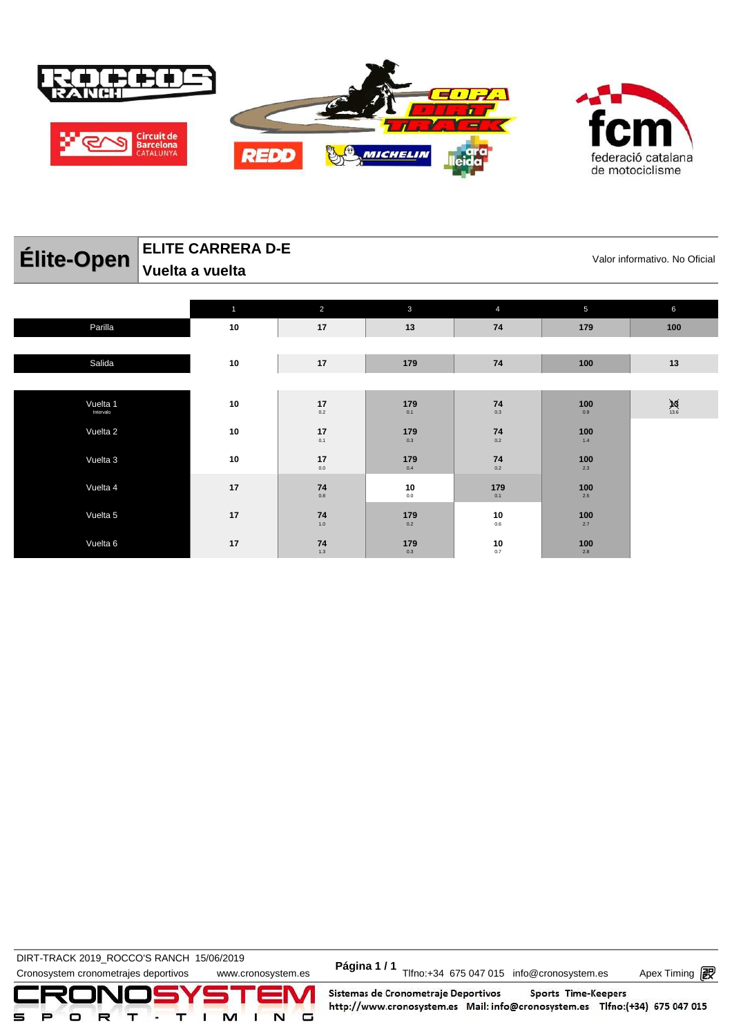# Élite-Open

## ELITE CARRERA D-E

## Vuelta a vuelta

Valor informativo. No Oficial

| | 1 | 2 | 3 | 4 | 5 | 6 |
|---|---|---|---|---|---|---|
| Parilla | 10 | 17 | 13 | 74 | 179 | 100 |
| Salida | 10 | 17 | 179 | 74 | 100 | 13 |
| Vuelta 1 (Intervalo) | 10 | 17 0.2 | 179 0.1 | 74 0.3 | 100 0.9 | 13 13.6 |
| Vuelta 2 | 10 | 17 0.1 | 179 0.3 | 74 0.2 | 100 1.4 | |
| Vuelta 3 | 10 | 17 0.0 | 179 0.4 | 74 0.2 | 100 2.3 | |
| Vuelta 4 | 17 | 74 0.8 | 10 0.0 | 179 0.1 | 100 2.5 | |
| Vuelta 5 | 17 | 74 1.0 | 179 0.2 | 10 0.6 | 100 2.7 | |
| Vuelta 6 | 17 | 74 1.3 | 179 0.3 | 10 0.7 | 100 2.8 | |

DIRT-TRACK 2019_ROCCO'S RANCH 15/06/2019

Cronosystem cronometrajes deportivos www.cronosystem.es Tlfno:+34 675 047 015 info@cronosystem.es Apex Timing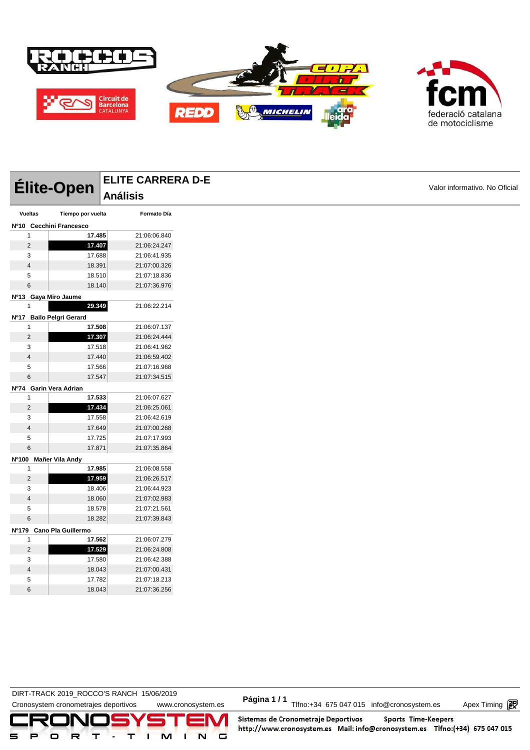# Élite-Open

## ELITE CARRERA D-E
## Análisis

Valor informativo. No Oficial

| Vueltas | Tiempo por vuelta | Formato Día |
|---|---|---|
| **Nº10 Cecchini Francesco** | | |
| 1 | **17.485** | 21:06:06.840 |
| 2 | **17.407** | 21:06:24.247 |
| 3 | 17.688 | 21:06:41.935 |
| 4 | 18.391 | 21:07:00.326 |
| 5 | 18.510 | 21:07:18.836 |
| 6 | 18.140 | 21:07:36.976 |
| **Nº13 Gaya Miro Jaume** | | |
| 1 | **29.349** | 21:06:22.214 |
| **Nº17 Bailo Pelgri Gerard** | | |
| 1 | **17.508** | 21:06:07.137 |
| 2 | **17.307** | 21:06:24.444 |
| 3 | 17.518 | 21:06:41.962 |
| 4 | 17.440 | 21:06:59.402 |
| 5 | 17.566 | 21:07:16.968 |
| 6 | 17.547 | 21:07:34.515 |
| **Nº74 Garin Vera Adrian** | | |
| 1 | **17.533** | 21:06:07.627 |
| 2 | **17.434** | 21:06:25.061 |
| 3 | 17.558 | 21:06:42.619 |
| 4 | 17.649 | 21:07:00.268 |
| 5 | 17.725 | 21:07:17.993 |
| 6 | 17.871 | 21:07:35.864 |
| **Nº100 Mañer Vila Andy** | | |
| 1 | **17.985** | 21:06:08.558 |
| 2 | **17.959** | 21:06:26.517 |
| 3 | 18.406 | 21:06:44.923 |
| 4 | 18.060 | 21:07:02.983 |
| 5 | 18.578 | 21:07:21.561 |
| 6 | 18.282 | 21:07:39.843 |
| **Nº179 Cano Pla Guillermo** | | |
| 1 | **17.562** | 21:06:07.279 |
| 2 | **17.529** | 21:06:24.808 |
| 3 | 17.580 | 21:06:42.388 |
| 4 | 18.043 | 21:07:00.431 |
| 5 | 17.782 | 21:07:18.213 |
| 6 | 18.043 | 21:07:36.256 |

DIRT-TRACK 2019_ROCCO'S RANCH 15/06/2019

Cronosystem cronometrajes deportivos www.cronosystem.es Tlfno:+34 675 047 015 info@cronosystem.es Apex Timing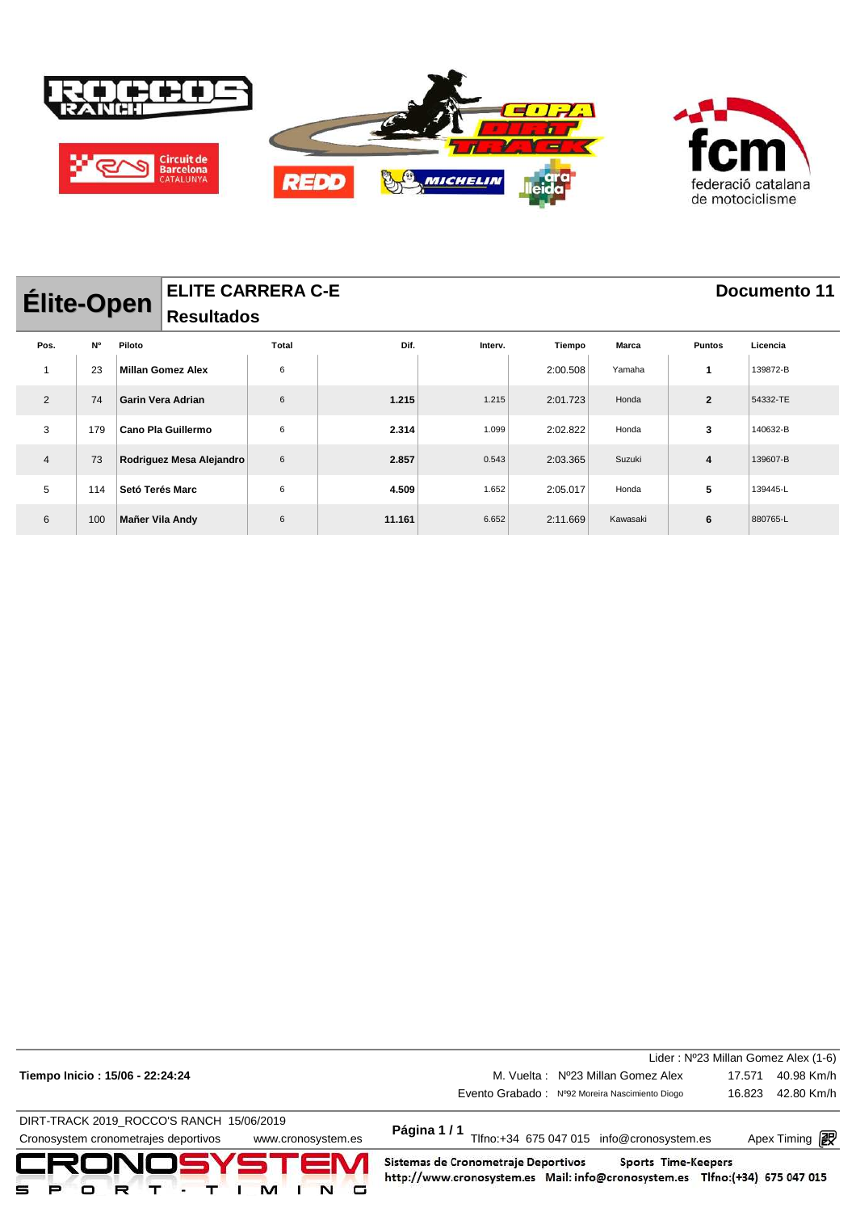## Élite-Open

**ELITE CARRERA C-E**

**Resultados**

**Documento 11**

| Pos. | Nº | Piloto | Total | Dif. | Interv. | Tiempo | Marca | Puntos | Licencia |
|---|---|---|---|---|---|---|---|---|---|
| 1 | 23 | **Millan Gomez Alex** | 6 | | | 2:00.508 | Yamaha | **1** | 139872-B |
| 2 | 74 | **Garin Vera Adrian** | 6 | **1.215** | 1.215 | 2:01.723 | Honda | **2** | 54332-TE |
| 3 | 179 | **Cano Pla Guillermo** | 6 | **2.314** | 1.099 | 2:02.822 | Honda | **3** | 140632-B |
| 4 | 73 | **Rodriguez Mesa Alejandro** | 6 | **2.857** | 0.543 | 2:03.365 | Suzuki | **4** | 139607-B |
| 5 | 114 | **Setó Terés Marc** | 6 | **4.509** | 1.652 | 2:05.017 | Honda | **5** | 139445-L |
| 6 | 100 | **Mañer Vila Andy** | 6 | **11.161** | 6.652 | 2:11.669 | Kawasaki | **6** | 880765-L |

Lider : Nº23 Millan Gomez Alex (1-6)

**Tiempo Inicio : 15/06 - 22:24:24**

M. Vuelta : Nº23 Millan Gomez Alex 17.571 40.98 Km/h

Evento Grabado : Nº92 Moreira Nascimiento Diogo 16.823 42.80 Km/h

DIRT-TRACK 2019_ROCCO'S RANCH 15/06/2019

Cronosystem cronometrajes deportivos www.cronosystem.es

**Página 1 / 1** Tlfno:+34 675 047 015 info@cronosystem.es Apex Timing

Sistemas de Cronometraje Deportivos Sports Time-Keepers

http://www.cronosystem.es Mail: info@cronosystem.es Tlfno:(+34) 675 047 015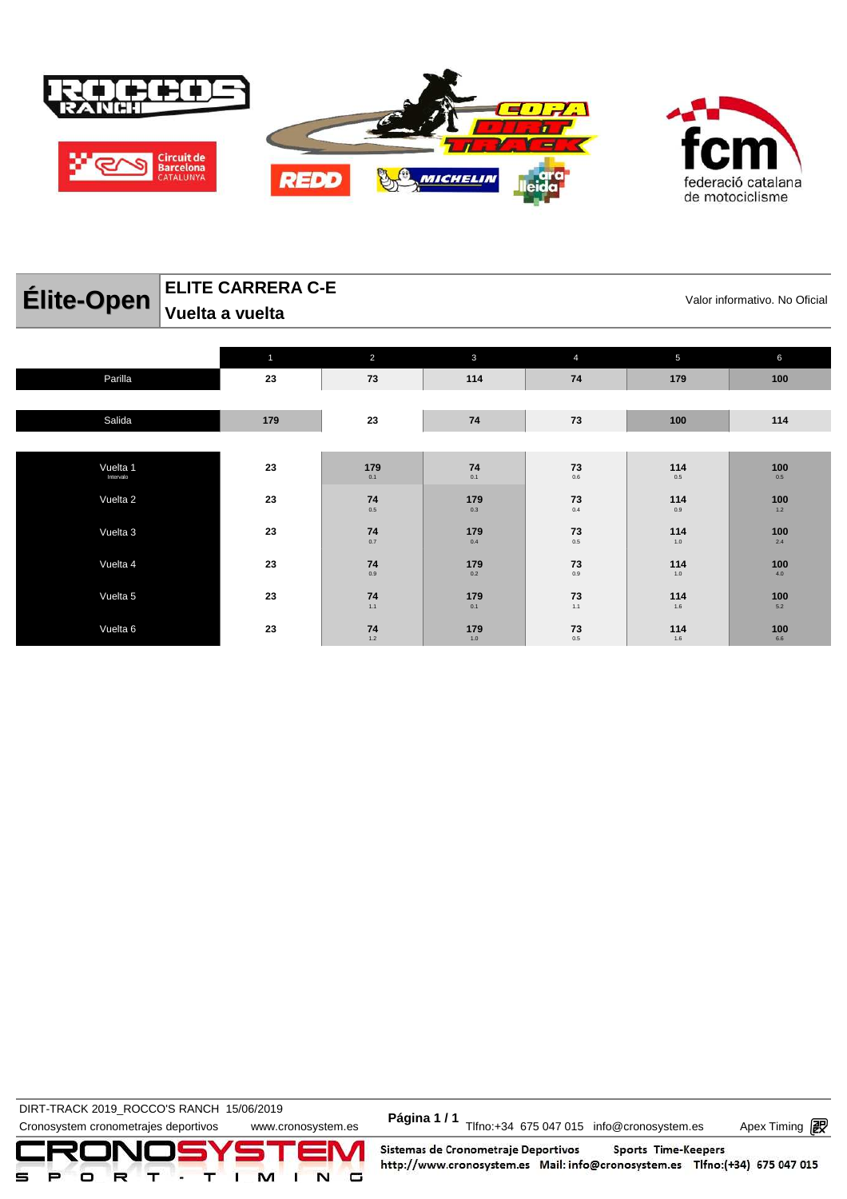## Élite-Open

**ELITE CARRERA C-E**

**Vuelta a vuelta**

Valor informativo. No Oficial

| | 1 | 2 | 3 | 4 | 5 | 6 |
|---|---|---|---|---|---|---|
| Parilla | 23 | 73 | 114 | 74 | 179 | 100 |
| Salida | 179 | 23 | 74 | 73 | 100 | 114 |
| Vuelta 1 (Intervalo) | 23 | 179 (0.1) | 74 (0.1) | 73 (0.6) | 114 (0.5) | 100 (0.5) |
| Vuelta 2 | 23 | 74 (0.5) | 179 (0.3) | 73 (0.4) | 114 (0.9) | 100 (1.2) |
| Vuelta 3 | 23 | 74 (0.7) | 179 (0.4) | 73 (0.5) | 114 (1.0) | 100 (2.4) |
| Vuelta 4 | 23 | 74 (0.9) | 179 (0.2) | 73 (0.9) | 114 (1.0) | 100 (4.0) |
| Vuelta 5 | 23 | 74 (1.1) | 179 (0.1) | 73 (1.1) | 114 (1.6) | 100 (5.2) |
| Vuelta 6 | 23 | 74 (1.2) | 179 (1.0) | 73 (0.5) | 114 (1.6) | 100 (6.6) |

DIRT-TRACK 2019_ROCCO'S RANCH 15/06/2019

Cronosystem cronometrajes deportivos www.cronosystem.es Tlfno:+34 675 047 015 info@cronosystem.es Apex Timing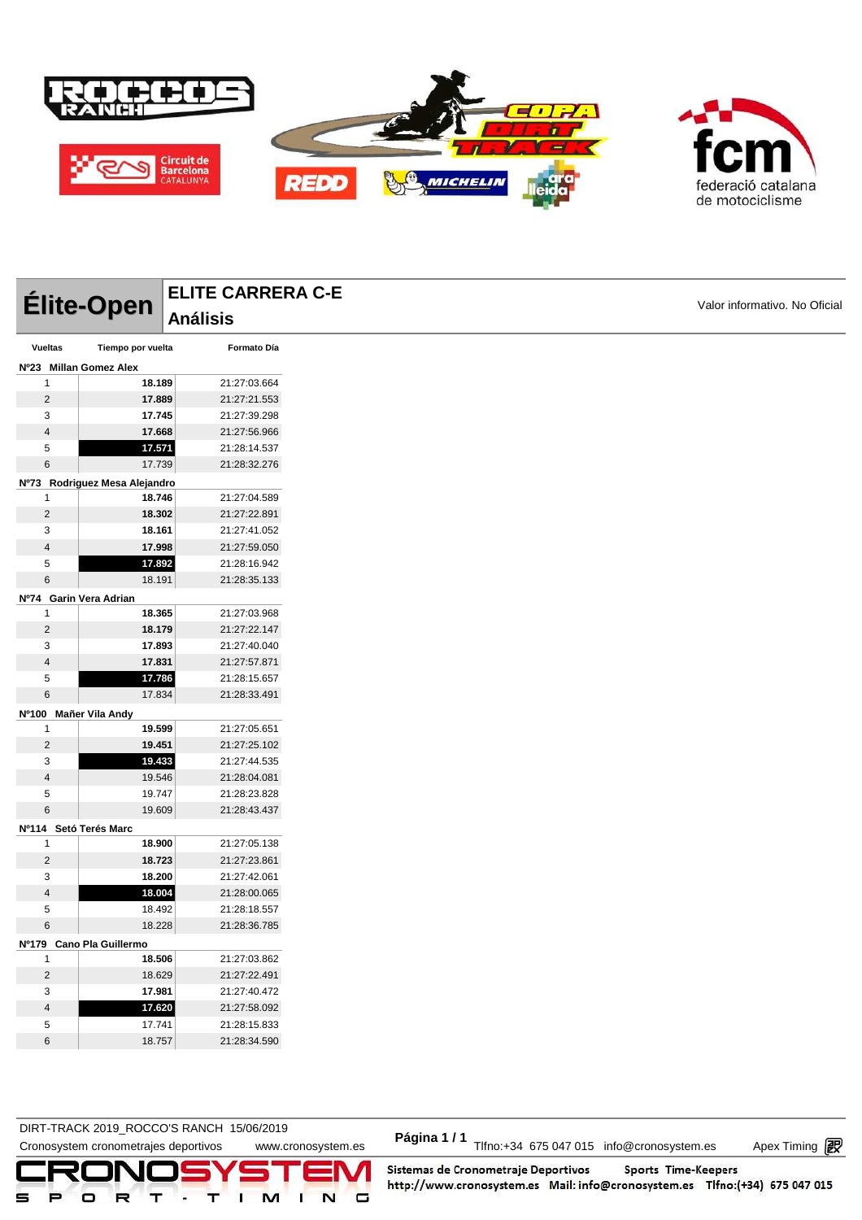# Élite-Open

## ELITE CARRERA C-E

## Análisis

Valor informativo. No Oficial

| Vueltas | Tiempo por vuelta | Formato Día |
|---|---|---|
| **Nº23 Millan Gomez Alex** | | |
| 1 | **18.189** | 21:27:03.664 |
| 2 | **17.889** | 21:27:21.553 |
| 3 | **17.745** | 21:27:39.298 |
| 4 | **17.668** | 21:27:56.966 |
| 5 | **17.571** | 21:28:14.537 |
| 6 | 17.739 | 21:28:32.276 |
| **Nº73 Rodriguez Mesa Alejandro** | | |
| 1 | **18.746** | 21:27:04.589 |
| 2 | **18.302** | 21:27:22.891 |
| 3 | **18.161** | 21:27:41.052 |
| 4 | **17.998** | 21:27:59.050 |
| 5 | **17.892** | 21:28:16.942 |
| 6 | 18.191 | 21:28:35.133 |
| **Nº74 Garin Vera Adrian** | | |
| 1 | **18.365** | 21:27:03.968 |
| 2 | **18.179** | 21:27:22.147 |
| 3 | **17.893** | 21:27:40.040 |
| 4 | **17.831** | 21:27:57.871 |
| 5 | **17.786** | 21:28:15.657 |
| 6 | 17.834 | 21:28:33.491 |
| **Nº100 Mañer Vila Andy** | | |
| 1 | **19.599** | 21:27:05.651 |
| 2 | **19.451** | 21:27:25.102 |
| 3 | **19.433** | 21:27:44.535 |
| 4 | 19.546 | 21:28:04.081 |
| 5 | 19.747 | 21:28:23.828 |
| 6 | 19.609 | 21:28:43.437 |
| **Nº114 Setó Terés Marc** | | |
| 1 | **18.900** | 21:27:05.138 |
| 2 | **18.723** | 21:27:23.861 |
| 3 | **18.200** | 21:27:42.061 |
| 4 | **18.004** | 21:28:00.065 |
| 5 | 18.492 | 21:28:18.557 |
| 6 | 18.228 | 21:28:36.785 |
| **Nº179 Cano Pla Guillermo** | | |
| 1 | **18.506** | 21:27:03.862 |
| 2 | 18.629 | 21:27:22.491 |
| 3 | **17.981** | 21:27:40.472 |
| 4 | **17.620** | 21:27:58.092 |
| 5 | 17.741 | 21:28:15.833 |
| 6 | 18.757 | 21:28:34.590 |

DIRT-TRACK 2019_ROCCO'S RANCH 15/06/2019

Cronosystem cronometrajes deportivos www.cronosystem.es Tlfno:+34 675 047 015 info@cronosystem.es Apex Timing

Sistemas de Cronometraje Deportivos Sports Time-Keepers http://www.cronosystem.es Mail: info@cronosystem.es Tlfno:(+34) 675 047 015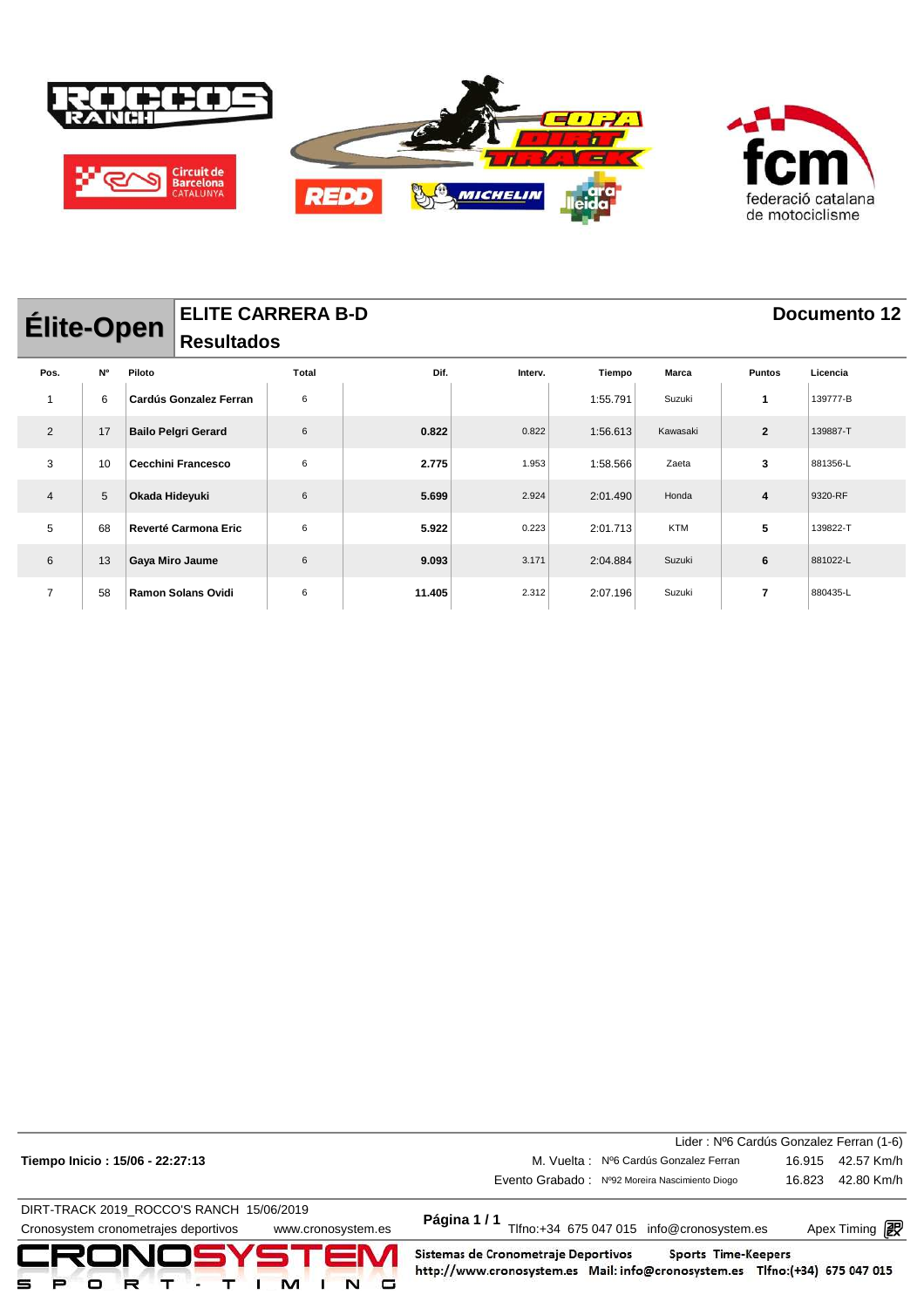## Élite-Open

### ELITE CARRERA B-D
### Resultados

**Documento 12**

| Pos. | Nº | Piloto | Total | Dif. | Interv. | Tiempo | Marca | Puntos | Licencia |
|---|---|---|---|---|---|---|---|---|---|
| 1 | 6 | **Cardús Gonzalez Ferran** | 6 | | | 1:55.791 | Suzuki | **1** | 139777-B |
| 2 | 17 | **Bailo Pelgri Gerard** | 6 | **0.822** | 0.822 | 1:56.613 | Kawasaki | **2** | 139887-T |
| 3 | 10 | **Cecchini Francesco** | 6 | **2.775** | 1.953 | 1:58.566 | Zaeta | **3** | 881356-L |
| 4 | 5 | **Okada Hideyuki** | 6 | **5.699** | 2.924 | 2:01.490 | Honda | **4** | 9320-RF |
| 5 | 68 | **Reverté Carmona Eric** | 6 | **5.922** | 0.223 | 2:01.713 | KTM | **5** | 139822-T |
| 6 | 13 | **Gaya Miro Jaume** | 6 | **9.093** | 3.171 | 2:04.884 | Suzuki | **6** | 881022-L |
| 7 | 58 | **Ramon Solans Ovidi** | 6 | **11.405** | 2.312 | 2:07.196 | Suzuki | **7** | 880435-L |

**Tiempo Inicio : 15/06 - 22:27:13**

Lider : Nº6 Cardús Gonzalez Ferran (1-6)

M. Vuelta : Nº6 Cardús Gonzalez Ferran 16.915 42.57 Km/h

Evento Grabado : Nº92 Moreira Nascimiento Diogo 16.823 42.80 Km/h

DIRT-TRACK 2019_ROCCO'S RANCH 15/06/2019

Cronosystem cronometrajes deportivos www.cronosystem.es

**Página 1 / 1** Tlfno:+34 675 047 015 info@cronosystem.es Apex Timing

Sistemas de Cronometraje Deportivos Sports Time-Keepers
http://www.cronosystem.es Mail: info@cronosystem.es Tlfno:(+34) 675 047 015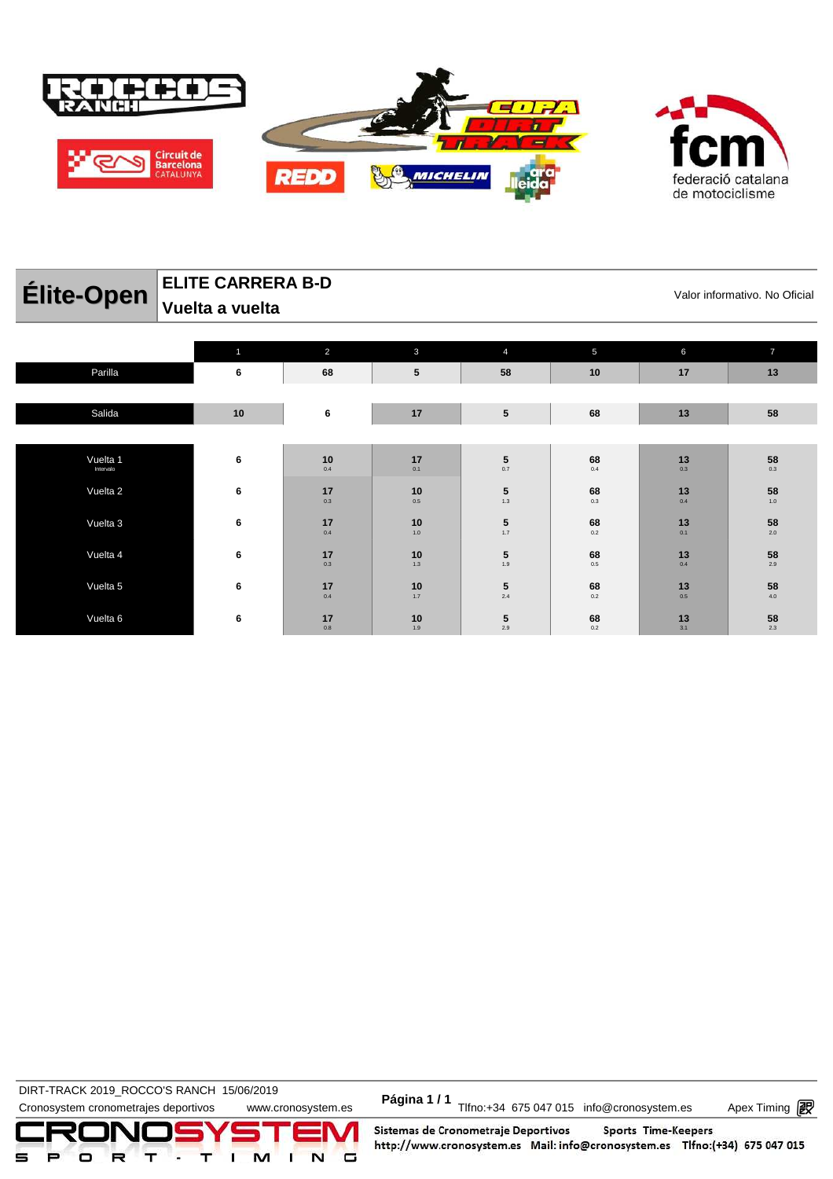# Élite-Open

## ELITE CARRERA B-D
## Vuelta a vuelta

Valor informativo. No Oficial

| | 1 | 2 | 3 | 4 | 5 | 6 | 7 |
|---|---|---|---|---|---|---|---|
| Parilla | 6 | 68 | 5 | 58 | 10 | 17 | 13 |
| Salida | 10 | 6 | 17 | 5 | 68 | 13 | 58 |
| Vuelta 1 (Intervalo) | 6 | 10 (0.4) | 17 (0.1) | 5 (0.7) | 68 (0.4) | 13 (0.3) | 58 (0.3) |
| Vuelta 2 | 6 | 17 (0.3) | 10 (0.5) | 5 (1.3) | 68 (0.3) | 13 (0.4) | 58 (1.0) |
| Vuelta 3 | 6 | 17 (0.4) | 10 (1.0) | 5 (1.7) | 68 (0.2) | 13 (0.1) | 58 (2.0) |
| Vuelta 4 | 6 | 17 (0.3) | 10 (1.3) | 5 (1.9) | 68 (0.5) | 13 (0.4) | 58 (2.9) |
| Vuelta 5 | 6 | 17 (0.4) | 10 (1.7) | 5 (2.4) | 68 (0.2) | 13 (0.5) | 58 (4.0) |
| Vuelta 6 | 6 | 17 (0.8) | 10 (1.9) | 5 (2.9) | 68 (0.2) | 13 (3.1) | 58 (2.3) |

DIRT-TRACK 2019_ROCCO'S RANCH 15/06/2019
Cronosystem cronometrajes deportivos www.cronosystem.es
Tlfno:+34 675 047 015 info@cronosystem.es Apex Timing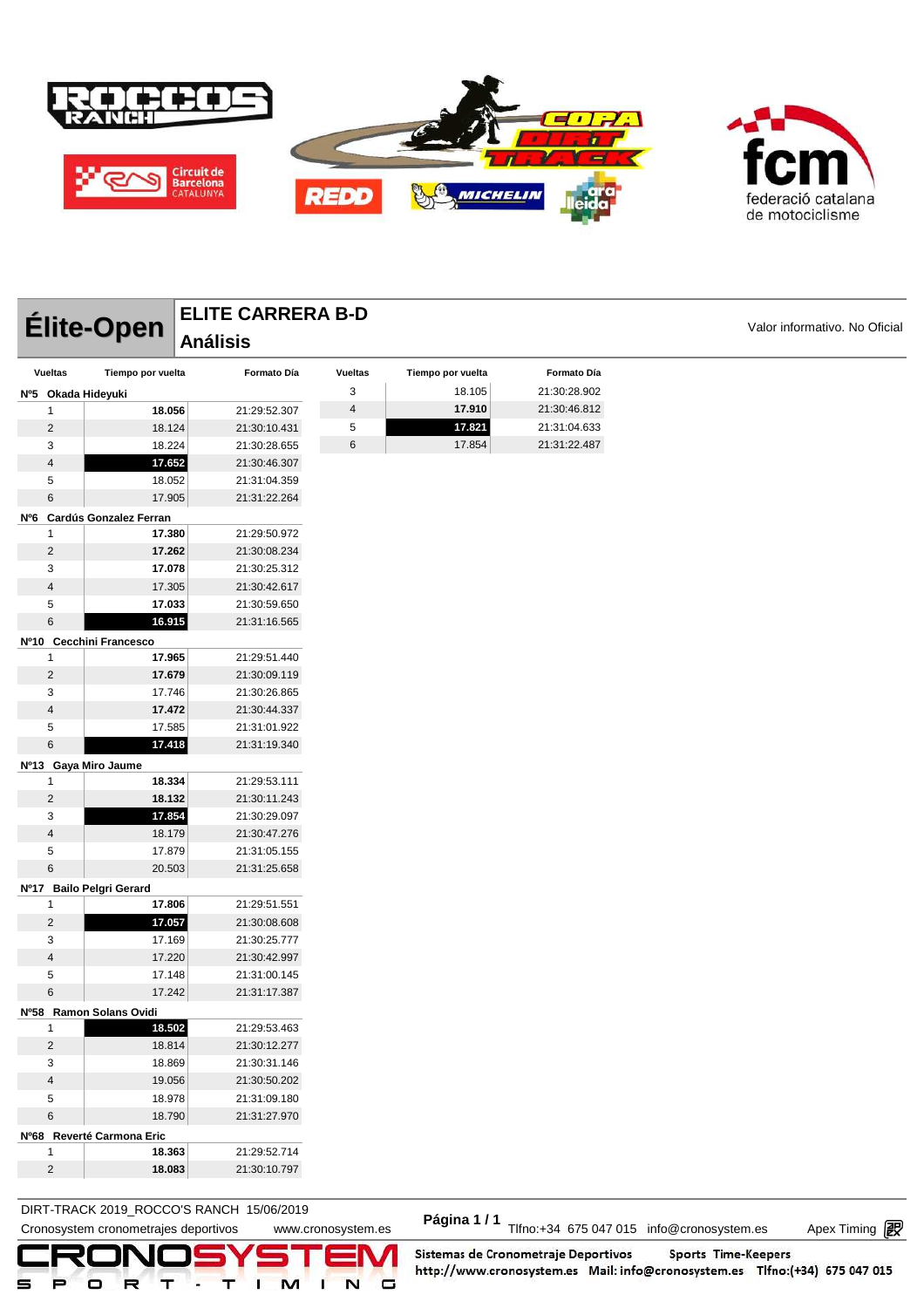# Élite-Open

## ELITE CARRERA B-D
## Análisis

Valor informativo. No Oficial

| Vueltas | Tiempo por vuelta | Formato Día |
|---|---|---|
| **Nº5 Okada Hideyuki** | | |
| 1 | **18.056** | 21:29:52.307 |
| 2 | 18.124 | 21:30:10.431 |
| 3 | 18.224 | 21:30:28.655 |
| 4 | **17.652** | 21:30:46.307 |
| 5 | 18.052 | 21:31:04.359 |
| 6 | 17.905 | 21:31:22.264 |
| **Nº6 Cardús Gonzalez Ferran** | | |
| 1 | **17.380** | 21:29:50.972 |
| 2 | **17.262** | 21:30:08.234 |
| 3 | **17.078** | 21:30:25.312 |
| 4 | 17.305 | 21:30:42.617 |
| 5 | **17.033** | 21:30:59.650 |
| 6 | **16.915** | 21:31:16.565 |
| **Nº10 Cecchini Francesco** | | |
| 1 | **17.965** | 21:29:51.440 |
| 2 | **17.679** | 21:30:09.119 |
| 3 | 17.746 | 21:30:26.865 |
| 4 | **17.472** | 21:30:44.337 |
| 5 | 17.585 | 21:31:01.922 |
| 6 | **17.418** | 21:31:19.340 |
| **Nº13 Gaya Miro Jaume** | | |
| 1 | **18.334** | 21:29:53.111 |
| 2 | **18.132** | 21:30:11.243 |
| 3 | **17.854** | 21:30:29.097 |
| 4 | 18.179 | 21:30:47.276 |
| 5 | 17.879 | 21:31:05.155 |
| 6 | 20.503 | 21:31:25.658 |
| **Nº17 Bailo Pelgri Gerard** | | |
| 1 | **17.806** | 21:29:51.551 |
| 2 | **17.057** | 21:30:08.608 |
| 3 | 17.169 | 21:30:25.777 |
| 4 | 17.220 | 21:30:42.997 |
| 5 | 17.148 | 21:31:00.145 |
| 6 | 17.242 | 21:31:17.387 |
| **Nº58 Ramon Solans Ovidi** | | |
| 1 | **18.502** | 21:29:53.463 |
| 2 | 18.814 | 21:30:12.277 |
| 3 | 18.869 | 21:30:31.146 |
| 4 | 19.056 | 21:30:50.202 |
| 5 | 18.978 | 21:31:09.180 |
| 6 | 18.790 | 21:31:27.970 |
| **Nº68 Reverté Carmona Eric** | | |
| 1 | **18.363** | 21:29:52.714 |
| 2 | **18.083** | 21:30:10.797 |
| 3 | 18.105 | 21:30:28.902 |
| 4 | **17.910** | 21:30:46.812 |
| 5 | **17.821** | 21:31:04.633 |
| 6 | 17.854 | 21:31:22.487 |

DIRT-TRACK 2019_ROCCO'S RANCH 15/06/2019

Cronosystem cronometrajes deportivos www.cronosystem.es Tlfno:+34 675 047 015 info@cronosystem.es Apex Timing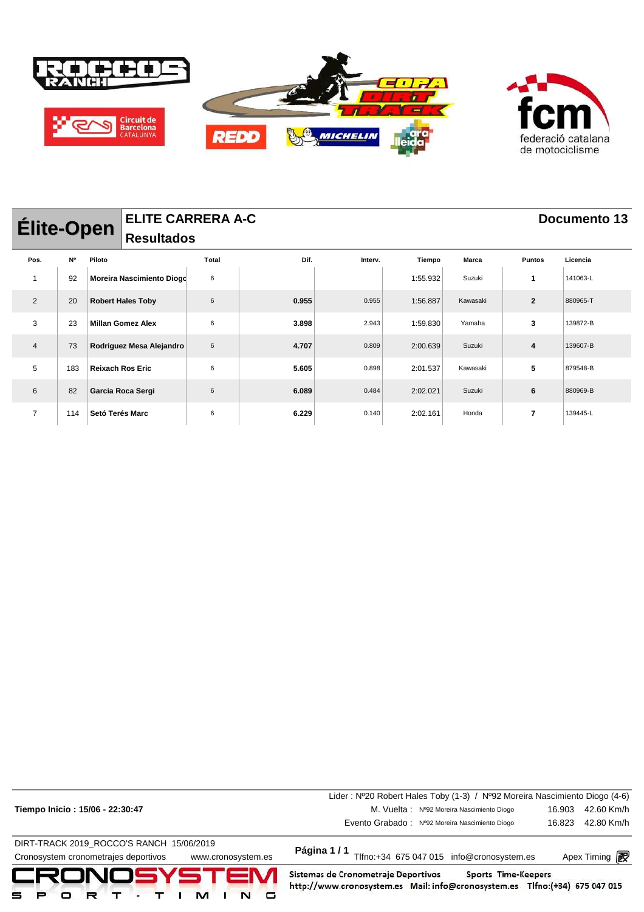# Élite-Open

## ELITE CARRERA A-C

### Resultados

**Documento 13**

| Pos. | Nº | Piloto | Total | Dif. | Interv. | Tiempo | Marca | Puntos | Licencia |
|---|---|---|---|---|---|---|---|---|---|
| 1 | 92 | **Moreira Nascimiento Diogo** | 6 | | | 1:55.932 | Suzuki | **1** | 141063-L |
| 2 | 20 | **Robert Hales Toby** | 6 | **0.955** | 0.955 | 1:56.887 | Kawasaki | **2** | 880965-T |
| 3 | 23 | **Millan Gomez Alex** | 6 | **3.898** | 2.943 | 1:59.830 | Yamaha | **3** | 139872-B |
| 4 | 73 | **Rodriguez Mesa Alejandro** | 6 | **4.707** | 0.809 | 2:00.639 | Suzuki | **4** | 139607-B |
| 5 | 183 | **Reixach Ros Eric** | 6 | **5.605** | 0.898 | 2:01.537 | Kawasaki | **5** | 879548-B |
| 6 | 82 | **Garcia Roca Sergi** | 6 | **6.089** | 0.484 | 2:02.021 | Suzuki | **6** | 880969-B |
| 7 | 114 | **Setó Terés Marc** | 6 | **6.229** | 0.140 | 2:02.161 | Honda | **7** | 139445-L |

**Tiempo Inicio : 15/06 - 22:30:47**

Lider : Nº20 Robert Hales Toby (1-3) / Nº92 Moreira Nascimiento Diogo (4-6)

M. Vuelta : Nº92 Moreira Nascimiento Diogo 16.903 42.60 Km/h

Evento Grabado : Nº92 Moreira Nascimiento Diogo 16.823 42.80 Km/h

DIRT-TRACK 2019_ROCCO'S RANCH 15/06/2019

Cronosystem cronometrajes deportivos www.cronosystem.es

Página 1 / 1 Tlfno:+34 675 047 015 info@cronosystem.es Apex Timing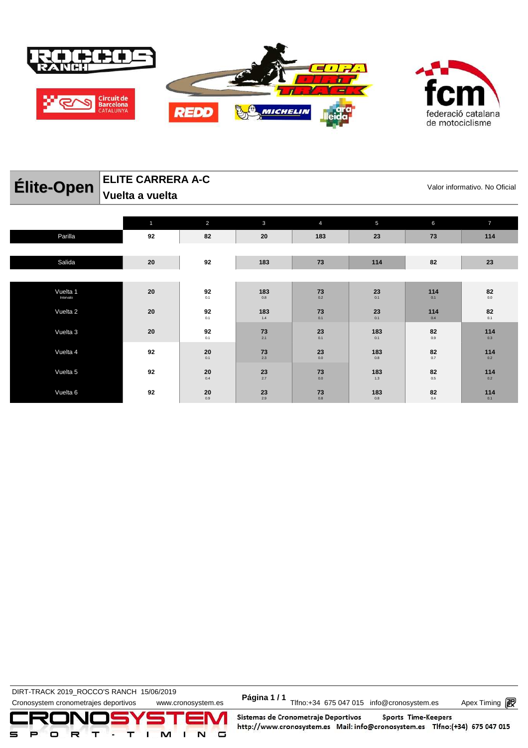# Élite-Open

## ELITE CARRERA A-C
## Vuelta a vuelta

Valor informativo. No Oficial

| | 1 | 2 | 3 | 4 | 5 | 6 | 7 |
|---|---|---|---|---|---|---|---|
| Parilla | 92 | 82 | 20 | 183 | 23 | 73 | 114 |
| Salida | 20 | 92 | 183 | 73 | 114 | 82 | 23 |
| Vuelta 1 (Intervalo) | 20 | 92 (0.1) | 183 (0.8) | 73 (0.2) | 23 (0.1) | 114 (0.1) | 82 (0.0) |
| Vuelta 2 | 20 | 92 (0.1) | 183 (1.4) | 73 (0.1) | 23 (0.1) | 114 (0.4) | 82 (0.1) |
| Vuelta 3 | 20 | 92 (0.1) | 73 (2.1) | 23 (0.1) | 183 (0.1) | 82 (0.9) | 114 (0.3) |
| Vuelta 4 | 92 | 20 (0.1) | 73 (2.3) | 23 (0.0) | 183 (0.8) | 82 (0.7) | 114 (0.2) |
| Vuelta 5 | 92 | 20 (0.4) | 23 (2.7) | 73 (0.0) | 183 (1.3) | 82 (0.5) | 114 (0.2) |
| Vuelta 6 | 92 | 20 (0.9) | 23 (2.9) | 73 (0.8) | 183 (0.8) | 82 (0.4) | 114 (0.1) |

DIRT-TRACK 2019_ROCCO'S RANCH 15/06/2019

Cronosystem cronometrajes deportivos www.cronosystem.es Tlfno:+34 675 047 015 info@cronosystem.es Apex Timing

Sistemas de Cronometraje Deportivos Sports Time-Keepers http://www.cronosystem.es Mail: info@cronosystem.es Tlfno:(+34) 675 047 015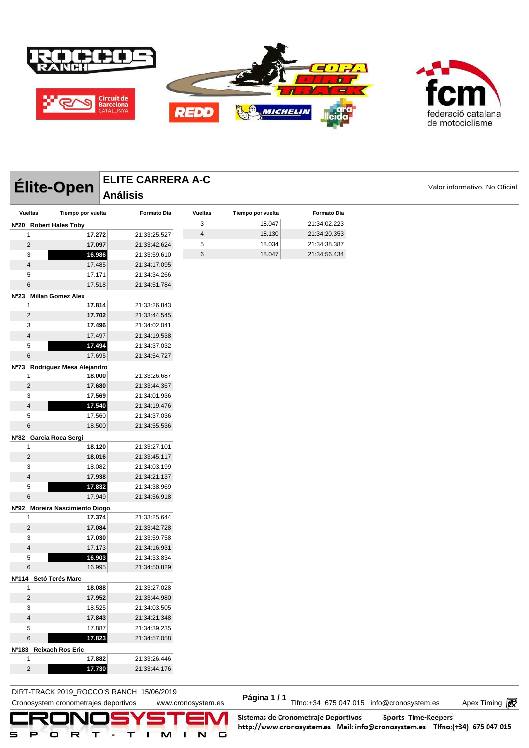# Élite-Open

## ELITE CARRERA A-C
## Análisis

Valor informativo. No Oficial

| Vueltas | Tiempo por vuelta | Formato Día |
|---|---|---|
| **Nº20 Robert Hales Toby** | | |
| 1 | **17.272** | 21:33:25.527 |
| 2 | **17.097** | 21:33:42.624 |
| 3 | **16.986** | 21:33:59.610 |
| 4 | 17.485 | 21:34:17.095 |
| 5 | 17.171 | 21:34:34.266 |
| 6 | 17.518 | 21:34:51.784 |
| **Nº23 Millan Gomez Alex** | | |
| 1 | **17.814** | 21:33:26.843 |
| 2 | **17.702** | 21:33:44.545 |
| 3 | **17.496** | 21:34:02.041 |
| 4 | 17.497 | 21:34:19.538 |
| 5 | **17.494** | 21:34:37.032 |
| 6 | 17.695 | 21:34:54.727 |
| **Nº73 Rodriguez Mesa Alejandro** | | |
| 1 | **18.000** | 21:33:26.687 |
| 2 | **17.680** | 21:33:44.367 |
| 3 | **17.569** | 21:34:01.936 |
| 4 | **17.540** | 21:34:19.476 |
| 5 | 17.560 | 21:34:37.036 |
| 6 | 18.500 | 21:34:55.536 |
| **Nº82 Garcia Roca Sergi** | | |
| 1 | **18.120** | 21:33:27.101 |
| 2 | **18.016** | 21:33:45.117 |
| 3 | 18.082 | 21:34:03.199 |
| 4 | **17.938** | 21:34:21.137 |
| 5 | **17.832** | 21:34:38.969 |
| 6 | 17.949 | 21:34:56.918 |
| **Nº92 Moreira Nascimiento Diogo** | | |
| 1 | **17.374** | 21:33:25.644 |
| 2 | **17.084** | 21:33:42.728 |
| 3 | **17.030** | 21:33:59.758 |
| 4 | 17.173 | 21:34:16.931 |
| 5 | **16.903** | 21:34:33.834 |
| 6 | 16.995 | 21:34:50.829 |
| **Nº114 Setó Terés Marc** | | |
| 1 | **18.088** | 21:33:27.028 |
| 2 | **17.952** | 21:33:44.980 |
| 3 | 18.525 | 21:34:03.505 |
| 4 | **17.843** | 21:34:21.348 |
| 5 | 17.887 | 21:34:39.235 |
| 6 | **17.823** | 21:34:57.058 |
| **Nº183 Reixach Ros Eric** | | |
| 1 | **17.882** | 21:33:26.446 |
| 2 | **17.730** | 21:33:44.176 |
| 3 | 18.047 | 21:34:02.223 |
| 4 | 18.130 | 21:34:20.353 |
| 5 | 18.034 | 21:34:38.387 |
| 6 | 18.047 | 21:34:56.434 |

DIRT-TRACK 2019_ROCCO'S RANCH 15/06/2019

Cronosystem cronometrajes deportivos www.cronosystem.es Tlfno:+34 675 047 015 info@cronosystem.es Apex Timing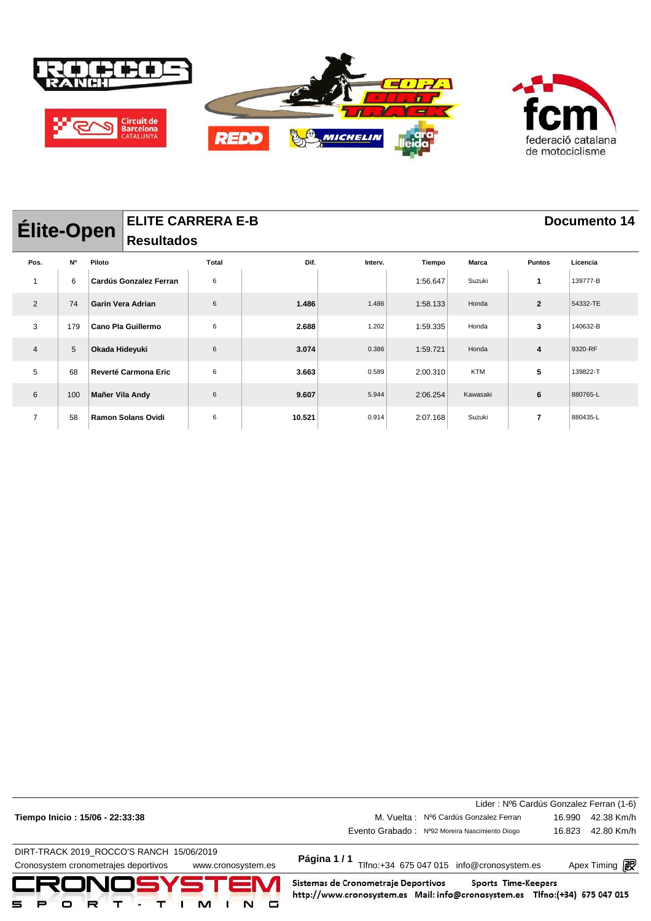## Élite-Open

### ELITE CARRERA E-B

### Resultados

**Documento 14**

| Pos. | Nº | Piloto | Total | Dif. | Interv. | Tiempo | Marca | Puntos | Licencia |
|---|---|---|---|---|---|---|---|---|---|
| 1 | 6 | **Cardús Gonzalez Ferran** | 6 | | | 1:56.647 | Suzuki | **1** | 139777-B |
| 2 | 74 | **Garin Vera Adrian** | 6 | **1.486** | 1.486 | 1:58.133 | Honda | **2** | 54332-TE |
| 3 | 179 | **Cano Pla Guillermo** | 6 | **2.688** | 1.202 | 1:59.335 | Honda | **3** | 140632-B |
| 4 | 5 | **Okada Hideyuki** | 6 | **3.074** | 0.386 | 1:59.721 | Honda | **4** | 9320-RF |
| 5 | 68 | **Reverté Carmona Eric** | 6 | **3.663** | 0.589 | 2:00.310 | KTM | **5** | 139822-T |
| 6 | 100 | **Mañer Vila Andy** | 6 | **9.607** | 5.944 | 2:06.254 | Kawasaki | **6** | 880765-L |
| 7 | 58 | **Ramon Solans Ovidi** | 6 | **10.521** | 0.914 | 2:07.168 | Suzuki | **7** | 880435-L |

**Tiempo Inicio : 15/06 - 22:33:38**

Lider : Nº6 Cardús Gonzalez Ferran (1-6)

M. Vuelta : Nº6 Cardús Gonzalez Ferran 16.990 42.38 Km/h

Evento Grabado : Nº92 Moreira Nascimiento Diogo 16.823 42.80 Km/h

DIRT-TRACK 2019_ROCCO'S RANCH 15/06/2019

Cronosystem cronometrajes deportivos www.cronosystem.es

Tlfno:+34 675 047 015 info@cronosystem.es Apex Timing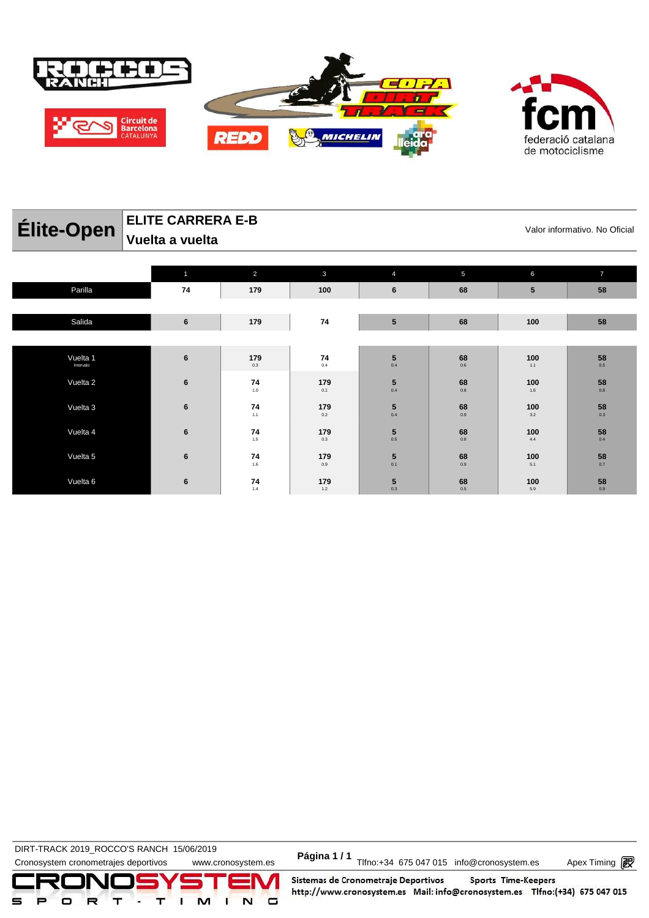# Élite-Open

## ELITE CARRERA E-B
## Vuelta a vuelta

Valor informativo. No Oficial

| | 1 | 2 | 3 | 4 | 5 | 6 | 7 |
|---|---|---|---|---|---|---|---|
| Parilla | 74 | 179 | 100 | 6 | 68 | 5 | 58 |
| Salida | 6 | 179 | 74 | 5 | 68 | 100 | 58 |
| Vuelta 1 Intervalo | 6 | 179 0.3 | 74 0.4 | 5 0.4 | 68 0.6 | 100 1.1 | 58 0.5 |
| Vuelta 2 | 6 | 74 1.0 | 179 0.1 | 5 0.4 | 68 0.8 | 100 1.6 | 58 0.8 |
| Vuelta 3 | 6 | 74 1.1 | 179 0.2 | 5 0.4 | 68 0.9 | 100 3.2 | 58 0.3 |
| Vuelta 4 | 6 | 74 1.5 | 179 0.3 | 5 0.5 | 68 0.8 | 100 4.4 | 58 0.4 |
| Vuelta 5 | 6 | 74 1.6 | 179 0.9 | 5 0.1 | 68 0.9 | 100 5.1 | 58 0.7 |
| Vuelta 6 | 6 | 74 1.4 | 179 1.2 | 5 0.3 | 68 0.5 | 100 5.9 | 58 0.9 |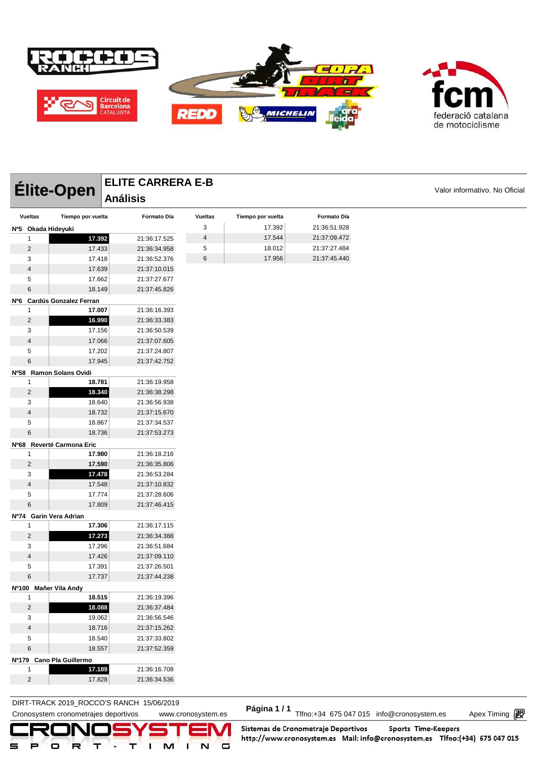# Élite-Open

## ELITE CARRERA E-B

## Análisis

Valor informativo. No Oficial

| Vueltas | Tiempo por vuelta | Formato Día |
|---|---|---|
| **Nº5 Okada Hideyuki** | | |
| 1 | **17.392** | 21:36:17.525 |
| 2 | 17.433 | 21:36:34.958 |
| 3 | 17.418 | 21:36:52.376 |
| 4 | 17.639 | 21:37:10.015 |
| 5 | 17.662 | 21:37:27.677 |
| 6 | 18.149 | 21:37:45.826 |
| **Nº6 Cardús Gonzalez Ferran** | | |
| 1 | **17.007** | 21:36:16.393 |
| 2 | **16.990** | 21:36:33.383 |
| 3 | 17.156 | 21:36:50.539 |
| 4 | 17.066 | 21:37:07.605 |
| 5 | 17.202 | 21:37:24.807 |
| 6 | 17.945 | 21:37:42.752 |
| **Nº58 Ramon Solans Ovidi** | | |
| 1 | **18.781** | 21:36:19.958 |
| 2 | **18.340** | 21:36:38.298 |
| 3 | 18.640 | 21:36:56.938 |
| 4 | 18.732 | 21:37:15.670 |
| 5 | 18.867 | 21:37:34.537 |
| 6 | 18.736 | 21:37:53.273 |
| **Nº68 Reverté Carmona Eric** | | |
| 1 | **17.980** | 21:36:18.216 |
| 2 | **17.590** | 21:36:35.806 |
| 3 | **17.478** | 21:36:53.284 |
| 4 | 17.548 | 21:37:10.832 |
| 5 | 17.774 | 21:37:28.606 |
| 6 | 17.809 | 21:37:46.415 |
| **Nº74 Garin Vera Adrian** | | |
| 1 | **17.306** | 21:36:17.115 |
| 2 | **17.273** | 21:36:34.388 |
| 3 | 17.296 | 21:36:51.684 |
| 4 | 17.426 | 21:37:09.110 |
| 5 | 17.391 | 21:37:26.501 |
| 6 | 17.737 | 21:37:44.238 |
| **Nº100 Mañer Vila Andy** | | |
| 1 | **18.515** | 21:36:19.396 |
| 2 | **18.088** | 21:36:37.484 |
| 3 | 19.062 | 21:36:56.546 |
| 4 | 18.716 | 21:37:15.262 |
| 5 | 18.540 | 21:37:33.802 |
| 6 | 18.557 | 21:37:52.359 |
| **Nº179 Cano Pla Guillermo** | | |
| 1 | **17.189** | 21:36:16.708 |
| 2 | 17.828 | 21:36:34.536 |
| 3 | 17.392 | 21:36:51.928 |
| 4 | 17.544 | 21:37:09.472 |
| 5 | 18.012 | 21:37:27.484 |
| 6 | 17.956 | 21:37:45.440 |

DIRT-TRACK 2019_ROCCO'S RANCH 15/06/2019

Cronosystem cronometrajes deportivos www.cronosystem.es

Tlfno:+34 675 047 015 info@cronosystem.es Apex Timing

Sistemas de Cronometraje Deportivos Sports Time-Keepers http://www.cronosystem.es Mail: info@cronosystem.es Tlfno:(+34) 675 047 015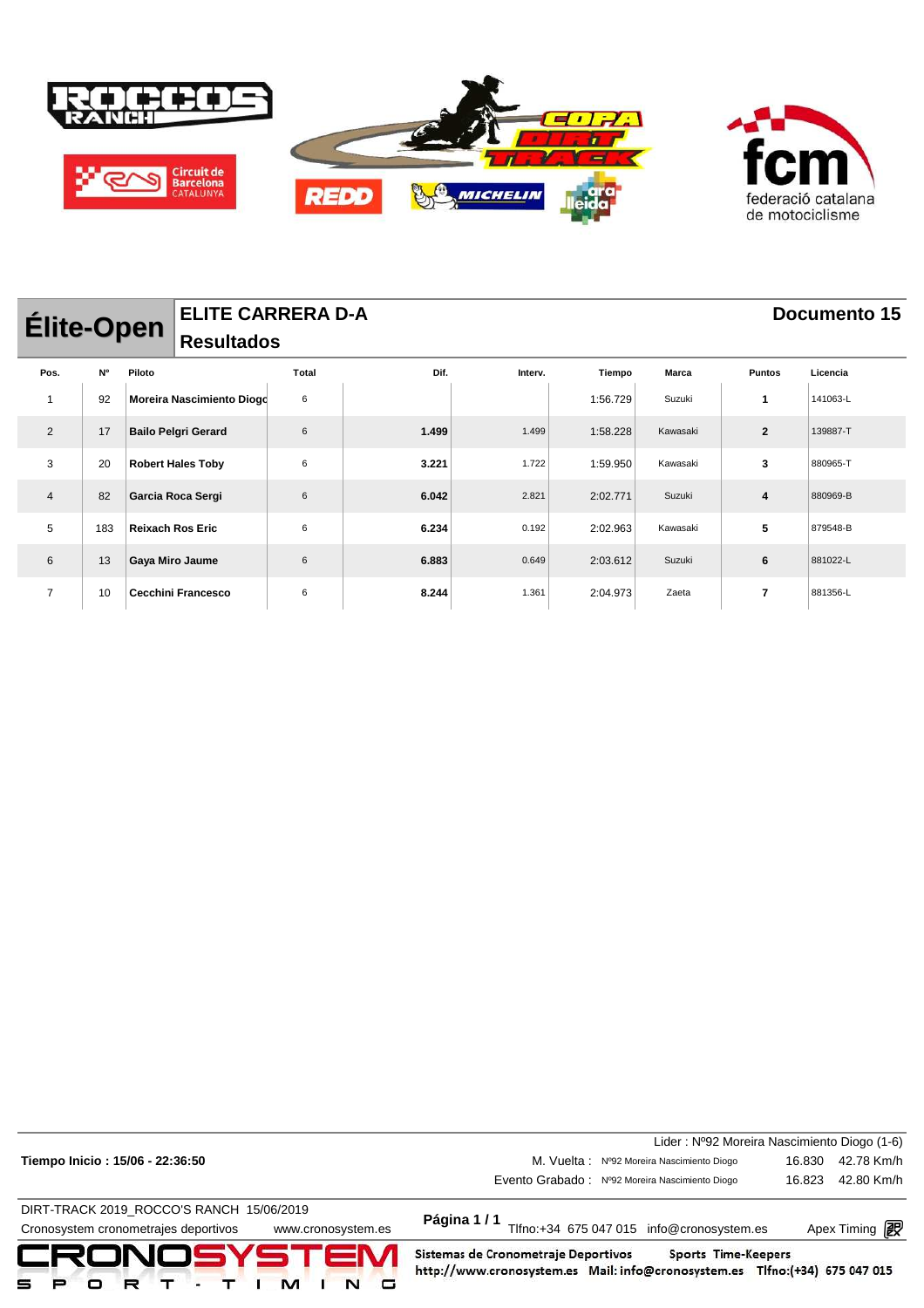## Élite-Open

### ELITE CARRERA D-A

### Resultados

**Documento 15**

| Pos. | Nº | Piloto | Total | Dif. | Interv. | Tiempo | Marca | Puntos | Licencia |
|---|---|---|---|---|---|---|---|---|---|
| 1 | 92 | **Moreira Nascimiento Diogo** | 6 | | | 1:56.729 | Suzuki | **1** | 141063-L |
| 2 | 17 | **Bailo Pelgri Gerard** | 6 | **1.499** | 1.499 | 1:58.228 | Kawasaki | **2** | 139887-T |
| 3 | 20 | **Robert Hales Toby** | 6 | **3.221** | 1.722 | 1:59.950 | Kawasaki | **3** | 880965-T |
| 4 | 82 | **Garcia Roca Sergi** | 6 | **6.042** | 2.821 | 2:02.771 | Suzuki | **4** | 880969-B |
| 5 | 183 | **Reixach Ros Eric** | 6 | **6.234** | 0.192 | 2:02.963 | Kawasaki | **5** | 879548-B |
| 6 | 13 | **Gaya Miro Jaume** | 6 | **6.883** | 0.649 | 2:03.612 | Suzuki | **6** | 881022-L |
| 7 | 10 | **Cecchini Francesco** | 6 | **8.244** | 1.361 | 2:04.973 | Zaeta | **7** | 881356-L |

Lider : Nº92 Moreira Nascimiento Diogo (1-6)

**Tiempo Inicio : 15/06 - 22:36:50**

M. Vuelta : Nº92 Moreira Nascimiento Diogo 16.830 42.78 Km/h

Evento Grabado : Nº92 Moreira Nascimiento Diogo 16.823 42.80 Km/h

DIRT-TRACK 2019_ROCCO'S RANCH 15/06/2019

Cronosystem cronometrajes deportivos www.cronosystem.es

Tlfno:+34 675 047 015 info@cronosystem.es Apex Timing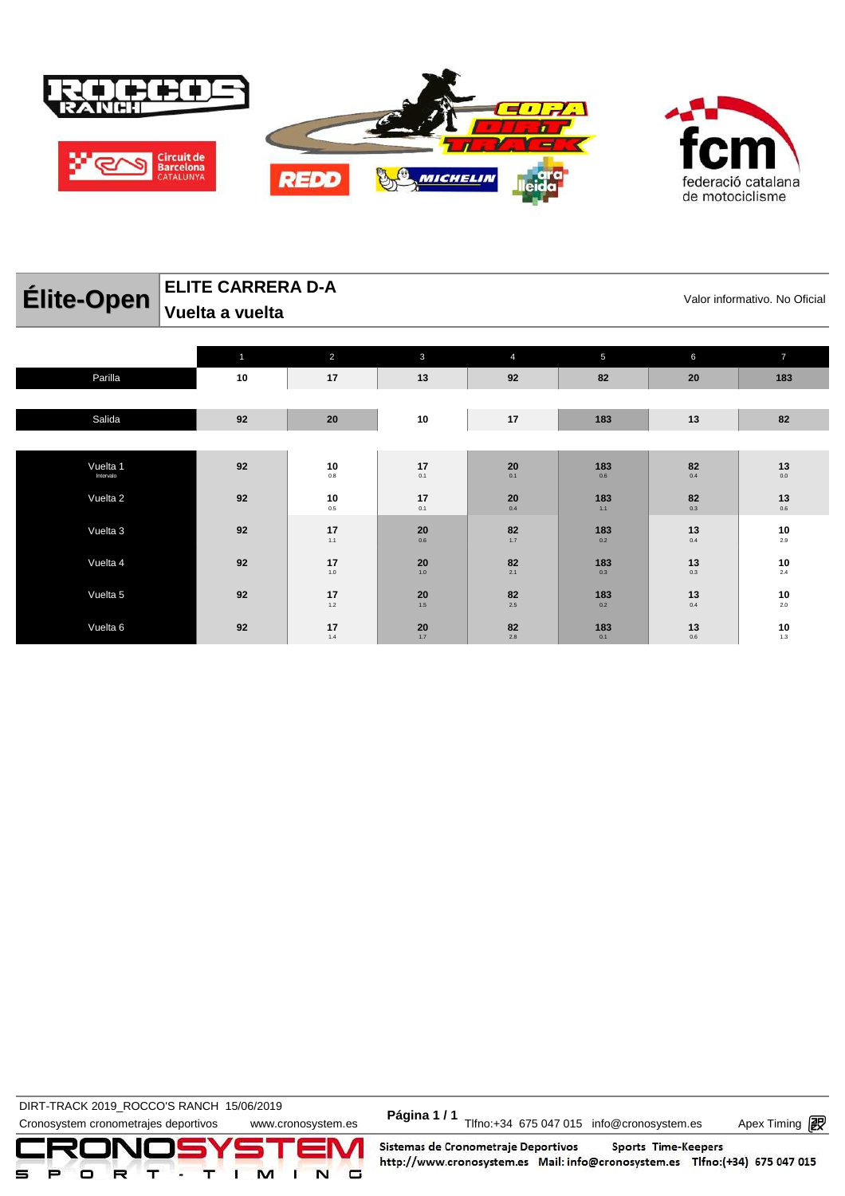# Élite-Open

## ELITE CARRERA D-A
## Vuelta a vuelta

Valor informativo. No Oficial

| | 1 | 2 | 3 | 4 | 5 | 6 | 7 |
|---|---|---|---|---|---|---|---|
| Parilla | 10 | 17 | 13 | 92 | 82 | 20 | 183 |
| Salida | 92 | 20 | 10 | 17 | 183 | 13 | 82 |
| Vuelta 1 (Intervalo) | 92 | 10 (0.8) | 17 (0.1) | 20 (0.1) | 183 (0.6) | 82 (0.4) | 13 (0.0) |
| Vuelta 2 | 92 | 10 (0.5) | 17 (0.1) | 20 (0.4) | 183 (1.1) | 82 (0.3) | 13 (0.6) |
| Vuelta 3 | 92 | 17 (1.1) | 20 (0.6) | 82 (1.7) | 183 (0.2) | 13 (0.4) | 10 (2.9) |
| Vuelta 4 | 92 | 17 (1.0) | 20 (1.0) | 82 (2.1) | 183 (0.3) | 13 (0.3) | 10 (2.4) |
| Vuelta 5 | 92 | 17 (1.2) | 20 (1.5) | 82 (2.5) | 183 (0.2) | 13 (0.4) | 10 (2.0) |
| Vuelta 6 | 92 | 17 (1.4) | 20 (1.7) | 82 (2.8) | 183 (0.1) | 13 (0.6) | 10 (1.3) |

DIRT-TRACK 2019_ROCCO'S RANCH 15/06/2019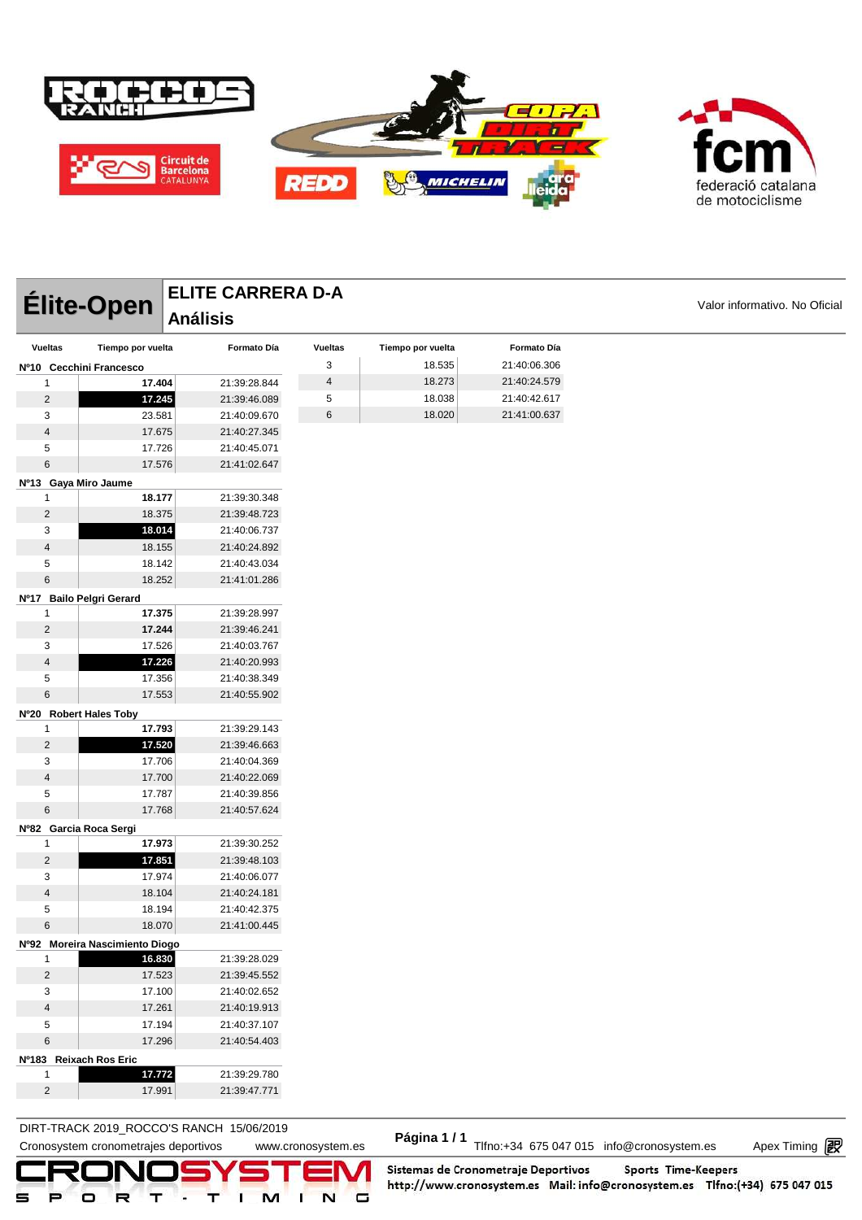# Élite-Open

## ELITE CARRERA D-A
## Análisis

Valor informativo. No Oficial

| Vueltas | Tiempo por vuelta | Formato Día |
|---|---|---|
| **Nº10 Cecchini Francesco** | | |
| 1 | **17.404** | 21:39:28.844 |
| 2 | **17.245** | 21:39:46.089 |
| 3 | 23.581 | 21:40:09.670 |
| 4 | 17.675 | 21:40:27.345 |
| 5 | 17.726 | 21:40:45.071 |
| 6 | 17.576 | 21:41:02.647 |
| **Nº13 Gaya Miro Jaume** | | |
| 1 | **18.177** | 21:39:30.348 |
| 2 | 18.375 | 21:39:48.723 |
| 3 | **18.014** | 21:40:06.737 |
| 4 | 18.155 | 21:40:24.892 |
| 5 | 18.142 | 21:40:43.034 |
| 6 | 18.252 | 21:41:01.286 |
| **Nº17 Bailo Pelgri Gerard** | | |
| 1 | **17.375** | 21:39:28.997 |
| 2 | **17.244** | 21:39:46.241 |
| 3 | 17.526 | 21:40:03.767 |
| 4 | **17.226** | 21:40:20.993 |
| 5 | 17.356 | 21:40:38.349 |
| 6 | 17.553 | 21:40:55.902 |
| **Nº20 Robert Hales Toby** | | |
| 1 | **17.793** | 21:39:29.143 |
| 2 | **17.520** | 21:39:46.663 |
| 3 | 17.706 | 21:40:04.369 |
| 4 | 17.700 | 21:40:22.069 |
| 5 | 17.787 | 21:40:39.856 |
| 6 | 17.768 | 21:40:57.624 |
| **Nº82 Garcia Roca Sergi** | | |
| 1 | **17.973** | 21:39:30.252 |
| 2 | **17.851** | 21:39:48.103 |
| 3 | 17.974 | 21:40:06.077 |
| 4 | 18.104 | 21:40:24.181 |
| 5 | 18.194 | 21:40:42.375 |
| 6 | 18.070 | 21:41:00.445 |
| **Nº92 Moreira Nascimiento Diogo** | | |
| 1 | **16.830** | 21:39:28.029 |
| 2 | 17.523 | 21:39:45.552 |
| 3 | 17.100 | 21:40:02.652 |
| 4 | 17.261 | 21:40:19.913 |
| 5 | 17.194 | 21:40:37.107 |
| 6 | 17.296 | 21:40:54.403 |
| **Nº183 Reixach Ros Eric** | | |
| 1 | **17.772** | 21:39:29.780 |
| 2 | 17.991 | 21:39:47.771 |
| 3 | 18.535 | 21:40:06.306 |
| 4 | 18.273 | 21:40:24.579 |
| 5 | 18.038 | 21:40:42.617 |
| 6 | 18.020 | 21:41:00.637 |

DIRT-TRACK 2019_ROCCO'S RANCH 15/06/2019

Cronosystem cronometrajes deportivos www.cronosystem.es

Página 1 / 1 Tlfno:+34 675 047 015 info@cronosystem.es Apex Timing

Sistemas de Cronometraje Deportivos Sports Time-Keepers http://www.cronosystem.es Mail: info@cronosystem.es Tlfno:(+34) 675 047 015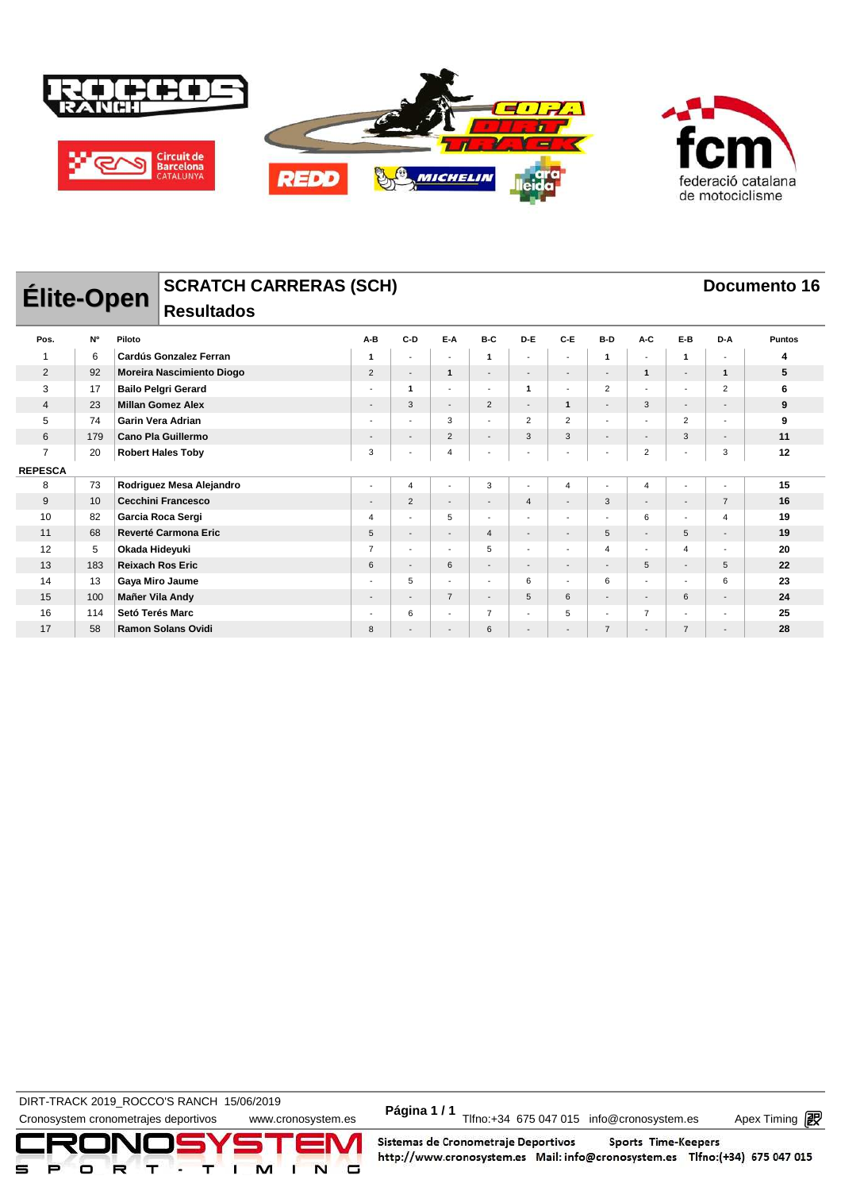# Élite-Open

## SCRATCH CARRERAS (SCH)

### Resultados

**Documento 16**

| Pos. | Nº | Piloto | A-B | C-D | E-A | B-C | D-E | C-E | B-D | A-C | E-B | D-A | Puntos |
|---|---|---|---|---|---|---|---|---|---|---|---|---|---|
| 1 | 6 | Cardús Gonzalez Ferran | 1 | - | - | 1 | - | - | 1 | - | 1 | - | 4 |
| 2 | 92 | Moreira Nascimiento Diogo | 2 | - | 1 | - | - | - | - | 1 | - | 1 | 5 |
| 3 | 17 | Bailo Pelgri Gerard | - | 1 | - | - | 1 | - | 2 | - | - | 2 | 6 |
| 4 | 23 | Millan Gomez Alex | - | 3 | - | 2 | - | 1 | - | 3 | - | - | 9 |
| 5 | 74 | Garin Vera Adrian | - | - | 3 | - | 2 | 2 | - | - | 2 | - | 9 |
| 6 | 179 | Cano Pla Guillermo | - | - | 2 | - | 3 | 3 | - | - | 3 | - | 11 |
| 7 | 20 | Robert Hales Toby | 3 | - | 4 | - | - | - | - | 2 | - | 3 | 12 |
| **REPESCA** | | | | | | | | | | | | | |
| 8 | 73 | Rodriguez Mesa Alejandro | - | 4 | - | 3 | - | 4 | - | 4 | - | - | 15 |
| 9 | 10 | Cecchini Francesco | - | 2 | - | - | 4 | - | 3 | - | - | 7 | 16 |
| 10 | 82 | Garcia Roca Sergi | 4 | - | 5 | - | - | - | - | 6 | - | 4 | 19 |
| 11 | 68 | Reverté Carmona Eric | 5 | - | - | 4 | - | - | 5 | - | 5 | - | 19 |
| 12 | 5 | Okada Hideyuki | 7 | - | - | 5 | - | - | 4 | - | 4 | - | 20 |
| 13 | 183 | Reixach Ros Eric | 6 | - | 6 | - | - | - | - | 5 | - | 5 | 22 |
| 14 | 13 | Gaya Miro Jaume | - | 5 | - | - | 6 | - | 6 | - | - | 6 | 23 |
| 15 | 100 | Mañer Vila Andy | - | - | 7 | - | 5 | 6 | - | - | 6 | - | 24 |
| 16 | 114 | Setó Terés Marc | - | 6 | - | 7 | - | 5 | - | 7 | - | - | 25 |
| 17 | 58 | Ramon Solans Ovidi | 8 | - | - | 6 | - | - | 7 | - | 7 | - | 28 |

DIRT-TRACK 2019_ROCCO'S RANCH 15/06/2019

Cronosystem cronometrajes deportivos www.cronosystem.es Tlfno:+34 675 047 015 info@cronosystem.es Apex Timing

Sistemas de Cronometraje Deportivos Sports Time-Keepers http://www.cronosystem.es Mail: info@cronosystem.es Tlfno:(+34) 675 047 015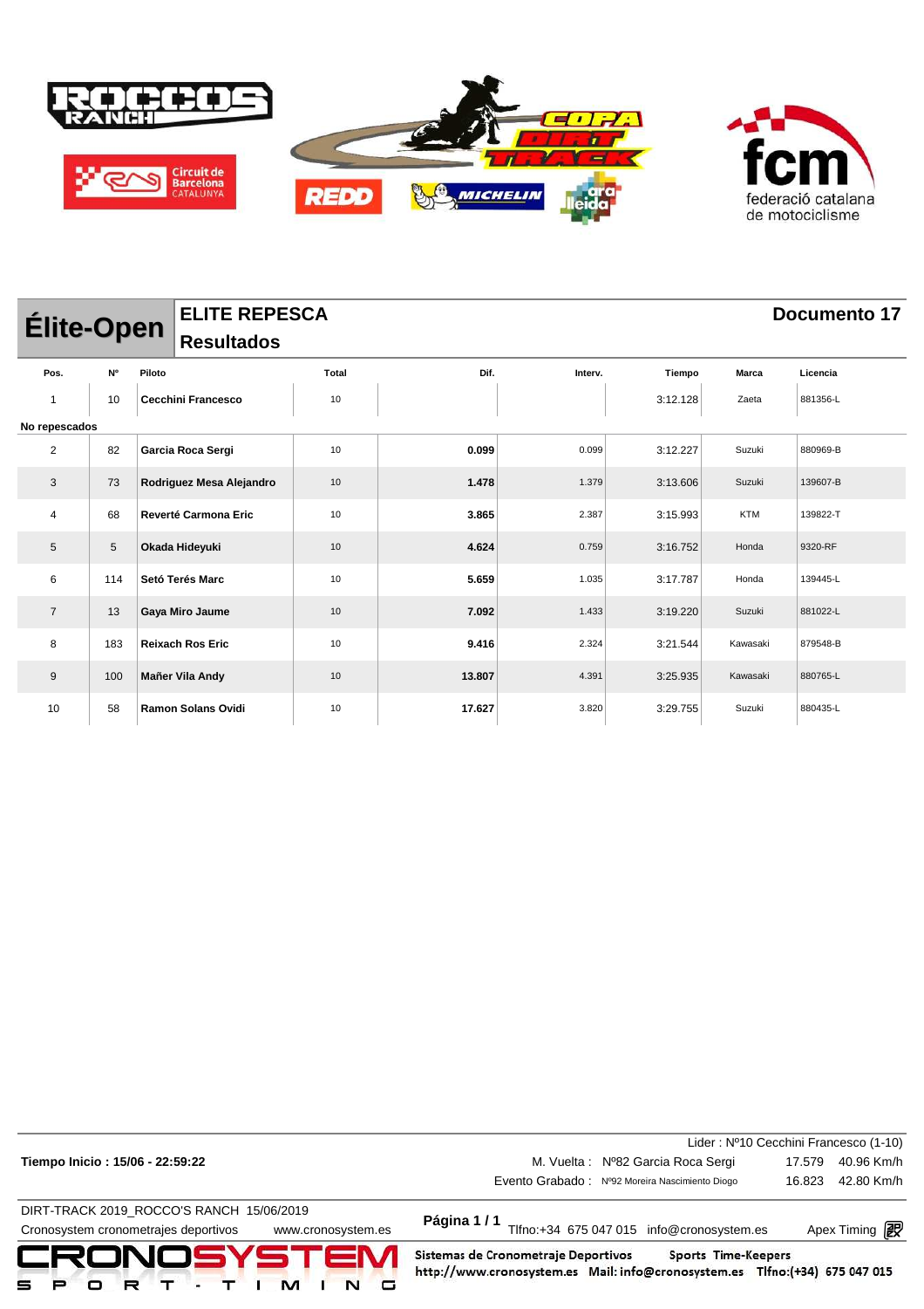# Élite-Open

## ELITE REPESCA
### Resultados

**Documento 17**

| Pos. | Nº | Piloto | Total | Dif. | Interv. | Tiempo | Marca | Licencia |
|---|---|---|---|---|---|---|---|---|
| 1 | 10 | **Cecchini Francesco** | 10 | | | 3:12.128 | Zaeta | 881356-L |
| **No repescados** | | | | | | | | |
| 2 | 82 | **Garcia Roca Sergi** | 10 | **0.099** | 0.099 | 3:12.227 | Suzuki | 880969-B |
| 3 | 73 | **Rodriguez Mesa Alejandro** | 10 | **1.478** | 1.379 | 3:13.606 | Suzuki | 139607-B |
| 4 | 68 | **Reverté Carmona Eric** | 10 | **3.865** | 2.387 | 3:15.993 | KTM | 139822-T |
| 5 | 5 | **Okada Hideyuki** | 10 | **4.624** | 0.759 | 3:16.752 | Honda | 9320-RF |
| 6 | 114 | **Setó Terés Marc** | 10 | **5.659** | 1.035 | 3:17.787 | Honda | 139445-L |
| 7 | 13 | **Gaya Miro Jaume** | 10 | **7.092** | 1.433 | 3:19.220 | Suzuki | 881022-L |
| 8 | 183 | **Reixach Ros Eric** | 10 | **9.416** | 2.324 | 3:21.544 | Kawasaki | 879548-B |
| 9 | 100 | **Mañer Vila Andy** | 10 | **13.807** | 4.391 | 3:25.935 | Kawasaki | 880765-L |
| 10 | 58 | **Ramon Solans Ovidi** | 10 | **17.627** | 3.820 | 3:29.755 | Suzuki | 880435-L |

Lider : Nº10 Cecchini Francesco (1-10)

**Tiempo Inicio : 15/06 - 22:59:22**

M. Vuelta : Nº82 Garcia Roca Sergi 17.579 40.96 Km/h

Evento Grabado : Nº92 Moreira Nascimiento Diogo 16.823 42.80 Km/h

DIRT-TRACK 2019_ROCCO'S RANCH 15/06/2019

Cronosystem cronometrajes deportivos www.cronosystem.es

**Página 1 / 1** Tlfno:+34 675 047 015 info@cronosystem.es Apex Timing

Sistemas de Cronometraje Deportivos Sports Time-Keepers
http://www.cronosystem.es Mail: info@cronosystem.es Tlfno:(+34) 675 047 015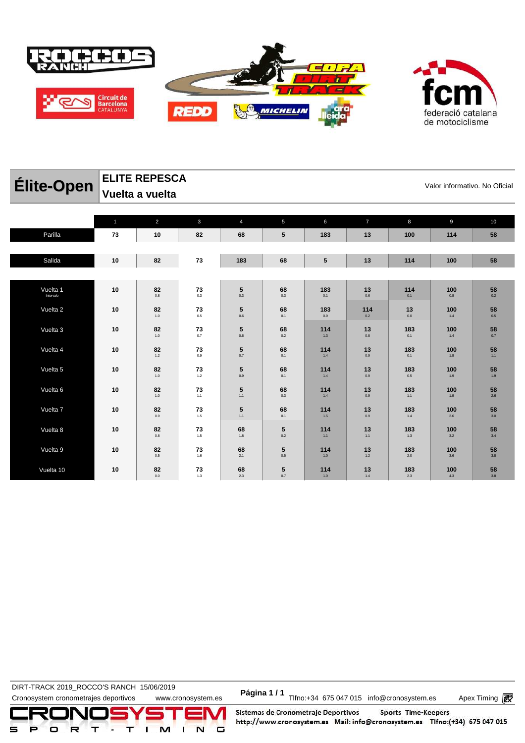## Élite-Open

**ELITE REPESCA**
**Vuelta a vuelta**

Valor informativo. No Oficial

| | 1 | 2 | 3 | 4 | 5 | 6 | 7 | 8 | 9 | 10 |
|---|---|---|---|---|---|---|---|---|---|---|
| Parilla | 73 | 10 | 82 | 68 | 5 | 183 | 13 | 100 | 114 | 58 |
| Salida | 10 | 82 | 73 | 183 | 68 | 5 | 13 | 114 | 100 | 58 |
| Vuelta 1 (Intervalo) | 10 | 82 0.8 | 73 0.3 | 5 0.3 | 68 0.3 | 183 0.1 | 13 0.6 | 114 0.1 | 100 0.8 | 58 0.2 |
| Vuelta 2 | 10 | 82 1.0 | 73 0.5 | 5 0.6 | 68 0.1 | 183 0.9 | 114 0.2 | 13 0.0 | 100 1.4 | 58 0.5 |
| Vuelta 3 | 10 | 82 1.0 | 73 0.7 | 5 0.6 | 68 0.2 | 114 1.3 | 13 0.8 | 183 0.1 | 100 1.4 | 58 0.7 |
| Vuelta 4 | 10 | 82 1.2 | 73 0.9 | 5 0.7 | 68 0.1 | 114 1.4 | 13 0.9 | 183 0.1 | 100 1.8 | 58 1.1 |
| Vuelta 5 | 10 | 82 1.0 | 73 1.2 | 5 0.9 | 68 0.1 | 114 1.4 | 13 0.9 | 183 0.5 | 100 1.9 | 58 1.9 |
| Vuelta 6 | 10 | 82 1.0 | 73 1.1 | 5 1.1 | 68 0.3 | 114 1.4 | 13 0.9 | 183 1.1 | 100 1.9 | 58 2.6 |
| Vuelta 7 | 10 | 82 0.9 | 73 1.5 | 5 1.1 | 68 0.1 | 114 1.5 | 13 0.9 | 183 1.4 | 100 2.6 | 58 3.0 |
| Vuelta 8 | 10 | 82 0.8 | 73 1.5 | 68 1.8 | 5 0.2 | 114 1.1 | 13 1.1 | 183 1.3 | 100 3.2 | 58 3.4 |
| Vuelta 9 | 10 | 82 0.5 | 73 1.6 | 68 2.1 | 5 0.5 | 114 1.0 | 13 1.2 | 183 2.0 | 100 3.6 | 58 3.8 |
| Vuelta 10 | 10 | 82 0.0 | 73 1.3 | 68 2.3 | 5 0.7 | 114 1.0 | 13 1.4 | 183 2.3 | 100 4.3 | 58 3.8 |

DIRT-TRACK 2019_ROCCO'S RANCH 15/06/2019
Cronosystem cronometrajes deportivos www.cronosystem.es
Tlfno:+34 675 047 015 info@cronosystem.es Apex Timing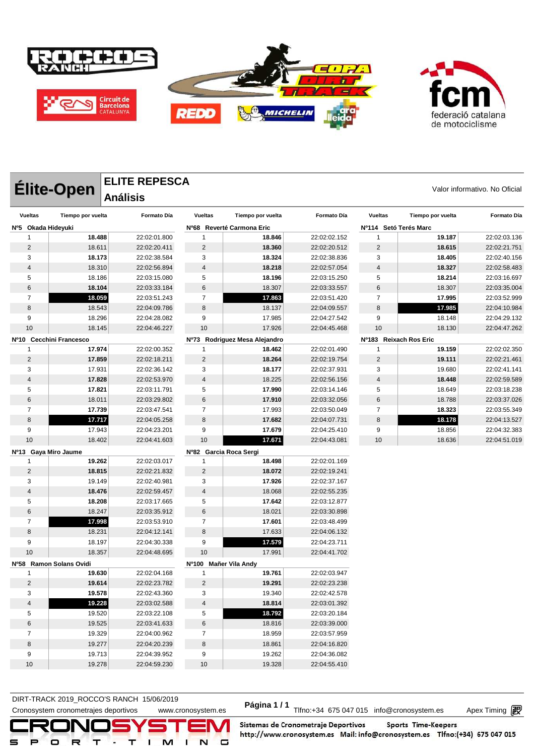# Élite-Open

## ELITE REPESCA

### Análisis

Valor informativo. No Oficial

### Nº5 Okada Hideyuki

| Vueltas | Tiempo por vuelta | Formato Día |
|---|---|---|
| 1 | **18.488** | 22:02:01.800 |
| 2 | 18.611 | 22:02:20.411 |
| 3 | **18.173** | 22:02:38.584 |
| 4 | 18.310 | 22:02:56.894 |
| 5 | 18.186 | 22:03:15.080 |
| 6 | **18.104** | 22:03:33.184 |
| 7 | **18.059** | 22:03:51.243 |
| 8 | 18.543 | 22:04:09.786 |
| 9 | 18.296 | 22:04:28.082 |
| 10 | 18.145 | 22:04:46.227 |

### Nº10 Cecchini Francesco

| Vueltas | Tiempo por vuelta | Formato Día |
|---|---|---|
| 1 | **17.974** | 22:02:00.352 |
| 2 | **17.859** | 22:02:18.211 |
| 3 | 17.931 | 22:02:36.142 |
| 4 | **17.828** | 22:02:53.970 |
| 5 | **17.821** | 22:03:11.791 |
| 6 | 18.011 | 22:03:29.802 |
| 7 | **17.739** | 22:03:47.541 |
| 8 | **17.717** | 22:04:05.258 |
| 9 | 17.943 | 22:04:23.201 |
| 10 | 18.402 | 22:04:41.603 |

### Nº13 Gaya Miro Jaume

| Vueltas | Tiempo por vuelta | Formato Día |
|---|---|---|
| 1 | **19.262** | 22:02:03.017 |
| 2 | **18.815** | 22:02:21.832 |
| 3 | 19.149 | 22:02:40.981 |
| 4 | **18.476** | 22:02:59.457 |
| 5 | **18.208** | 22:03:17.665 |
| 6 | 18.247 | 22:03:35.912 |
| 7 | **17.998** | 22:03:53.910 |
| 8 | 18.231 | 22:04:12.141 |
| 9 | 18.197 | 22:04:30.338 |
| 10 | 18.357 | 22:04:48.695 |

### Nº58 Ramon Solans Ovidi

| Vueltas | Tiempo por vuelta | Formato Día |
|---|---|---|
| 1 | **19.630** | 22:02:04.168 |
| 2 | **19.614** | 22:02:23.782 |
| 3 | **19.578** | 22:02:43.360 |
| 4 | **19.228** | 22:03:02.588 |
| 5 | 19.520 | 22:03:22.108 |
| 6 | 19.525 | 22:03:41.633 |
| 7 | 19.329 | 22:04:00.962 |
| 8 | 19.277 | 22:04:20.239 |
| 9 | 19.713 | 22:04:39.952 |
| 10 | 19.278 | 22:04:59.230 |

### Nº68 Reverté Carmona Eric

| Vueltas | Tiempo por vuelta | Formato Día |
|---|---|---|
| 1 | **18.846** | 22:02:02.152 |
| 2 | **18.360** | 22:02:20.512 |
| 3 | **18.324** | 22:02:38.836 |
| 4 | **18.218** | 22:02:57.054 |
| 5 | **18.196** | 22:03:15.250 |
| 6 | 18.307 | 22:03:33.557 |
| 7 | **17.863** | 22:03:51.420 |
| 8 | 18.137 | 22:04:09.557 |
| 9 | 17.985 | 22:04:27.542 |
| 10 | 17.926 | 22:04:45.468 |

### Nº73 Rodriguez Mesa Alejandro

| Vueltas | Tiempo por vuelta | Formato Día |
|---|---|---|
| 1 | **18.462** | 22:02:01.490 |
| 2 | **18.264** | 22:02:19.754 |
| 3 | **18.177** | 22:02:37.931 |
| 4 | 18.225 | 22:02:56.156 |
| 5 | **17.990** | 22:03:14.146 |
| 6 | **17.910** | 22:03:32.056 |
| 7 | 17.993 | 22:03:50.049 |
| 8 | **17.682** | 22:04:07.731 |
| 9 | **17.679** | 22:04:25.410 |
| 10 | **17.671** | 22:04:43.081 |

### Nº82 Garcia Roca Sergi

| Vueltas | Tiempo por vuelta | Formato Día |
|---|---|---|
| 1 | **18.498** | 22:02:01.169 |
| 2 | **18.072** | 22:02:19.241 |
| 3 | **17.926** | 22:02:37.167 |
| 4 | 18.068 | 22:02:55.235 |
| 5 | **17.642** | 22:03:12.877 |
| 6 | 18.021 | 22:03:30.898 |
| 7 | **17.601** | 22:03:48.499 |
| 8 | 17.633 | 22:04:06.132 |
| 9 | **17.579** | 22:04:23.711 |
| 10 | 17.991 | 22:04:41.702 |

### Nº100 Mañer Vila Andy

| Vueltas | Tiempo por vuelta | Formato Día |
|---|---|---|
| 1 | **19.761** | 22:02:03.947 |
| 2 | **19.291** | 22:02:23.238 |
| 3 | 19.340 | 22:02:42.578 |
| 4 | **18.814** | 22:03:01.392 |
| 5 | **18.792** | 22:03:20.184 |
| 6 | 18.816 | 22:03:39.000 |
| 7 | 18.959 | 22:03:57.959 |
| 8 | 18.861 | 22:04:16.820 |
| 9 | 19.262 | 22:04:36.082 |
| 10 | 19.328 | 22:04:55.410 |

### Nº114 Setó Terés Marc

| Vueltas | Tiempo por vuelta | Formato Día |
|---|---|---|
| 1 | **19.187** | 22:02:03.136 |
| 2 | **18.615** | 22:02:21.751 |
| 3 | **18.405** | 22:02:40.156 |
| 4 | **18.327** | 22:02:58.483 |
| 5 | **18.214** | 22:03:16.697 |
| 6 | 18.307 | 22:03:35.004 |
| 7 | **17.995** | 22:03:52.999 |
| 8 | **17.985** | 22:04:10.984 |
| 9 | 18.148 | 22:04:29.132 |
| 10 | 18.130 | 22:04:47.262 |

### Nº183 Reixach Ros Eric

| Vueltas | Tiempo por vuelta | Formato Día |
|---|---|---|
| 1 | **19.159** | 22:02:02.350 |
| 2 | **19.111** | 22:02:21.461 |
| 3 | 19.680 | 22:02:41.141 |
| 4 | **18.448** | 22:02:59.589 |
| 5 | 18.649 | 22:03:18.238 |
| 6 | 18.788 | 22:03:37.026 |
| 7 | **18.323** | 22:03:55.349 |
| 8 | **18.178** | 22:04:13.527 |
| 9 | 18.856 | 22:04:32.383 |
| 10 | 18.636 | 22:04:51.019 |

DIRT-TRACK 2019_ROCCO'S RANCH 15/06/2019

Cronosystem cronometrajes deportivos www.cronosystem.es Tlfno:+34 675 047 015 info@cronosystem.es Apex Timing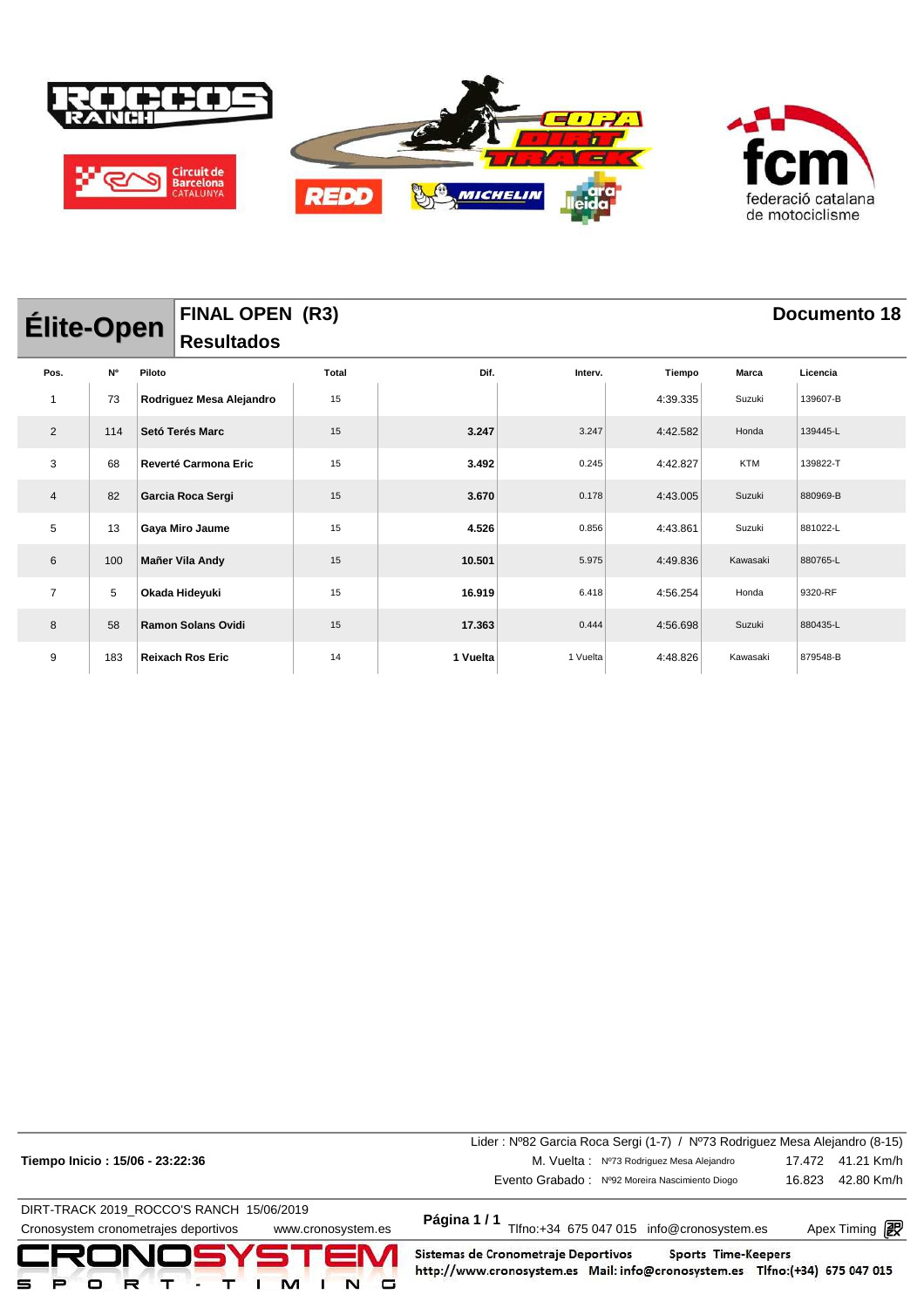# Élite-Open

## FINAL OPEN (R3)

**Resultados**

**Documento 18**

| Pos. | Nº | Piloto | Total | Dif. | Interv. | Tiempo | Marca | Licencia |
|---|---|---|---|---|---|---|---|---|
| 1 | 73 | **Rodriguez Mesa Alejandro** | 15 | | | 4:39.335 | Suzuki | 139607-B |
| 2 | 114 | **Setó Terés Marc** | 15 | **3.247** | 3.247 | 4:42.582 | Honda | 139445-L |
| 3 | 68 | **Reverté Carmona Eric** | 15 | **3.492** | 0.245 | 4:42.827 | KTM | 139822-T |
| 4 | 82 | **Garcia Roca Sergi** | 15 | **3.670** | 0.178 | 4:43.005 | Suzuki | 880969-B |
| 5 | 13 | **Gaya Miro Jaume** | 15 | **4.526** | 0.856 | 4:43.861 | Suzuki | 881022-L |
| 6 | 100 | **Mañer Vila Andy** | 15 | **10.501** | 5.975 | 4:49.836 | Kawasaki | 880765-L |
| 7 | 5 | **Okada Hideyuki** | 15 | **16.919** | 6.418 | 4:56.254 | Honda | 9320-RF |
| 8 | 58 | **Ramon Solans Ovidi** | 15 | **17.363** | 0.444 | 4:56.698 | Suzuki | 880435-L |
| 9 | 183 | **Reixach Ros Eric** | 14 | **1 Vuelta** | 1 Vuelta | 4:48.826 | Kawasaki | 879548-B |

**Tiempo Inicio : 15/06 - 23:22:36**

Lider : Nº82 Garcia Roca Sergi (1-7) / Nº73 Rodriguez Mesa Alejandro (8-15)

M. Vuelta : Nº73 Rodriguez Mesa Alejandro 17.472 41.21 Km/h

Evento Grabado : Nº92 Moreira Nascimiento Diogo 16.823 42.80 Km/h

DIRT-TRACK 2019_ROCCO'S RANCH 15/06/2019

Cronosystem cronometrajes deportivos www.cronosystem.es

Página 1 / 1 Tlfno:+34 675 047 015 info@cronosystem.es Apex Timing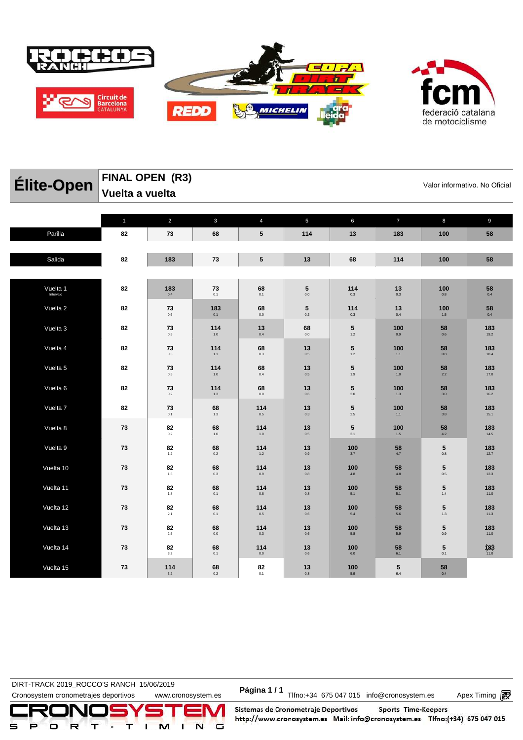# Élite-Open

## FINAL OPEN (R3)
## Vuelta a vuelta

Valor informativo. No Oficial

| | 1 | 2 | 3 | 4 | 5 | 6 | 7 | 8 | 9 |
|---|---|---|---|---|---|---|---|---|---|
| Parilla | 82 | 73 | 68 | 5 | 114 | 13 | 183 | 100 | 58 |
| Salida | 82 | 183 | 73 | 5 | 13 | 68 | 114 | 100 | 58 |
| Vuelta 1 (Intervalo) | 82 | 183 0.4 | 73 0.1 | 68 0.1 | 5 0.0 | 114 0.3 | 13 0.3 | 100 0.8 | 58 0.4 |
| Vuelta 2 | 82 | 73 0.6 | 183 0.1 | 68 0.0 | 5 0.2 | 114 0.3 | 13 0.4 | 100 1.5 | 58 0.4 |
| Vuelta 3 | 82 | 73 0.5 | 114 1.0 | 13 0.4 | 68 0.0 | 5 1.2 | 100 0.9 | 58 0.6 | 183 19.2 |
| Vuelta 4 | 82 | 73 0.5 | 114 1.1 | 68 0.3 | 13 0.5 | 5 1.2 | 100 1.1 | 58 0.8 | 183 18.4 |
| Vuelta 5 | 82 | 73 0.5 | 114 1.0 | 68 0.4 | 13 0.5 | 5 1.9 | 100 1.0 | 58 2.2 | 183 17.0 |
| Vuelta 6 | 82 | 73 0.2 | 114 1.3 | 68 0.0 | 13 0.6 | 5 2.0 | 100 1.3 | 58 3.0 | 183 16.2 |
| Vuelta 7 | 82 | 73 0.1 | 68 1.3 | 114 0.5 | 13 0.3 | 5 2.5 | 100 1.1 | 58 3.8 | 183 15.1 |
| Vuelta 8 | 73 | 82 0.2 | 68 1.0 | 114 1.0 | 13 0.5 | 5 2.1 | 100 1.5 | 58 4.2 | 183 14.5 |
| Vuelta 9 | 73 | 82 1.2 | 68 0.2 | 114 1.2 | 13 0.9 | 100 3.7 | 58 4.7 | 5 0.8 | 183 12.7 |
| Vuelta 10 | 73 | 82 1.5 | 68 0.3 | 114 0.9 | 13 0.8 | 100 4.8 | 58 4.8 | 5 0.5 | 183 12.3 |
| Vuelta 11 | 73 | 82 1.8 | 68 0.1 | 114 0.8 | 13 0.8 | 100 5.1 | 58 5.1 | 5 1.4 | 183 11.0 |
| Vuelta 12 | 73 | 82 2.1 | 68 0.1 | 114 0.5 | 13 0.6 | 100 5.4 | 58 5.6 | 5 1.3 | 183 11.3 |
| Vuelta 13 | 73 | 82 2.5 | 68 0.0 | 114 0.3 | 13 0.6 | 100 5.8 | 58 5.9 | 5 0.9 | 183 11.0 |
| Vuelta 14 | 73 | 82 3.2 | 68 0.1 | 114 0.0 | 13 0.6 | 100 6.0 | 58 6.1 | 5 0.1 | 183 11.0 |
| Vuelta 15 | 73 | 114 3.2 | 68 0.2 | 82 0.1 | 13 0.8 | 100 5.9 | 5 6.4 | 58 0.4 | |

DIRT-TRACK 2019_ROCCO'S RANCH 15/06/2019

Cronosystem cronometrajes deportivos www.cronosystem.es

Tlfno:+34 675 047 015 info@cronosystem.es Apex Timing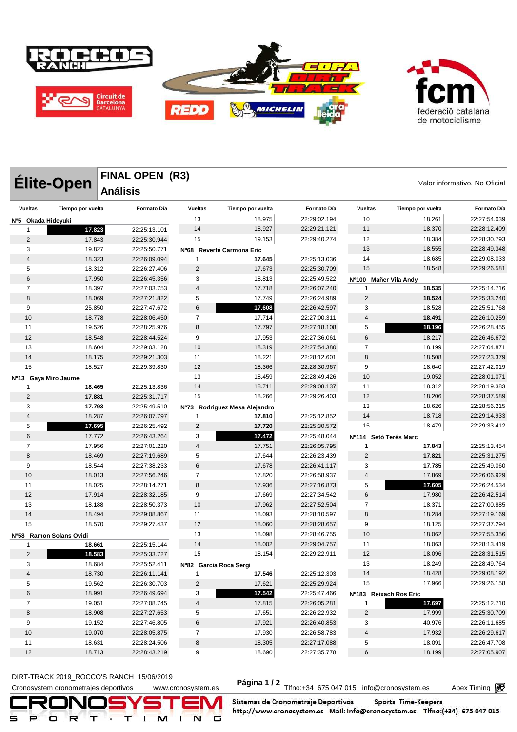# Élite-Open

## FINAL OPEN (R3)
## Análisis

Valor informativo. No Oficial

| Vueltas | Tiempo por vuelta | Formato Día |
|---|---|---|
| **Nº5 Okada Hideyuki** | | |
| 1 | **17.823** | 22:25:13.101 |
| 2 | 17.843 | 22:25:30.944 |
| 3 | 19.827 | 22:25:50.771 |
| 4 | 18.323 | 22:26:09.094 |
| 5 | 18.312 | 22:26:27.406 |
| 6 | 17.950 | 22:26:45.356 |
| 7 | 18.397 | 22:27:03.753 |
| 8 | 18.069 | 22:27:21.822 |
| 9 | 25.850 | 22:27:47.672 |
| 10 | 18.778 | 22:28:06.450 |
| 11 | 19.526 | 22:28:25.976 |
| 12 | 18.548 | 22:28:44.524 |
| 13 | 18.604 | 22:29:03.128 |
| 14 | 18.175 | 22:29:21.303 |
| 15 | 18.527 | 22:29:39.830 |
| **Nº13 Gaya Miro Jaume** | | |
| 1 | **18.465** | 22:25:13.836 |
| 2 | **17.881** | 22:25:31.717 |
| 3 | **17.793** | 22:25:49.510 |
| 4 | 18.287 | 22:26:07.797 |
| 5 | **17.695** | 22:26:25.492 |
| 6 | 17.772 | 22:26:43.264 |
| 7 | 17.956 | 22:27:01.220 |
| 8 | 18.469 | 22:27:19.689 |
| 9 | 18.544 | 22:27:38.233 |
| 10 | 18.013 | 22:27:56.246 |
| 11 | 18.025 | 22:28:14.271 |
| 12 | 17.914 | 22:28:32.185 |
| 13 | 18.188 | 22:28:50.373 |
| 14 | 18.494 | 22:29:08.867 |
| 15 | 18.570 | 22:29:27.437 |
| **Nº58 Ramon Solans Ovidi** | | |
| 1 | **18.661** | 22:25:15.144 |
| 2 | **18.583** | 22:25:33.727 |
| 3 | 18.684 | 22:25:52.411 |
| 4 | 18.730 | 22:26:11.141 |
| 5 | 19.562 | 22:26:30.703 |
| 6 | 18.991 | 22:26:49.694 |
| 7 | 19.051 | 22:27:08.745 |
| 8 | 18.908 | 22:27:27.653 |
| 9 | 19.152 | 22:27:46.805 |
| 10 | 19.070 | 22:28:05.875 |
| 11 | 18.631 | 22:28:24.506 |
| 12 | 18.713 | 22:28:43.219 |
| 13 | 18.975 | 22:29:02.194 |
| 14 | 18.927 | 22:29:21.121 |
| 15 | 19.153 | 22:29:40.274 |
| **Nº68 Reverté Carmona Eric** | | |
| 1 | **17.645** | 22:25:13.036 |
| 2 | 17.673 | 22:25:30.709 |
| 3 | 18.813 | 22:25:49.522 |
| 4 | 17.718 | 22:26:07.240 |
| 5 | 17.749 | 22:26:24.989 |
| 6 | **17.608** | 22:26:42.597 |
| 7 | 17.714 | 22:27:00.311 |
| 8 | 17.797 | 22:27:18.108 |
| 9 | 17.953 | 22:27:36.061 |
| 10 | 18.319 | 22:27:54.380 |
| 11 | 18.221 | 22:28:12.601 |
| 12 | 18.366 | 22:28:30.967 |
| 13 | 18.459 | 22:28:49.426 |
| 14 | 18.711 | 22:29:08.137 |
| 15 | 18.266 | 22:29:26.403 |
| **Nº73 Rodriguez Mesa Alejandro** | | |
| 1 | **17.810** | 22:25:12.852 |
| 2 | **17.720** | 22:25:30.572 |
| 3 | **17.472** | 22:25:48.044 |
| 4 | 17.751 | 22:26:05.795 |
| 5 | 17.644 | 22:26:23.439 |
| 6 | 17.678 | 22:26:41.117 |
| 7 | 17.820 | 22:26:58.937 |
| 8 | 17.936 | 22:27:16.873 |
| 9 | 17.669 | 22:27:34.542 |
| 10 | 17.962 | 22:27:52.504 |
| 11 | 18.093 | 22:28:10.597 |
| 12 | 18.060 | 22:28:28.657 |
| 13 | 18.098 | 22:28:46.755 |
| 14 | 18.002 | 22:29:04.757 |
| 15 | 18.154 | 22:29:22.911 |
| **Nº82 Garcia Roca Sergi** | | |
| 1 | **17.546** | 22:25:12.303 |
| 2 | 17.621 | 22:25:29.924 |
| 3 | **17.542** | 22:25:47.466 |
| 4 | 17.815 | 22:26:05.281 |
| 5 | 17.651 | 22:26:22.932 |
| 6 | 17.921 | 22:26:40.853 |
| 7 | 17.930 | 22:26:58.783 |
| 8 | 18.305 | 22:27:17.088 |
| 9 | 18.690 | 22:27:35.778 |
| 10 | 18.261 | 22:27:54.039 |
| 11 | 18.370 | 22:28:12.409 |
| 12 | 18.384 | 22:28:30.793 |
| 13 | 18.555 | 22:28:49.348 |
| 14 | 18.685 | 22:29:08.033 |
| 15 | 18.548 | 22:29:26.581 |
| **Nº100 Mañer Vila Andy** | | |
| 1 | **18.535** | 22:25:14.716 |
| 2 | **18.524** | 22:25:33.240 |
| 3 | 18.528 | 22:25:51.768 |
| 4 | **18.491** | 22:26:10.259 |
| 5 | **18.196** | 22:26:28.455 |
| 6 | 18.217 | 22:26:46.672 |
| 7 | 18.199 | 22:27:04.871 |
| 8 | 18.508 | 22:27:23.379 |
| 9 | 18.640 | 22:27:42.019 |
| 10 | 19.052 | 22:28:01.071 |
| 11 | 18.312 | 22:28:19.383 |
| 12 | 18.206 | 22:28:37.589 |
| 13 | 18.626 | 22:28:56.215 |
| 14 | 18.718 | 22:29:14.933 |
| 15 | 18.479 | 22:29:33.412 |
| **Nº114 Setó Terés Marc** | | |
| 1 | **17.843** | 22:25:13.454 |
| 2 | **17.821** | 22:25:31.275 |
| 3 | **17.785** | 22:25:49.060 |
| 4 | 17.869 | 22:26:06.929 |
| 5 | **17.605** | 22:26:24.534 |
| 6 | 17.980 | 22:26:42.514 |
| 7 | 18.371 | 22:27:00.885 |
| 8 | 18.284 | 22:27:19.169 |
| 9 | 18.125 | 22:27:37.294 |
| 10 | 18.062 | 22:27:55.356 |
| 11 | 18.063 | 22:28:13.419 |
| 12 | 18.096 | 22:28:31.515 |
| 13 | 18.249 | 22:28:49.764 |
| 14 | 18.428 | 22:29:08.192 |
| 15 | 17.966 | 22:29:26.158 |
| **Nº183 Reixach Ros Eric** | | |
| 1 | **17.697** | 22:25:12.710 |
| 2 | 17.999 | 22:25:30.709 |
| 3 | 40.976 | 22:26:11.685 |
| 4 | 17.932 | 22:26:29.617 |
| 5 | 18.091 | 22:26:47.708 |
| 6 | 18.199 | 22:27:05.907 |

DIRT-TRACK 2019_ROCCO'S RANCH 15/06/2019
Cronosystem cronometrajes deportivos www.cronosystem.es Tlfno:+34 675 047 015 info@cronosystem.es Apex Timing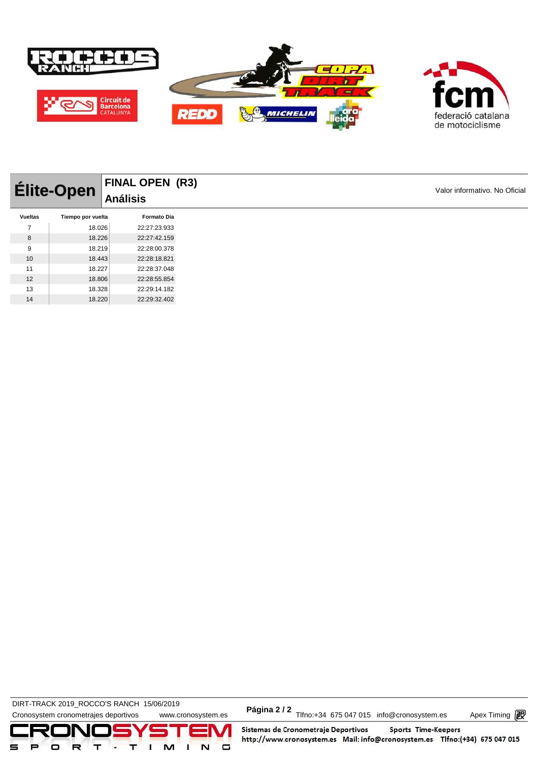# Élite-Open

## FINAL OPEN (R3)

## Análisis

Valor informativo. No Oficial

| Vueltas | Tiempo por vuelta | Formato Día |
|---|---|---|
| 7 | 18.026 | 22:27:23.933 |
| 8 | 18.226 | 22:27:42.159 |
| 9 | 18.219 | 22:28:00.378 |
| 10 | 18.443 | 22:28:18.821 |
| 11 | 18.227 | 22:28:37.048 |
| 12 | 18.806 | 22:28:55.854 |
| 13 | 18.328 | 22:29:14.182 |
| 14 | 18.220 | 22:29:32.402 |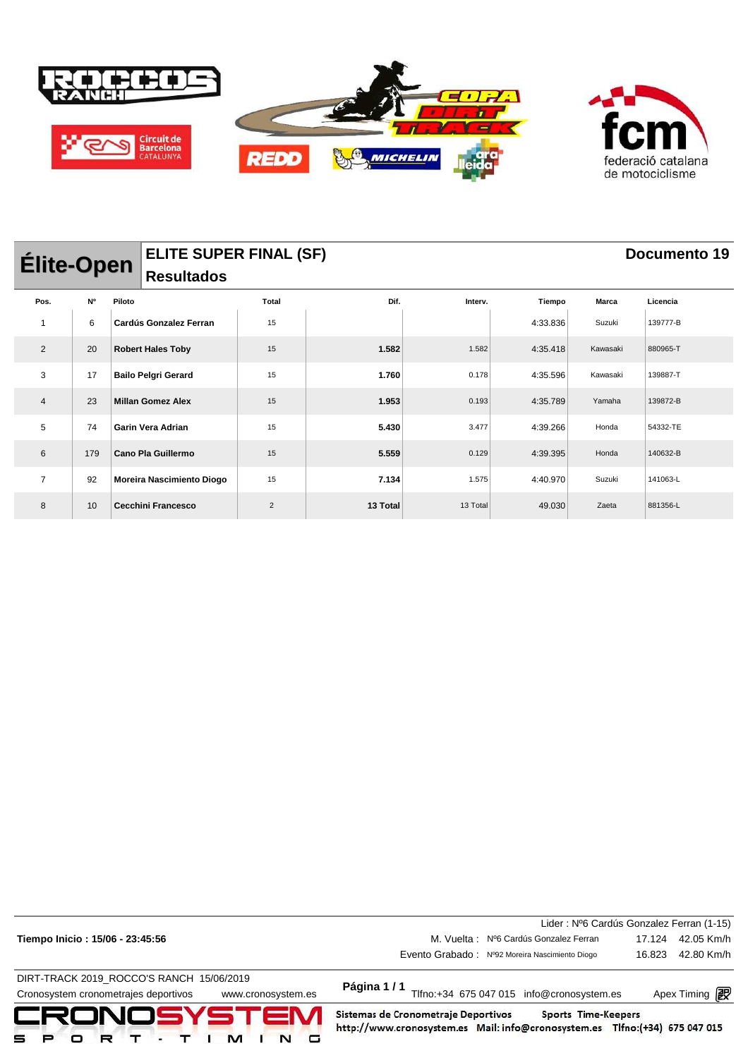# Élite-Open

## ELITE SUPER FINAL (SF)

## Resultados

**Documento 19**

| Pos. | Nº | Piloto | Total | Dif. | Interv. | Tiempo | Marca | Licencia |
|---|---|---|---|---|---|---|---|---|
| 1 | 6 | **Cardús Gonzalez Ferran** | 15 | | | 4:33.836 | Suzuki | 139777-B |
| 2 | 20 | **Robert Hales Toby** | 15 | **1.582** | 1.582 | 4:35.418 | Kawasaki | 880965-T |
| 3 | 17 | **Bailo Pelgri Gerard** | 15 | **1.760** | 0.178 | 4:35.596 | Kawasaki | 139887-T |
| 4 | 23 | **Millan Gomez Alex** | 15 | **1.953** | 0.193 | 4:35.789 | Yamaha | 139872-B |
| 5 | 74 | **Garin Vera Adrian** | 15 | **5.430** | 3.477 | 4:39.266 | Honda | 54332-TE |
| 6 | 179 | **Cano Pla Guillermo** | 15 | **5.559** | 0.129 | 4:39.395 | Honda | 140632-B |
| 7 | 92 | **Moreira Nascimiento Diogo** | 15 | **7.134** | 1.575 | 4:40.970 | Suzuki | 141063-L |
| 8 | 10 | **Cecchini Francesco** | 2 | **13 Total** | 13 Total | 49.030 | Zaeta | 881356-L |

Lider : Nº6 Cardús Gonzalez Ferran (1-15)

**Tiempo Inicio : 15/06 - 23:45:56**

| | | | |
|---|---|---|---|
| M. Vuelta : | Nº6 Cardús Gonzalez Ferran | 17.124 | 42.05 Km/h |
| Evento Grabado : | Nº92 Moreira Nascimiento Diogo | 16.823 | 42.80 Km/h |

DIRT-TRACK 2019_ROCCO'S RANCH 15/06/2019

Cronosystem cronometrajes deportivos www.cronosystem.es

Tlfno:+34 675 047 015 info@cronosystem.es Apex Timing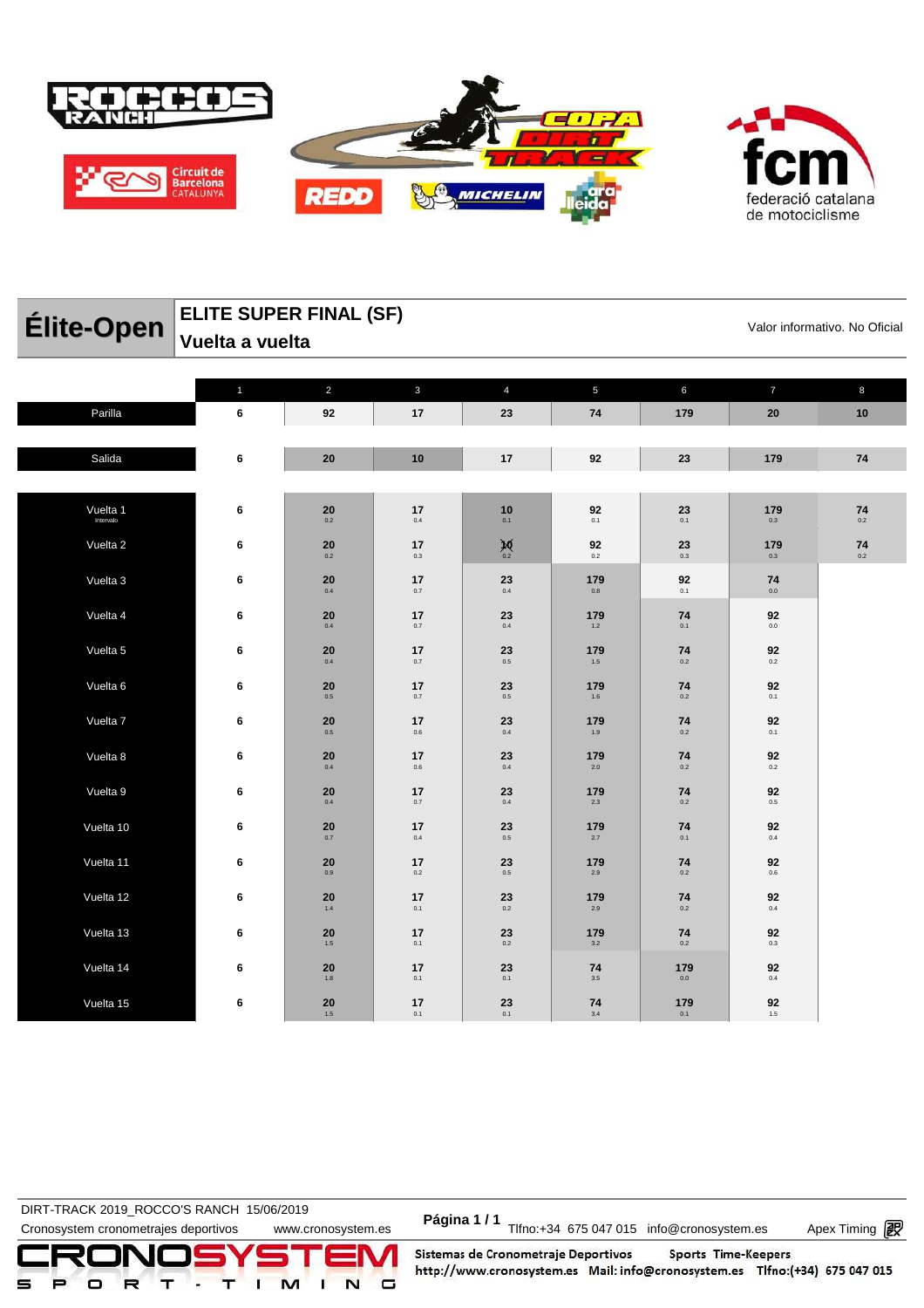## Élite-Open

### ELITE SUPER FINAL (SF)
### Vuelta a vuelta

Valor informativo. No Oficial

| | 1 | 2 | 3 | 4 | 5 | 6 | 7 | 8 |
|---|---|---|---|---|---|---|---|---|
| Parilla | 6 | 92 | 17 | 23 | 74 | 179 | 20 | 10 |
| Salida | 6 | 20 | 10 | 17 | 92 | 23 | 179 | 74 |
| Vuelta 1 Intervalo | 6 | 20 0.2 | 17 0.4 | 10 0.1 | 92 0.1 | 23 0.1 | 179 0.3 | 74 0.2 |
| Vuelta 2 | 6 | 20 0.2 | 17 0.3 | ~~10~~ 0.2 | 92 0.2 | 23 0.3 | 179 0.3 | 74 0.2 |
| Vuelta 3 | 6 | 20 0.4 | 17 0.7 | 23 0.4 | 179 0.8 | 92 0.1 | 74 0.0 | |
| Vuelta 4 | 6 | 20 0.4 | 17 0.7 | 23 0.4 | 179 1.2 | 74 0.1 | 92 0.0 | |
| Vuelta 5 | 6 | 20 0.4 | 17 0.7 | 23 0.5 | 179 1.5 | 74 0.2 | 92 0.2 | |
| Vuelta 6 | 6 | 20 0.5 | 17 0.7 | 23 0.5 | 179 1.6 | 74 0.2 | 92 0.1 | |
| Vuelta 7 | 6 | 20 0.5 | 17 0.6 | 23 0.4 | 179 1.9 | 74 0.2 | 92 0.1 | |
| Vuelta 8 | 6 | 20 0.4 | 17 0.6 | 23 0.4 | 179 2.0 | 74 0.2 | 92 0.2 | |
| Vuelta 9 | 6 | 20 0.4 | 17 0.7 | 23 0.4 | 179 2.3 | 74 0.2 | 92 0.5 | |
| Vuelta 10 | 6 | 20 0.7 | 17 0.4 | 23 0.5 | 179 2.7 | 74 0.1 | 92 0.4 | |
| Vuelta 11 | 6 | 20 0.9 | 17 0.2 | 23 0.5 | 179 2.9 | 74 0.2 | 92 0.6 | |
| Vuelta 12 | 6 | 20 1.4 | 17 0.1 | 23 0.2 | 179 2.9 | 74 0.2 | 92 0.4 | |
| Vuelta 13 | 6 | 20 1.5 | 17 0.1 | 23 0.2 | 179 3.2 | 74 0.2 | 92 0.3 | |
| Vuelta 14 | 6 | 20 1.8 | 17 0.1 | 23 0.1 | 74 3.5 | 179 0.0 | 92 0.4 | |
| Vuelta 15 | 6 | 20 1.5 | 17 0.1 | 23 0.1 | 74 3.4 | 179 0.1 | 92 1.5 | |

DIRT-TRACK 2019_ROCCO'S RANCH 15/06/2019

Cronosystem cronometrajes deportivos www.cronosystem.es Tlfno:+34 675 047 015 info@cronosystem.es Apex Timing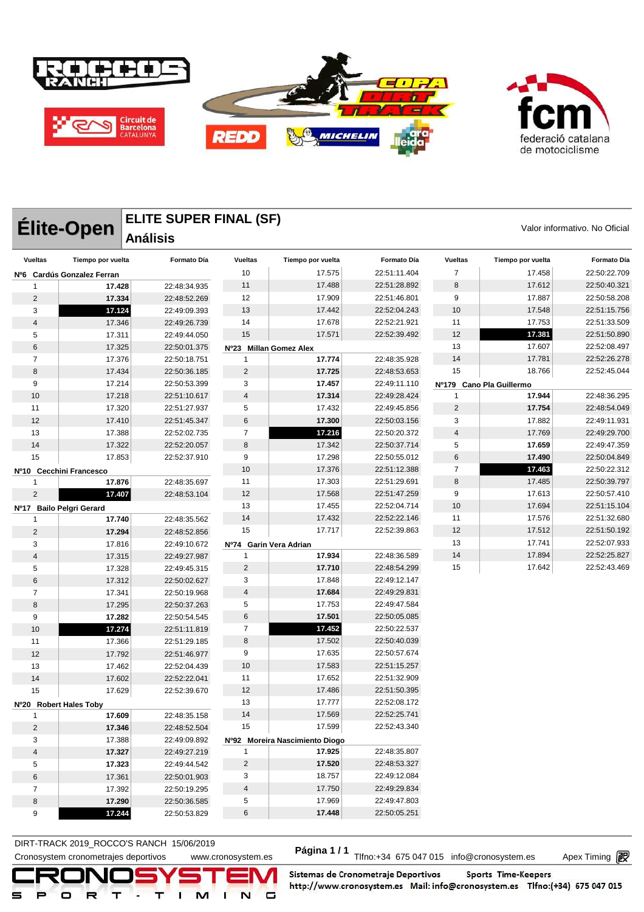# Élite-Open

## ELITE SUPER FINAL (SF)

### Análisis

Valor informativo. No Oficial

**Nº6 Cardús Gonzalez Ferran**

| Vueltas | Tiempo por vuelta | Formato Día |
|---|---|---|
| 1 | **17.428** | 22:48:34.935 |
| 2 | **17.334** | 22:48:52.269 |
| 3 | **17.124** | 22:49:09.393 |
| 4 | 17.346 | 22:49:26.739 |
| 5 | 17.311 | 22:49:44.050 |
| 6 | 17.325 | 22:50:01.375 |
| 7 | 17.376 | 22:50:18.751 |
| 8 | 17.434 | 22:50:36.185 |
| 9 | 17.214 | 22:50:53.399 |
| 10 | 17.218 | 22:51:10.617 |
| 11 | 17.320 | 22:51:27.937 |
| 12 | 17.410 | 22:51:45.347 |
| 13 | 17.388 | 22:52:02.735 |
| 14 | 17.322 | 22:52:20.057 |
| 15 | 17.853 | 22:52:37.910 |

**Nº10 Cecchini Francesco**

| Vueltas | Tiempo por vuelta | Formato Día |
|---|---|---|
| 1 | **17.876** | 22:48:35.697 |
| 2 | **17.407** | 22:48:53.104 |

**Nº17 Bailo Pelgri Gerard**

| Vueltas | Tiempo por vuelta | Formato Día |
|---|---|---|
| 1 | **17.740** | 22:48:35.562 |
| 2 | **17.294** | 22:48:52.856 |
| 3 | 17.816 | 22:49:10.672 |
| 4 | 17.315 | 22:49:27.987 |
| 5 | 17.328 | 22:49:45.315 |
| 6 | 17.312 | 22:50:02.627 |
| 7 | 17.341 | 22:50:19.968 |
| 8 | 17.295 | 22:50:37.263 |
| 9 | **17.282** | 22:50:54.545 |
| 10 | **17.274** | 22:51:11.819 |
| 11 | 17.366 | 22:51:29.185 |
| 12 | 17.792 | 22:51:46.977 |
| 13 | 17.462 | 22:52:04.439 |
| 14 | 17.602 | 22:52:22.041 |
| 15 | 17.629 | 22:52:39.670 |

**Nº20 Robert Hales Toby**

| Vueltas | Tiempo por vuelta | Formato Día |
|---|---|---|
| 1 | **17.609** | 22:48:35.158 |
| 2 | **17.346** | 22:48:52.504 |
| 3 | 17.388 | 22:49:09.892 |
| 4 | **17.327** | 22:49:27.219 |
| 5 | **17.323** | 22:49:44.542 |
| 6 | 17.361 | 22:50:01.903 |
| 7 | 17.392 | 22:50:19.295 |
| 8 | **17.290** | 22:50:36.585 |
| 9 | **17.244** | 22:50:53.829 |
| 10 | 17.575 | 22:51:11.404 |
| 11 | 17.488 | 22:51:28.892 |
| 12 | 17.909 | 22:51:46.801 |
| 13 | 17.442 | 22:52:04.243 |
| 14 | 17.678 | 22:52:21.921 |
| 15 | 17.571 | 22:52:39.492 |

**Nº23 Millan Gomez Alex**

| Vueltas | Tiempo por vuelta | Formato Día |
|---|---|---|
| 1 | **17.774** | 22:48:35.928 |
| 2 | **17.725** | 22:48:53.653 |
| 3 | **17.457** | 22:49:11.110 |
| 4 | **17.314** | 22:49:28.424 |
| 5 | 17.432 | 22:49:45.856 |
| 6 | **17.300** | 22:50:03.156 |
| 7 | **17.216** | 22:50:20.372 |
| 8 | 17.342 | 22:50:37.714 |
| 9 | 17.298 | 22:50:55.012 |
| 10 | 17.376 | 22:51:12.388 |
| 11 | 17.303 | 22:51:29.691 |
| 12 | 17.568 | 22:51:47.259 |
| 13 | 17.455 | 22:52:04.714 |
| 14 | 17.432 | 22:52:22.146 |
| 15 | 17.717 | 22:52:39.863 |

**Nº74 Garin Vera Adrian**

| Vueltas | Tiempo por vuelta | Formato Día |
|---|---|---|
| 1 | **17.934** | 22:48:36.589 |
| 2 | **17.710** | 22:48:54.299 |
| 3 | 17.848 | 22:49:12.147 |
| 4 | **17.684** | 22:49:29.831 |
| 5 | 17.753 | 22:49:47.584 |
| 6 | **17.501** | 22:50:05.085 |
| 7 | **17.452** | 22:50:22.537 |
| 8 | 17.502 | 22:50:40.039 |
| 9 | 17.635 | 22:50:57.674 |
| 10 | 17.583 | 22:51:15.257 |
| 11 | 17.652 | 22:51:32.909 |
| 12 | 17.486 | 22:51:50.395 |
| 13 | 17.777 | 22:52:08.172 |
| 14 | 17.569 | 22:52:25.741 |
| 15 | 17.599 | 22:52:43.340 |

**Nº92 Moreira Nascimiento Diogo**

| Vueltas | Tiempo por vuelta | Formato Día |
|---|---|---|
| 1 | **17.925** | 22:48:35.807 |
| 2 | **17.520** | 22:48:53.327 |
| 3 | 18.757 | 22:49:12.084 |
| 4 | 17.750 | 22:49:29.834 |
| 5 | 17.969 | 22:49:47.803 |
| 6 | **17.448** | 22:50:05.251 |
| 7 | 17.458 | 22:50:22.709 |
| 8 | 17.612 | 22:50:40.321 |
| 9 | 17.887 | 22:50:58.208 |
| 10 | 17.548 | 22:51:15.756 |
| 11 | 17.753 | 22:51:33.509 |
| 12 | **17.381** | 22:51:50.890 |
| 13 | 17.607 | 22:52:08.497 |
| 14 | 17.781 | 22:52:26.278 |
| 15 | 18.766 | 22:52:45.044 |

**Nº179 Cano Pla Guillermo**

| Vueltas | Tiempo por vuelta | Formato Día |
|---|---|---|
| 1 | **17.944** | 22:48:36.295 |
| 2 | **17.754** | 22:48:54.049 |
| 3 | 17.882 | 22:49:11.931 |
| 4 | 17.769 | 22:49:29.700 |
| 5 | **17.659** | 22:49:47.359 |
| 6 | **17.490** | 22:50:04.849 |
| 7 | **17.463** | 22:50:22.312 |
| 8 | 17.485 | 22:50:39.797 |
| 9 | 17.613 | 22:50:57.410 |
| 10 | 17.694 | 22:51:15.104 |
| 11 | 17.576 | 22:51:32.680 |
| 12 | 17.512 | 22:51:50.192 |
| 13 | 17.741 | 22:52:07.933 |
| 14 | 17.894 | 22:52:25.827 |
| 15 | 17.642 | 22:52:43.469 |

DIRT-TRACK 2019_ROCCO'S RANCH 15/06/2019

Cronosystem cronometrajes deportivos www.cronosystem.es Tlfno:+34 675 047 015 info@cronosystem.es Apex Timing

Sistemas de Cronometraje Deportivos Sports Time-Keepers http://www.cronosystem.es Mail: info@cronosystem.es Tlfno:(+34) 675 047 015